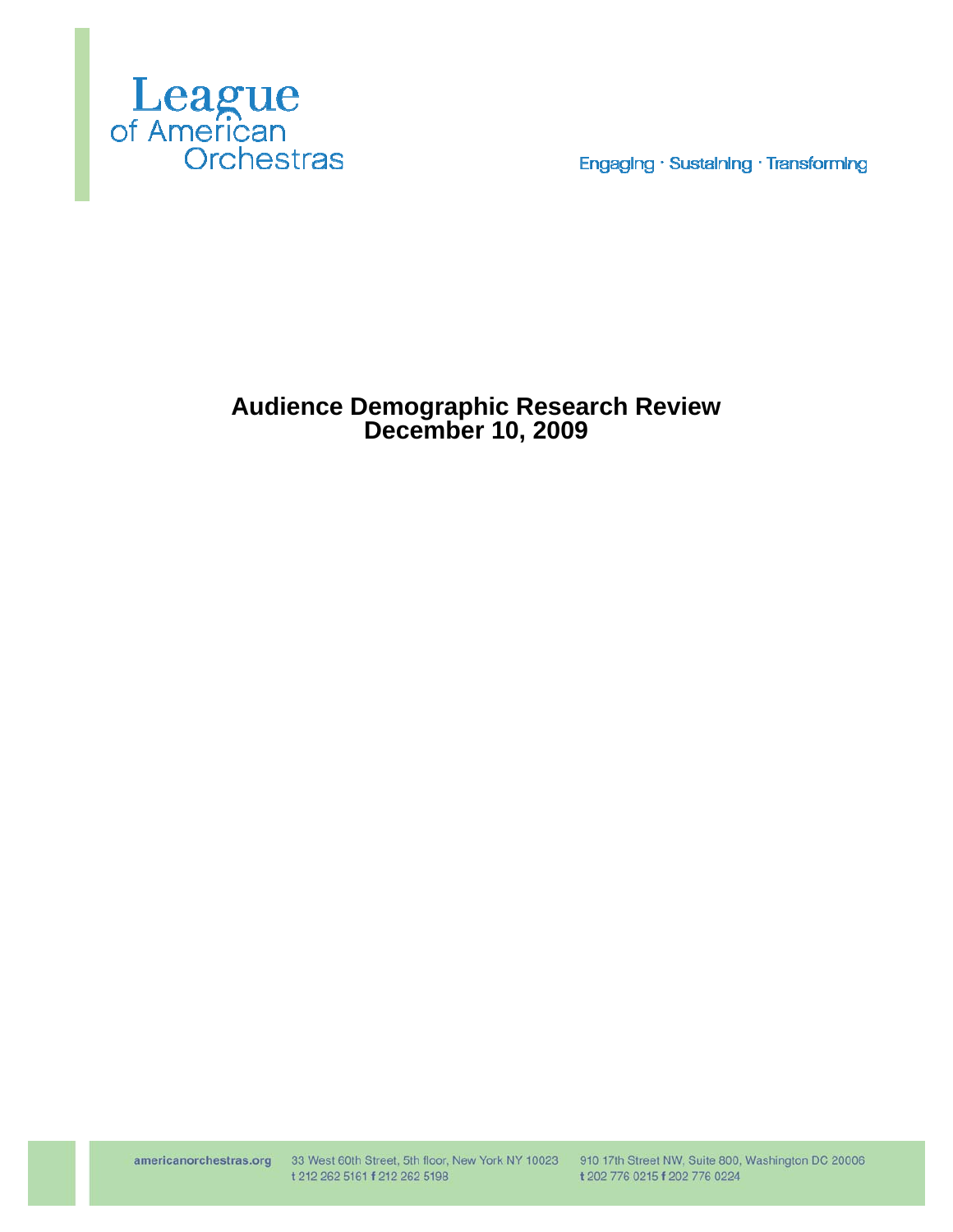League of American Orchestras

Engaging · Sustaining · Transforming

# Audience Demographic Research Review
# December 10, 2009

americanorchestras.org 33 West 60th Street, 5th floor, New York NY 10023 t 212 262 5161 f 212 262 5198 910 17th Street NW, Suite 800, Washington DC 20006 t 202 776 0215 f 202 776 0224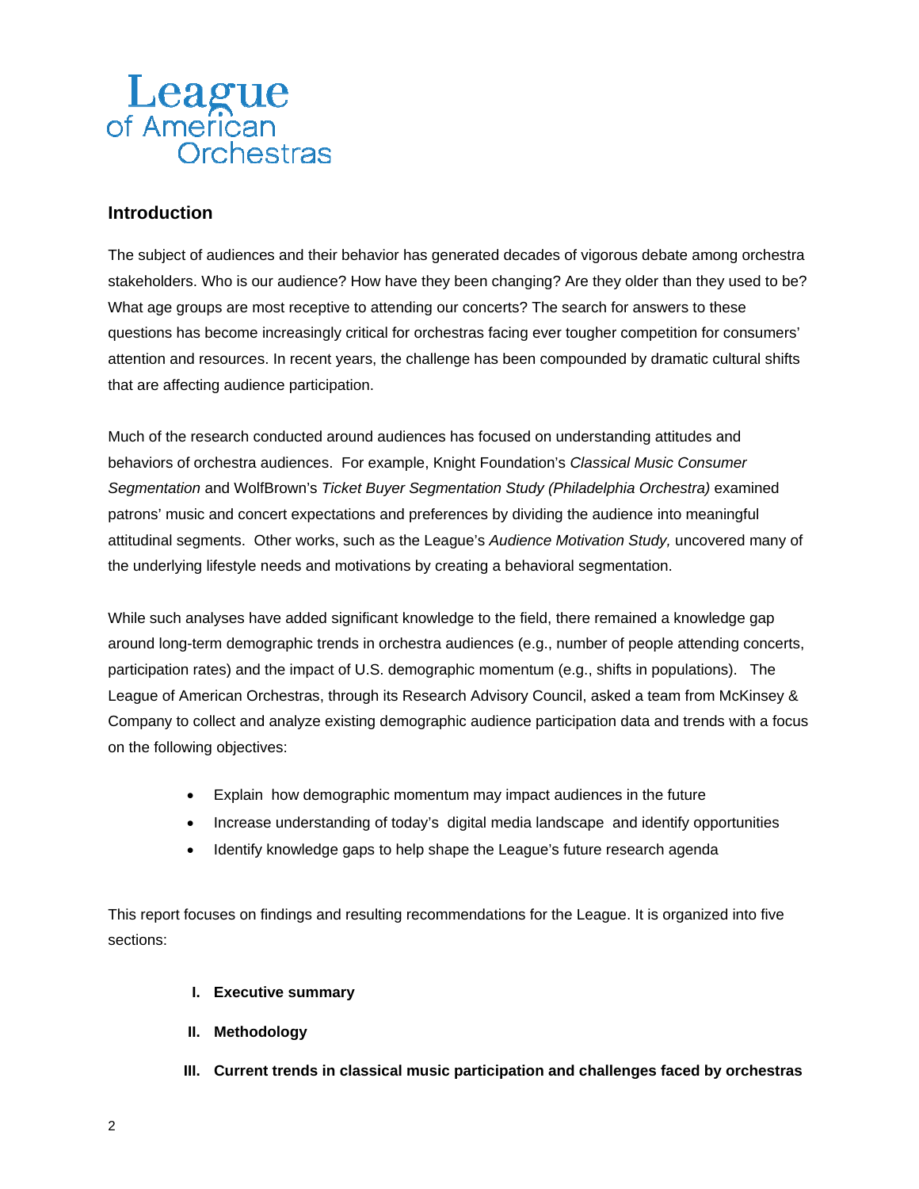League of American Orchestras

## Introduction

The subject of audiences and their behavior has generated decades of vigorous debate among orchestra stakeholders. Who is our audience? How have they been changing? Are they older than they used to be? What age groups are most receptive to attending our concerts? The search for answers to these questions has become increasingly critical for orchestras facing ever tougher competition for consumers' attention and resources. In recent years, the challenge has been compounded by dramatic cultural shifts that are affecting audience participation.

Much of the research conducted around audiences has focused on understanding attitudes and behaviors of orchestra audiences. For example, Knight Foundation's *Classical Music Consumer Segmentation* and WolfBrown's *Ticket Buyer Segmentation Study (Philadelphia Orchestra)* examined patrons' music and concert expectations and preferences by dividing the audience into meaningful attitudinal segments. Other works, such as the League's *Audience Motivation Study,* uncovered many of the underlying lifestyle needs and motivations by creating a behavioral segmentation.

While such analyses have added significant knowledge to the field, there remained a knowledge gap around long-term demographic trends in orchestra audiences (e.g., number of people attending concerts, participation rates) and the impact of U.S. demographic momentum (e.g., shifts in populations). The League of American Orchestras, through its Research Advisory Council, asked a team from McKinsey & Company to collect and analyze existing demographic audience participation data and trends with a focus on the following objectives:

- Explain how demographic momentum may impact audiences in the future
- Increase understanding of today's digital media landscape and identify opportunities
- Identify knowledge gaps to help shape the League's future research agenda

This report focuses on findings and resulting recommendations for the League. It is organized into five sections:

- **I. Executive summary**
- **II. Methodology**
- **III. Current trends in classical music participation and challenges faced by orchestras**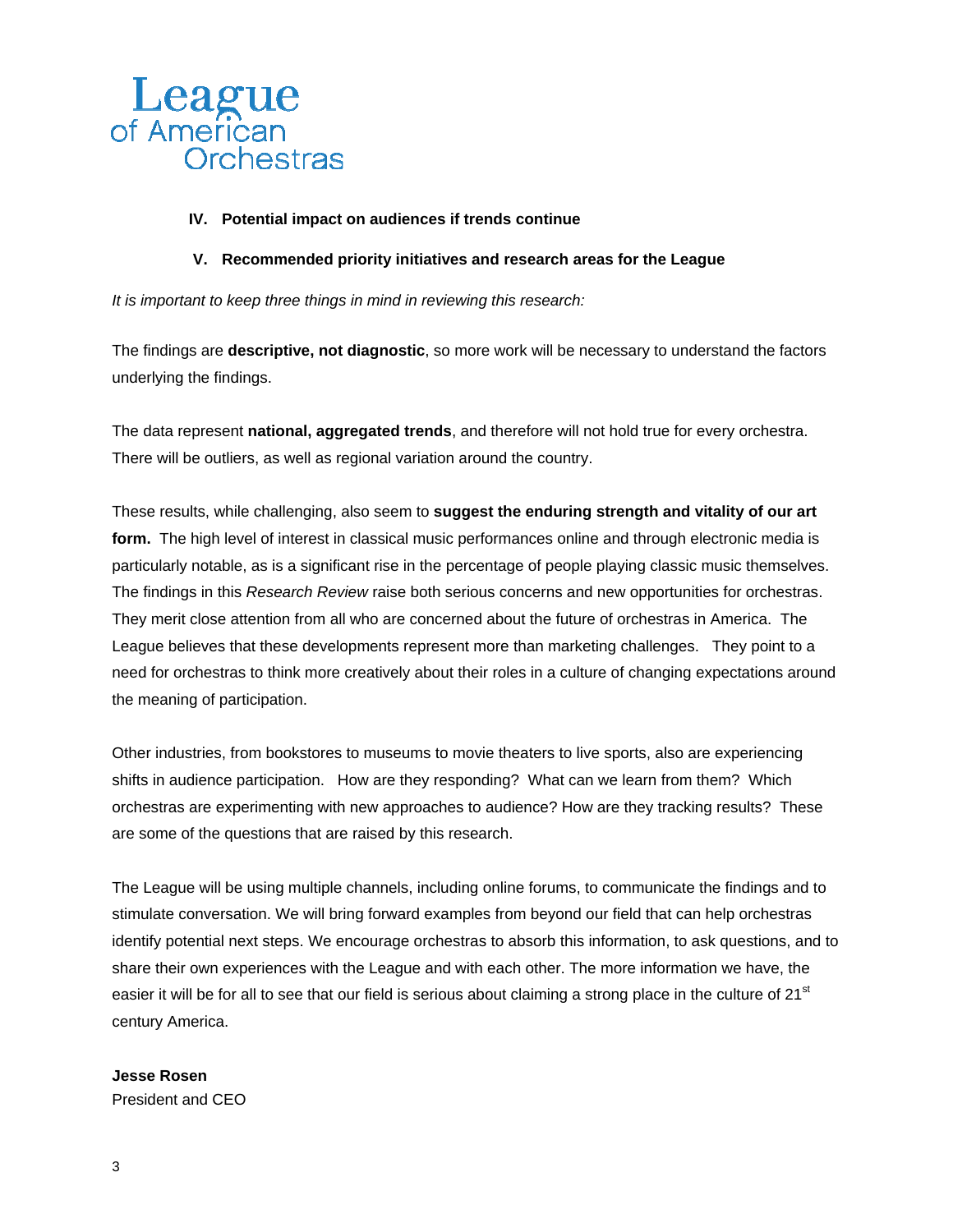IV. **Potential impact on audiences if trends continue**

V. **Recommended priority initiatives and research areas for the League**

*It is important to keep three things in mind in reviewing this research:*

The findings are **descriptive, not diagnostic**, so more work will be necessary to understand the factors underlying the findings.

The data represent **national, aggregated trends**, and therefore will not hold true for every orchestra. There will be outliers, as well as regional variation around the country.

These results, while challenging, also seem to **suggest the enduring strength and vitality of our art form.** The high level of interest in classical music performances online and through electronic media is particularly notable, as is a significant rise in the percentage of people playing classic music themselves. The findings in this *Research Review* raise both serious concerns and new opportunities for orchestras. They merit close attention from all who are concerned about the future of orchestras in America. The League believes that these developments represent more than marketing challenges. They point to a need for orchestras to think more creatively about their roles in a culture of changing expectations around the meaning of participation.

Other industries, from bookstores to museums to movie theaters to live sports, also are experiencing shifts in audience participation. How are they responding? What can we learn from them? Which orchestras are experimenting with new approaches to audience? How are they tracking results? These are some of the questions that are raised by this research.

The League will be using multiple channels, including online forums, to communicate the findings and to stimulate conversation. We will bring forward examples from beyond our field that can help orchestras identify potential next steps. We encourage orchestras to absorb this information, to ask questions, and to share their own experiences with the League and with each other. The more information we have, the easier it will be for all to see that our field is serious about claiming a strong place in the culture of 21st century America.

**Jesse Rosen**
President and CEO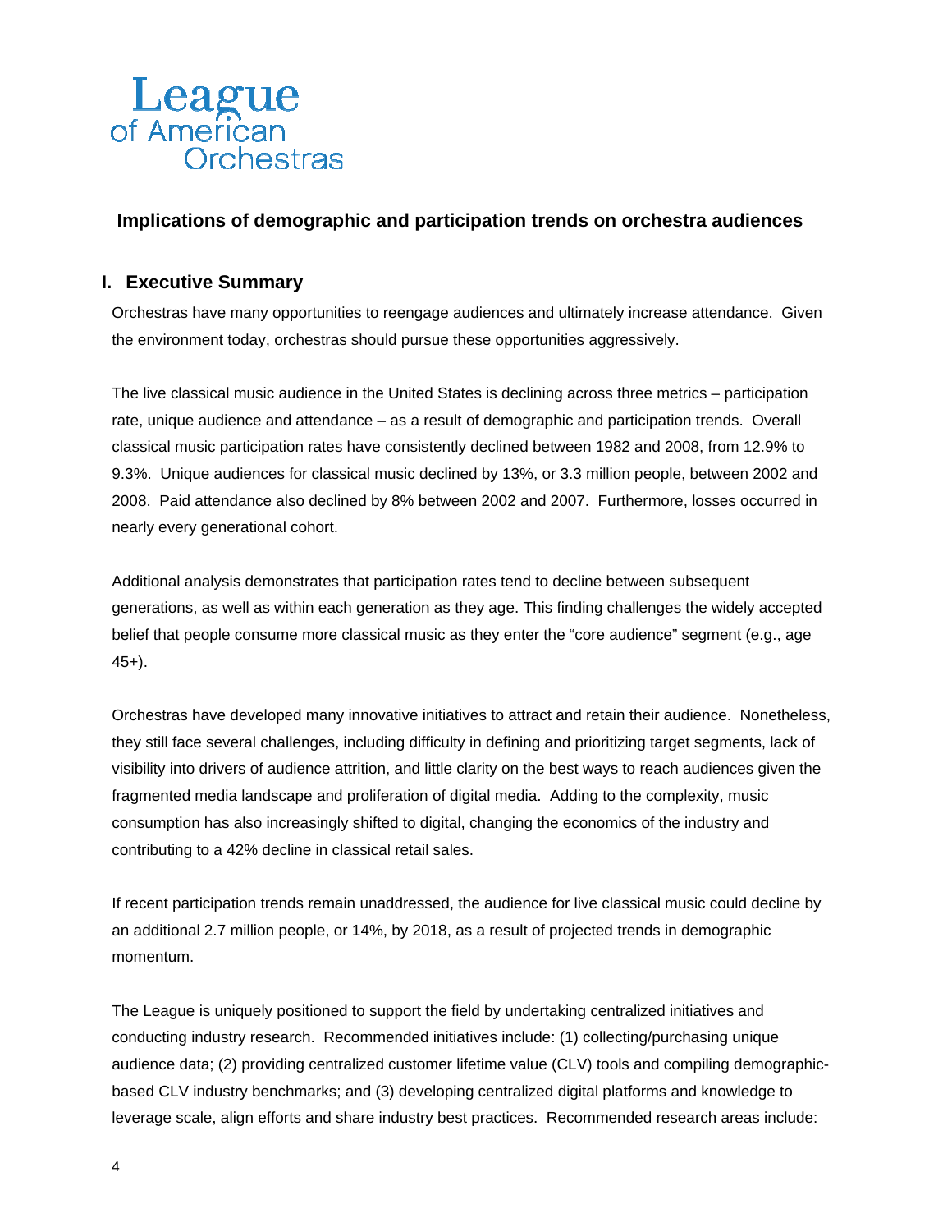League of American Orchestras

## Implications of demographic and participation trends on orchestra audiences

## I. Executive Summary

Orchestras have many opportunities to reengage audiences and ultimately increase attendance. Given the environment today, orchestras should pursue these opportunities aggressively.

The live classical music audience in the United States is declining across three metrics – participation rate, unique audience and attendance – as a result of demographic and participation trends. Overall classical music participation rates have consistently declined between 1982 and 2008, from 12.9% to 9.3%. Unique audiences for classical music declined by 13%, or 3.3 million people, between 2002 and 2008. Paid attendance also declined by 8% between 2002 and 2007. Furthermore, losses occurred in nearly every generational cohort.

Additional analysis demonstrates that participation rates tend to decline between subsequent generations, as well as within each generation as they age. This finding challenges the widely accepted belief that people consume more classical music as they enter the "core audience" segment (e.g., age 45+).

Orchestras have developed many innovative initiatives to attract and retain their audience. Nonetheless, they still face several challenges, including difficulty in defining and prioritizing target segments, lack of visibility into drivers of audience attrition, and little clarity on the best ways to reach audiences given the fragmented media landscape and proliferation of digital media. Adding to the complexity, music consumption has also increasingly shifted to digital, changing the economics of the industry and contributing to a 42% decline in classical retail sales.

If recent participation trends remain unaddressed, the audience for live classical music could decline by an additional 2.7 million people, or 14%, by 2018, as a result of projected trends in demographic momentum.

The League is uniquely positioned to support the field by undertaking centralized initiatives and conducting industry research. Recommended initiatives include: (1) collecting/purchasing unique audience data; (2) providing centralized customer lifetime value (CLV) tools and compiling demographic-based CLV industry benchmarks; and (3) developing centralized digital platforms and knowledge to leverage scale, align efforts and share industry best practices. Recommended research areas include: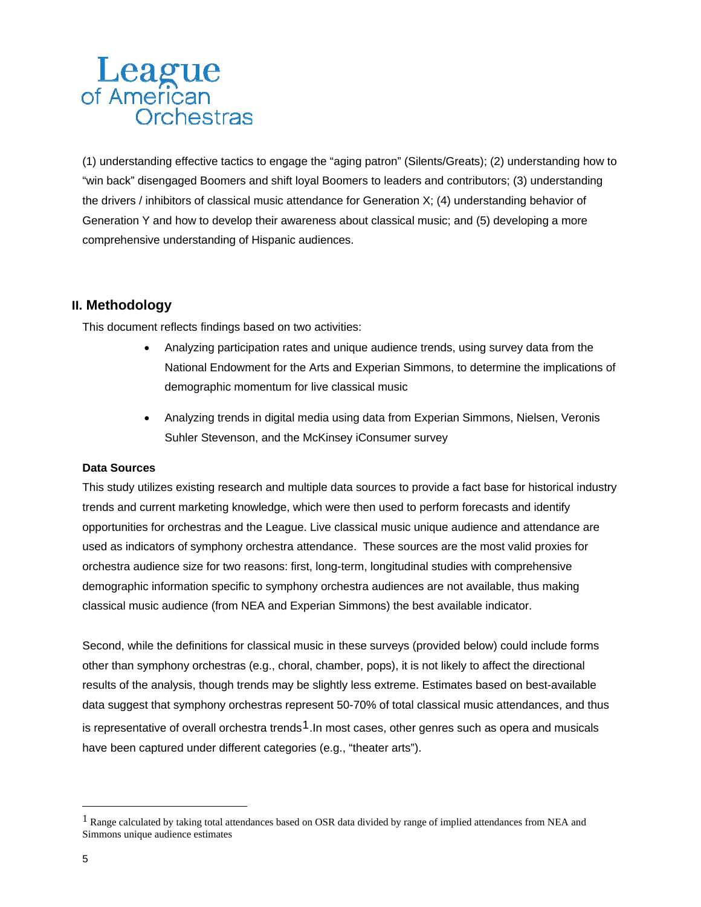(1) understanding effective tactics to engage the "aging patron" (Silents/Greats); (2) understanding how to "win back" disengaged Boomers and shift loyal Boomers to leaders and contributors; (3) understanding the drivers / inhibitors of classical music attendance for Generation X; (4) understanding behavior of Generation Y and how to develop their awareness about classical music; and (5) developing a more comprehensive understanding of Hispanic audiences.

## II. Methodology

This document reflects findings based on two activities:

- Analyzing participation rates and unique audience trends, using survey data from the National Endowment for the Arts and Experian Simmons, to determine the implications of demographic momentum for live classical music
- Analyzing trends in digital media using data from Experian Simmons, Nielsen, Veronis Suhler Stevenson, and the McKinsey iConsumer survey

**Data Sources**

This study utilizes existing research and multiple data sources to provide a fact base for historical industry trends and current marketing knowledge, which were then used to perform forecasts and identify opportunities for orchestras and the League. Live classical music unique audience and attendance are used as indicators of symphony orchestra attendance. These sources are the most valid proxies for orchestra audience size for two reasons: first, long-term, longitudinal studies with comprehensive demographic information specific to symphony orchestra audiences are not available, thus making classical music audience (from NEA and Experian Simmons) the best available indicator.

Second, while the definitions for classical music in these surveys (provided below) could include forms other than symphony orchestras (e.g., choral, chamber, pops), it is not likely to affect the directional results of the analysis, though trends may be slightly less extreme. Estimates based on best-available data suggest that symphony orchestras represent 50-70% of total classical music attendances, and thus is representative of overall orchestra trends[1]. In most cases, other genres such as opera and musicals have been captured under different categories (e.g., "theater arts").

---

[1] Range calculated by taking total attendances based on OSR data divided by range of implied attendances from NEA and Simmons unique audience estimates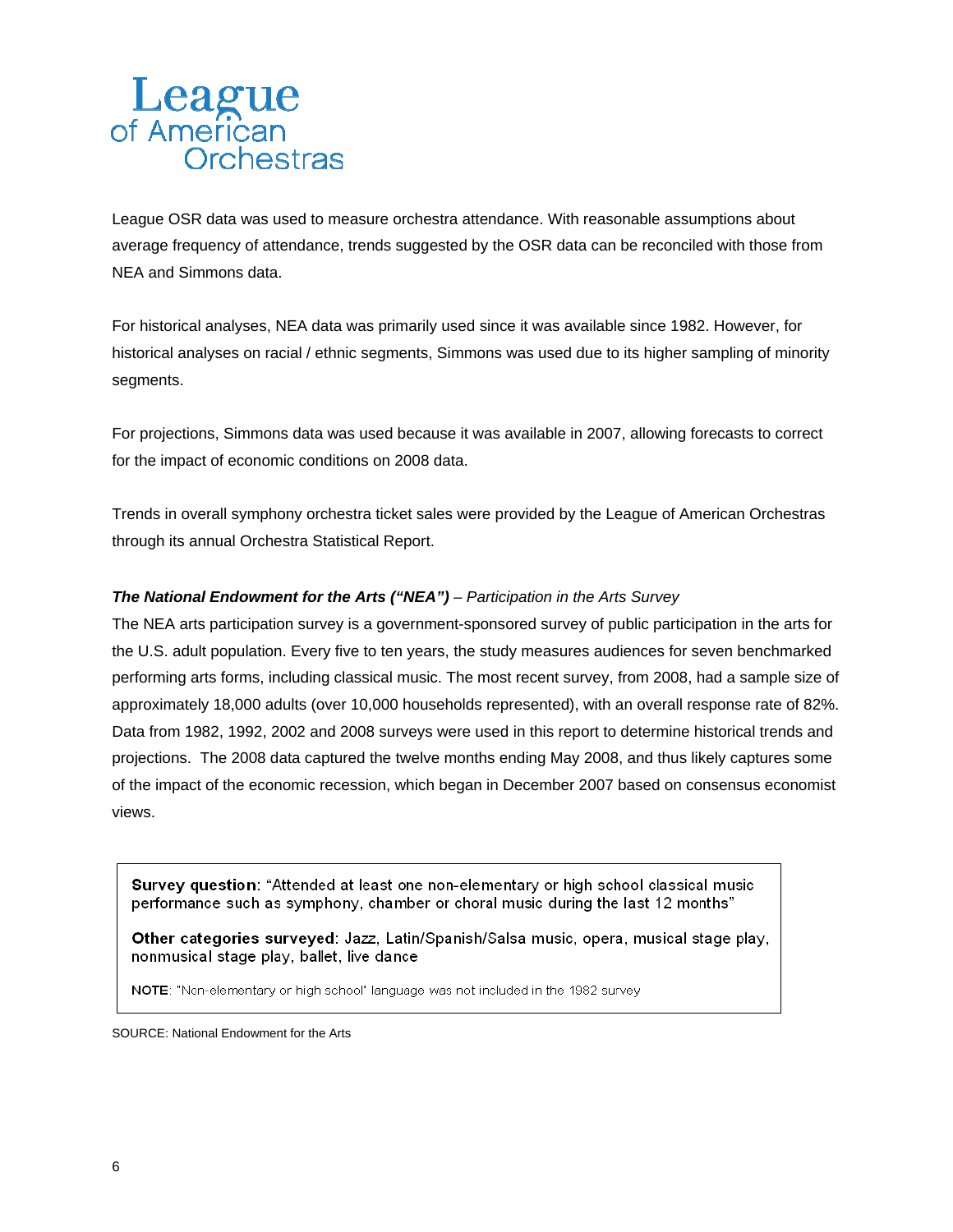League of American Orchestras

League OSR data was used to measure orchestra attendance. With reasonable assumptions about average frequency of attendance, trends suggested by the OSR data can be reconciled with those from NEA and Simmons data.

For historical analyses, NEA data was primarily used since it was available since 1982. However, for historical analyses on racial / ethnic segments, Simmons was used due to its higher sampling of minority segments.

For projections, Simmons data was used because it was available in 2007, allowing forecasts to correct for the impact of economic conditions on 2008 data.

Trends in overall symphony orchestra ticket sales were provided by the League of American Orchestras through its annual Orchestra Statistical Report.

***The National Endowment for the Arts ("NEA")*** *– Participation in the Arts Survey*

The NEA arts participation survey is a government-sponsored survey of public participation in the arts for the U.S. adult population. Every five to ten years, the study measures audiences for seven benchmarked performing arts forms, including classical music. The most recent survey, from 2008, had a sample size of approximately 18,000 adults (over 10,000 households represented), with an overall response rate of 82%. Data from 1982, 1992, 2002 and 2008 surveys were used in this report to determine historical trends and projections. The 2008 data captured the twelve months ending May 2008, and thus likely captures some of the impact of the economic recession, which began in December 2007 based on consensus economist views.

**Survey question**: "Attended at least one non-elementary or high school classical music performance such as symphony, chamber or choral music during the last 12 months"

**Other categories surveyed**: Jazz, Latin/Spanish/Salsa music, opera, musical stage play, nonmusical stage play, ballet, live dance

**NOTE**: "Non-elementary or high school" language was not included in the 1982 survey

SOURCE: National Endowment for the Arts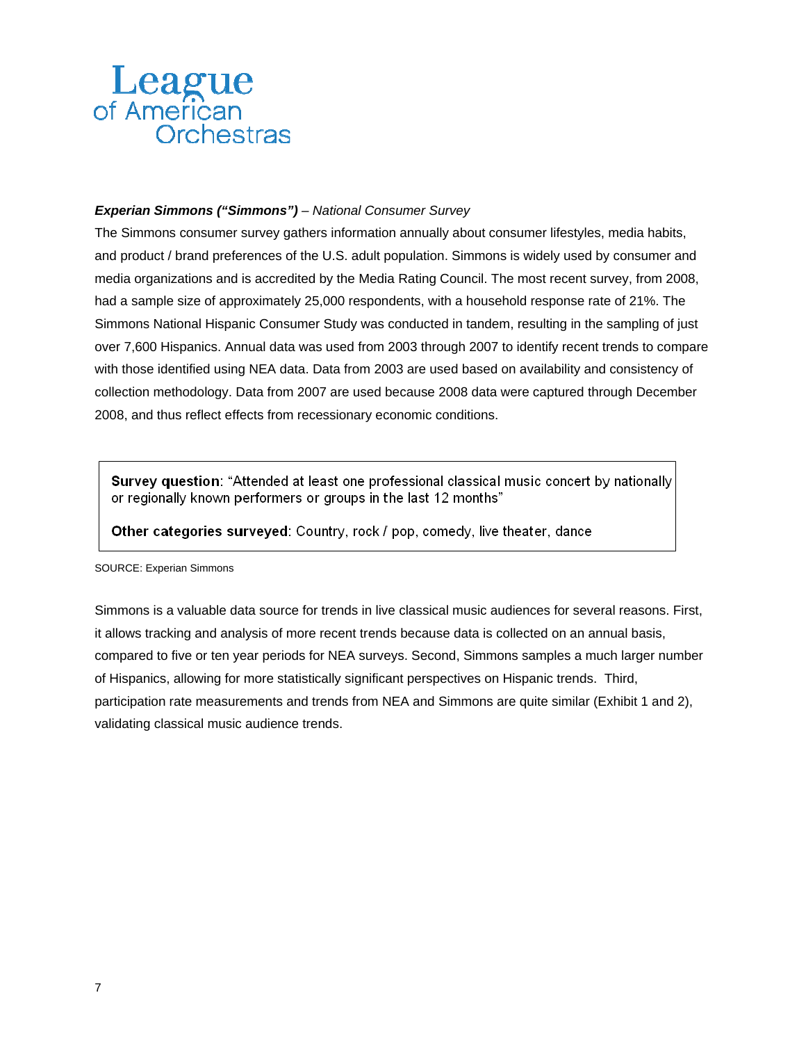League of American Orchestras

***Experian Simmons ("Simmons")*** *– National Consumer Survey*

The Simmons consumer survey gathers information annually about consumer lifestyles, media habits, and product / brand preferences of the U.S. adult population. Simmons is widely used by consumer and media organizations and is accredited by the Media Rating Council. The most recent survey, from 2008, had a sample size of approximately 25,000 respondents, with a household response rate of 21%. The Simmons National Hispanic Consumer Study was conducted in tandem, resulting in the sampling of just over 7,600 Hispanics. Annual data was used from 2003 through 2007 to identify recent trends to compare with those identified using NEA data. Data from 2003 are used based on availability and consistency of collection methodology. Data from 2007 are used because 2008 data were captured through December 2008, and thus reflect effects from recessionary economic conditions.

> **Survey question**: "Attended at least one professional classical music concert by nationally or regionally known performers or groups in the last 12 months"
>
> **Other categories surveyed**: Country, rock / pop, comedy, live theater, dance

SOURCE: Experian Simmons

Simmons is a valuable data source for trends in live classical music audiences for several reasons. First, it allows tracking and analysis of more recent trends because data is collected on an annual basis, compared to five or ten year periods for NEA surveys. Second, Simmons samples a much larger number of Hispanics, allowing for more statistically significant perspectives on Hispanic trends. Third, participation rate measurements and trends from NEA and Simmons are quite similar (Exhibit 1 and 2), validating classical music audience trends.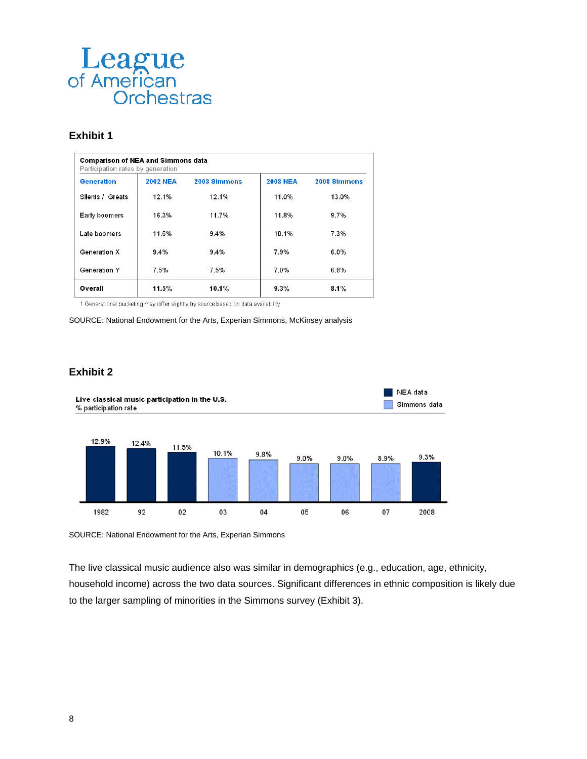League of American Orchestras

### Exhibit 1

**Comparison of NEA and Simmons data**
Participation rates by generation[1]

| Generation | 2002 NEA | 2003 Simmons | 2008 NEA | 2008 Simmons |
|---|---|---|---|---|
| Silents / Greats | 12.1% | 12.1% | 11.0% | 13.0% |
| Early boomers | 16.3% | 11.7% | 11.8% | 9.7% |
| Late boomers | 11.5% | 9.4% | 10.1% | 7.3% |
| Generation X | 9.4% | 9.4% | 7.9% | 6.0% |
| Generation Y | 7.5% | 7.5% | 7.0% | 6.8% |
| **Overall** | **11.5%** | **10.1%** | **9.3%** | **8.1%** |

1 Generational bucketing may differ slightly by source based on data availability

SOURCE: National Endowment for the Arts, Experian Simmons, McKinsey analysis

### Exhibit 2

**Live classical music participation in the U.S.**
% participation rate

| Year | Participation rate | Source |
|---|---|---|
| 1982 | 12.9% | NEA data |
| 92 | 12.4% | NEA data |
| 02 | 11.5% | NEA data |
| 03 | 10.1% | Simmons data |
| 04 | 9.8% | Simmons data |
| 05 | 9.0% | Simmons data |
| 06 | 9.0% | Simmons data |
| 07 | 8.9% | Simmons data |
| 2008 | 9.3% | NEA data |

SOURCE: National Endowment for the Arts, Experian Simmons

The live classical music audience also was similar in demographics (e.g., education, age, ethnicity, household income) across the two data sources. Significant differences in ethnic composition is likely due to the larger sampling of minorities in the Simmons survey (Exhibit 3).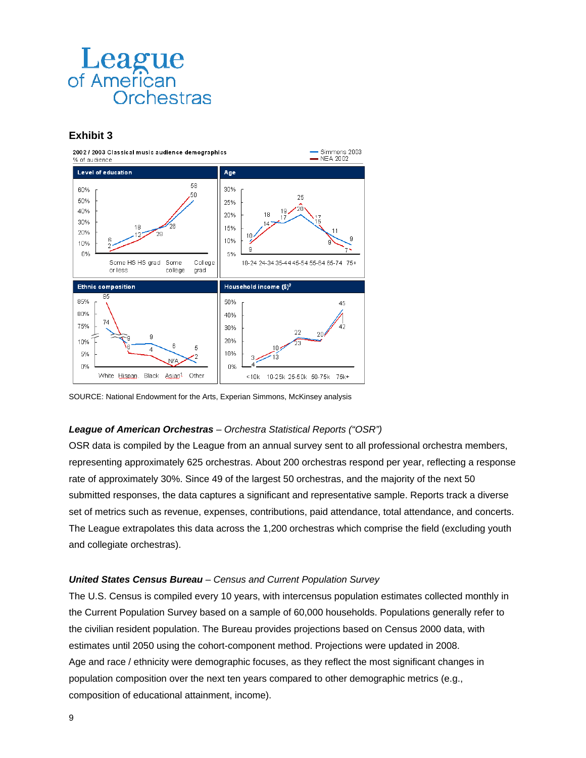# League of American Orchestras

## Exhibit 3

2002 / 2003 Classical music audience demographics
% of audience

— Simmons 2003
— NEA 2002

**Level of education**

| | Some HS or less | HS grad | Some college | College grad |
|---|---|---|---|---|
| Simmons 2003 | 6 | 18 | 26 | 50 |
| NEA 2002 | 2 | 12 | 28 | 58 |

**Age**

| | 18-24 | 24-34 | 35-44 | 45-54 | 55-64 | 65-74 | 75+ |
|---|---|---|---|---|---|---|---|
| Simmons 2003 | 10 | 18 | 17 | 20 | 15 | 11 | 9 |
| NEA 2002 | 9 | 14 | 19 | 25 | 17 | 9 | 7 |

**Ethnic composition**

| | White | Hispan. | Black | Asian[1] | Other |
|---|---|---|---|---|---|
| Simmons 2003 | 74 | 9 | 9 | 6 | 2 |
| NEA 2002 | 85 | 8 | 4 | N/A | 5 |

**Household income ($)[2]**

| | <10k | 10-25k | 25-50k | 50-75k | 75k+ |
|---|---|---|---|---|---|
| Simmons 2003 | 4 | 13 | 22 | 20 | 45 |
| NEA 2002 | 3 | 10 | 23 | 20 | 42 |

SOURCE: National Endowment for the Arts, Experian Simmons, McKinsey analysis

***League of American Orchestras*** *– Orchestra Statistical Reports ("OSR")*

OSR data is compiled by the League from an annual survey sent to all professional orchestra members, representing approximately 625 orchestras. About 200 orchestras respond per year, reflecting a response rate of approximately 30%. Since 49 of the largest 50 orchestras, and the majority of the next 50 submitted responses, the data captures a significant and representative sample. Reports track a diverse set of metrics such as revenue, expenses, contributions, paid attendance, total attendance, and concerts. The League extrapolates this data across the 1,200 orchestras which comprise the field (excluding youth and collegiate orchestras).

***United States Census Bureau*** *– Census and Current Population Survey*

The U.S. Census is compiled every 10 years, with intercensus population estimates collected monthly in the Current Population Survey based on a sample of 60,000 households. Populations generally refer to the civilian resident population. The Bureau provides projections based on Census 2000 data, with estimates until 2050 using the cohort-component method. Projections were updated in 2008.
Age and race / ethnicity were demographic focuses, as they reflect the most significant changes in population composition over the next ten years compared to other demographic metrics (e.g., composition of educational attainment, income).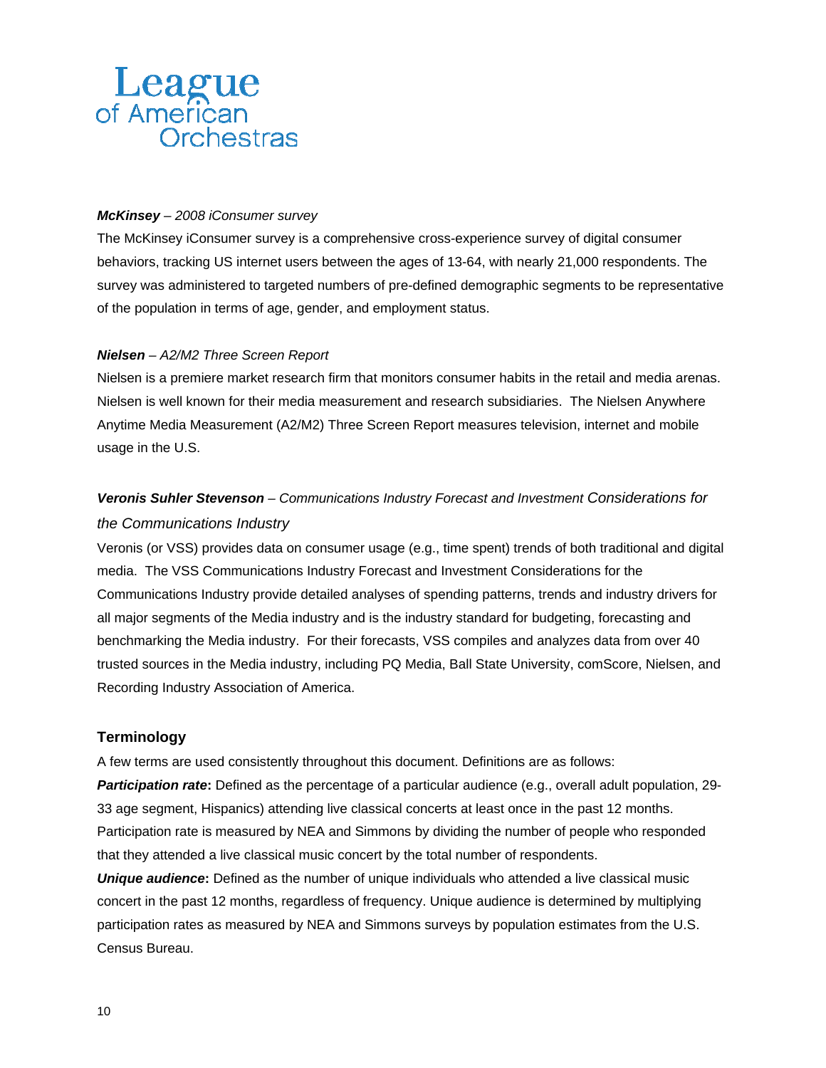***McKinsey*** *– 2008 iConsumer survey*

The McKinsey iConsumer survey is a comprehensive cross-experience survey of digital consumer behaviors, tracking US internet users between the ages of 13-64, with nearly 21,000 respondents. The survey was administered to targeted numbers of pre-defined demographic segments to be representative of the population in terms of age, gender, and employment status.

***Nielsen*** *– A2/M2 Three Screen Report*

Nielsen is a premiere market research firm that monitors consumer habits in the retail and media arenas. Nielsen is well known for their media measurement and research subsidiaries. The Nielsen Anywhere Anytime Media Measurement (A2/M2) Three Screen Report measures television, internet and mobile usage in the U.S.

***Veronis Suhler Stevenson*** *– Communications Industry Forecast and Investment Considerations for the Communications Industry*

Veronis (or VSS) provides data on consumer usage (e.g., time spent) trends of both traditional and digital media. The VSS Communications Industry Forecast and Investment Considerations for the Communications Industry provide detailed analyses of spending patterns, trends and industry drivers for all major segments of the Media industry and is the industry standard for budgeting, forecasting and benchmarking the Media industry. For their forecasts, VSS compiles and analyzes data from over 40 trusted sources in the Media industry, including PQ Media, Ball State University, comScore, Nielsen, and Recording Industry Association of America.

## Terminology

A few terms are used consistently throughout this document. Definitions are as follows:

***Participation rate*****:** Defined as the percentage of a particular audience (e.g., overall adult population, 29-33 age segment, Hispanics) attending live classical concerts at least once in the past 12 months. Participation rate is measured by NEA and Simmons by dividing the number of people who responded that they attended a live classical music concert by the total number of respondents.

***Unique audience*****:** Defined as the number of unique individuals who attended a live classical music concert in the past 12 months, regardless of frequency. Unique audience is determined by multiplying participation rates as measured by NEA and Simmons surveys by population estimates from the U.S. Census Bureau.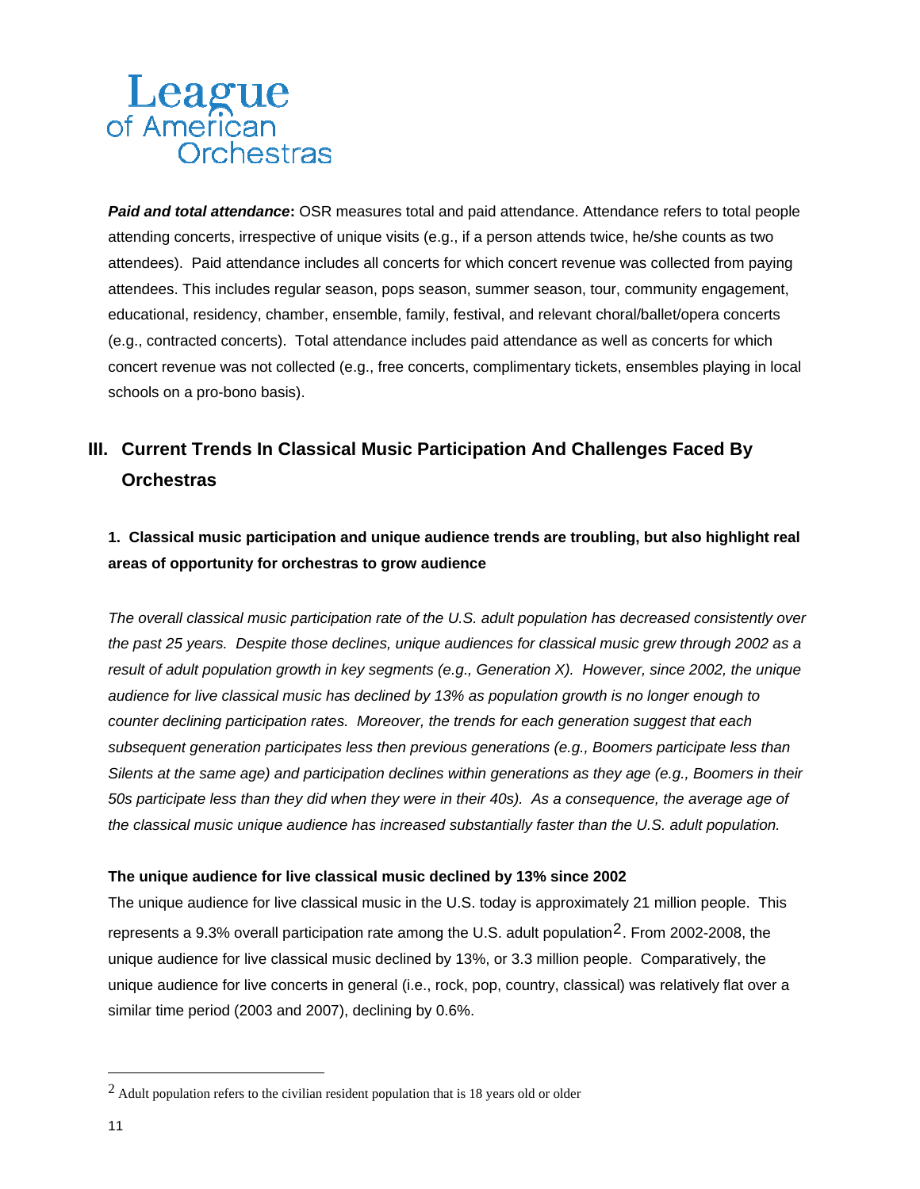***Paid and total attendance*:** OSR measures total and paid attendance. Attendance refers to total people attending concerts, irrespective of unique visits (e.g., if a person attends twice, he/she counts as two attendees). Paid attendance includes all concerts for which concert revenue was collected from paying attendees. This includes regular season, pops season, summer season, tour, community engagement, educational, residency, chamber, ensemble, family, festival, and relevant choral/ballet/opera concerts (e.g., contracted concerts). Total attendance includes paid attendance as well as concerts for which concert revenue was not collected (e.g., free concerts, complimentary tickets, ensembles playing in local schools on a pro-bono basis).

## III. Current Trends In Classical Music Participation And Challenges Faced By Orchestras

### 1. Classical music participation and unique audience trends are troubling, but also highlight real areas of opportunity for orchestras to grow audience

*The overall classical music participation rate of the U.S. adult population has decreased consistently over the past 25 years. Despite those declines, unique audiences for classical music grew through 2002 as a result of adult population growth in key segments (e.g., Generation X). However, since 2002, the unique audience for live classical music has declined by 13% as population growth is no longer enough to counter declining participation rates. Moreover, the trends for each generation suggest that each subsequent generation participates less then previous generations (e.g., Boomers participate less than Silents at the same age) and participation declines within generations as they age (e.g., Boomers in their 50s participate less than they did when they were in their 40s). As a consequence, the average age of the classical music unique audience has increased substantially faster than the U.S. adult population.*

**The unique audience for live classical music declined by 13% since 2002**

The unique audience for live classical music in the U.S. today is approximately 21 million people. This represents a 9.3% overall participation rate among the U.S. adult population[2]. From 2002-2008, the unique audience for live classical music declined by 13%, or 3.3 million people. Comparatively, the unique audience for live concerts in general (i.e., rock, pop, country, classical) was relatively flat over a similar time period (2003 and 2007), declining by 0.6%.

[2] Adult population refers to the civilian resident population that is 18 years old or older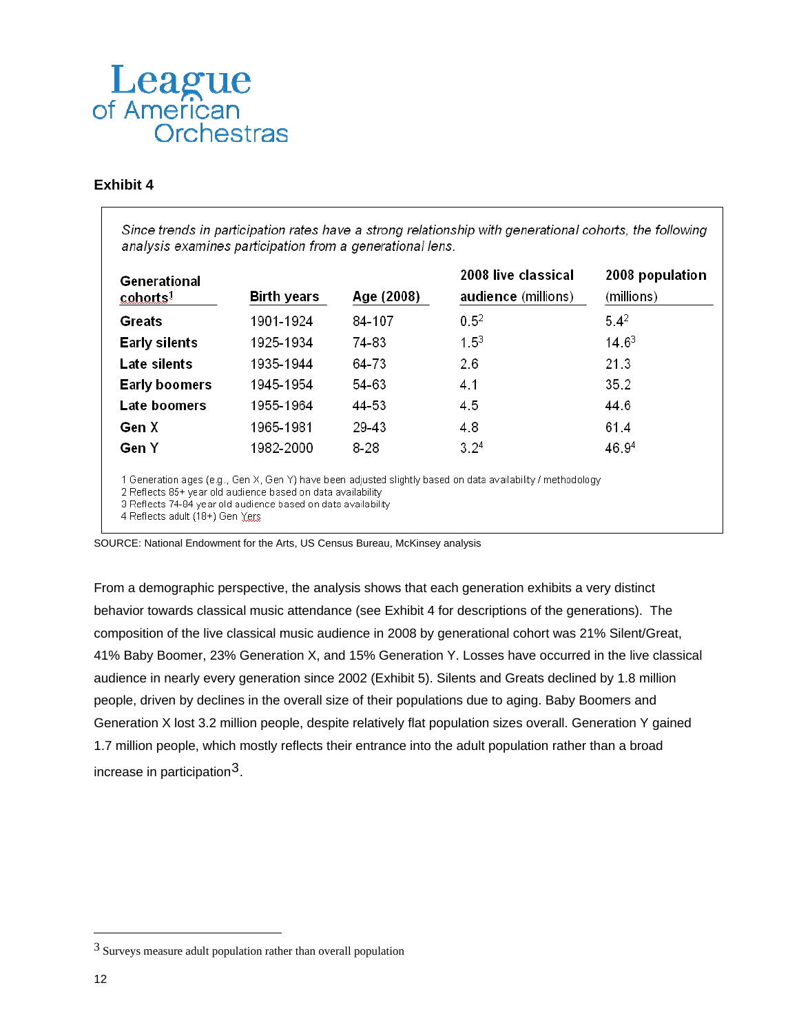League of American Orchestras

**Exhibit 4**

*Since trends in participation rates have a strong relationship with generational cohorts, the following analysis examines participation from a generational lens.*

| Generational cohorts[1] | Birth years | Age (2008) | 2008 live classical audience (millions) | 2008 population (millions) |
|---|---|---|---|---|
| **Greats** | 1901-1924 | 84-107 | 0.5[2] | 5.4[2] |
| **Early silents** | 1925-1934 | 74-83 | 1.5[3] | 14.6[3] |
| **Late silents** | 1935-1944 | 64-73 | 2.6 | 21.3 |
| **Early boomers** | 1945-1954 | 54-63 | 4.1 | 35.2 |
| **Late boomers** | 1955-1964 | 44-53 | 4.5 | 44.6 |
| **Gen X** | 1965-1981 | 29-43 | 4.8 | 61.4 |
| **Gen Y** | 1982-2000 | 8-28 | 3.2[4] | 46.9[4] |

1 Generation ages (e.g., Gen X, Gen Y) have been adjusted slightly based on data availability / methodology
2 Reflects 85+ year old audience based on data availability
3 Reflects 74-84 year old audience based on data availability
4 Reflects adult (18+) Gen Yers

SOURCE: National Endowment for the Arts, US Census Bureau, McKinsey analysis

From a demographic perspective, the analysis shows that each generation exhibits a very distinct behavior towards classical music attendance (see Exhibit 4 for descriptions of the generations). The composition of the live classical music audience in 2008 by generational cohort was 21% Silent/Great, 41% Baby Boomer, 23% Generation X, and 15% Generation Y. Losses have occurred in the live classical audience in nearly every generation since 2002 (Exhibit 5). Silents and Greats declined by 1.8 million people, driven by declines in the overall size of their populations due to aging. Baby Boomers and Generation X lost 3.2 million people, despite relatively flat population sizes overall. Generation Y gained 1.7 million people, which mostly reflects their entrance into the adult population rather than a broad increase in participation[3].

[3] Surveys measure adult population rather than overall population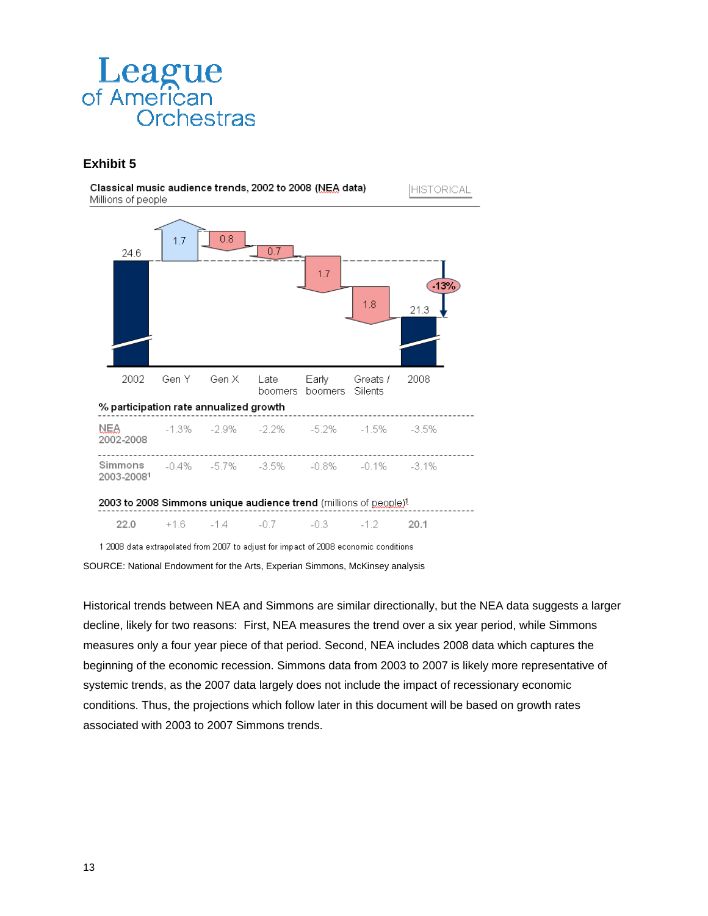**League of American Orchestras**

## Exhibit 5

**Classical music audience trends, 2002 to 2008 (NEA data)**
Millions of people

HISTORICAL

| 2002 | Gen Y | Gen X | Late boomers | Early boomers | Greats / Silents | 2008 |
|---|---|---|---|---|---|---|
| 24.6 | +1.7 | -0.8 | -0.7 | -1.7 | -1.8 | 21.3 |

-13%

**% participation rate annualized growth**

| | Gen Y | Gen X | Late boomers | Early boomers | Greats / Silents | 2008 |
|---|---|---|---|---|---|---|
| NEA 2002-2008 | -1.3% | -2.9% | -2.2% | -5.2% | -1.5% | -3.5% |
| Simmons 2003-2008[1] | -0.4% | -5.7% | -3.5% | -0.8% | -0.1% | -3.1% |

**2003 to 2008 Simmons unique audience trend** (millions of people)[1]

| 2003 | Gen Y | Gen X | Late boomers | Early boomers | Greats / Silents | 2008 |
|---|---|---|---|---|---|---|
| 22.0 | +1.6 | -1.4 | -0.7 | -0.3 | -1.2 | 20.1 |

1 2008 data extrapolated from 2007 to adjust for impact of 2008 economic conditions

SOURCE: National Endowment for the Arts, Experian Simmons, McKinsey analysis

Historical trends between NEA and Simmons are similar directionally, but the NEA data suggests a larger decline, likely for two reasons: First, NEA measures the trend over a six year period, while Simmons measures only a four year piece of that period. Second, NEA includes 2008 data which captures the beginning of the economic recession. Simmons data from 2003 to 2007 is likely more representative of systemic trends, as the 2007 data largely does not include the impact of recessionary economic conditions. Thus, the projections which follow later in this document will be based on growth rates associated with 2003 to 2007 Simmons trends.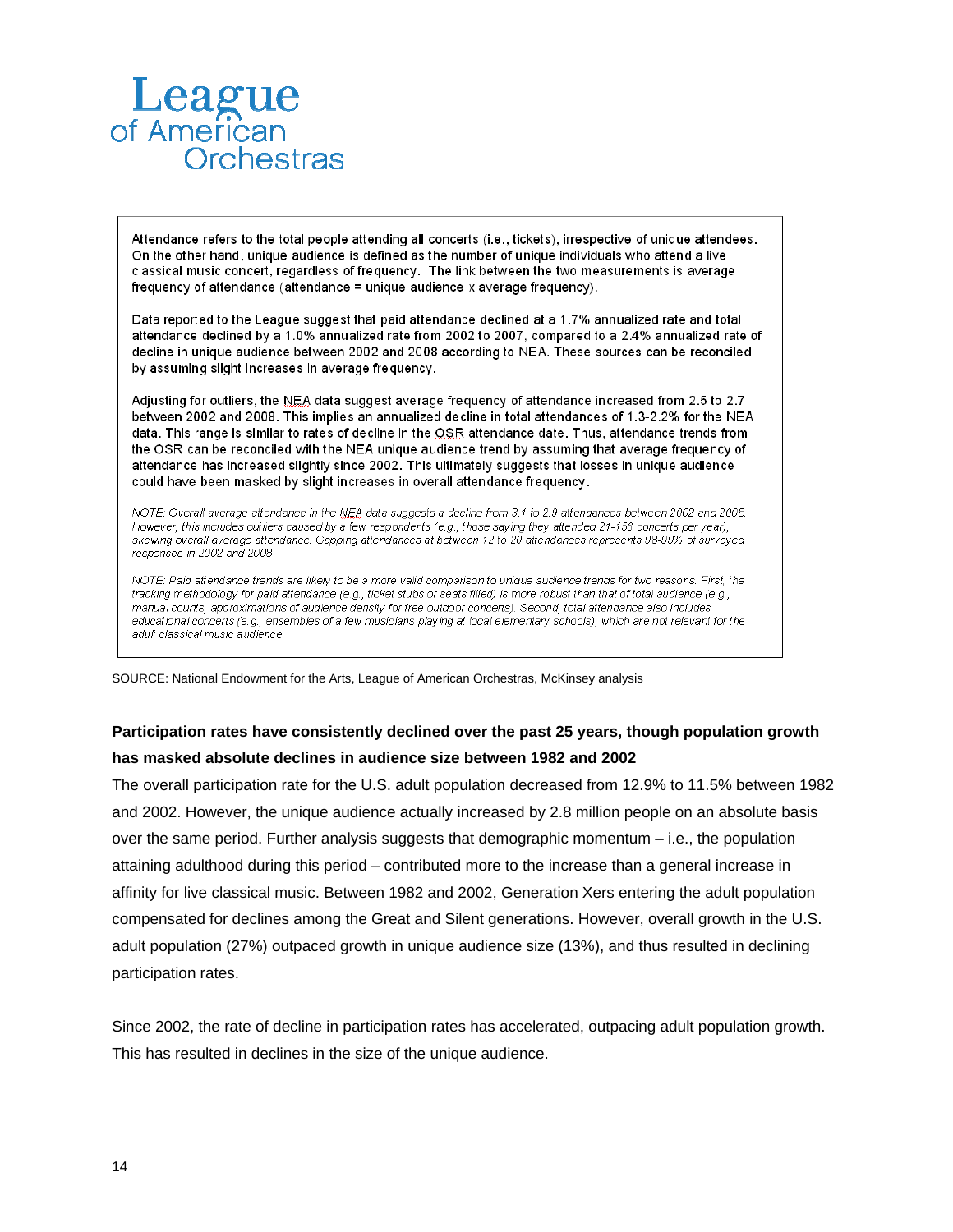Attendance refers to the total people attending all concerts (i.e., tickets), irrespective of unique attendees. On the other hand, unique audience is defined as the number of unique individuals who attend a live classical music concert, regardless of frequency. The link between the two measurements is average frequency of attendance (attendance = unique audience x average frequency).

Data reported to the League suggest that paid attendance declined at a 1.7% annualized rate and total attendance declined by a 1.0% annualized rate from 2002 to 2007, compared to a 2.4% annualized rate of decline in unique audience between 2002 and 2008 according to NEA. These sources can be reconciled by assuming slight increases in average frequency.

Adjusting for outliers, the NEA data suggest average frequency of attendance increased from 2.5 to 2.7 between 2002 and 2008. This implies an annualized decline in total attendances of 1.3-2.2% for the NEA data. This range is similar to rates of decline in the OSR attendance date. Thus, attendance trends from the OSR can be reconciled with the NEA unique audience trend by assuming that average frequency of attendance has increased slightly since 2002. This ultimately suggests that losses in unique audience could have been masked by slight increases in overall attendance frequency.

*NOTE: Overall average attendance in the NEA data suggests a decline from 3.1 to 2.9 attendances between 2002 and 2008. However, this includes outliers caused by a few respondents (e.g., those saying they attended 21-150 concerts per year), skewing overall average attendance. Capping attendances at between 12 to 20 attendances represents 98-99% of surveyed responses in 2002 and 2008*

*NOTE: Paid attendance trends are likely to be a more valid comparison to unique audience trends for two reasons. First, the tracking methodology for paid attendance (e.g., ticket stubs or seats filled) is more robust than that of total audience (e.g., manual counts, approximations of audience density for free outdoor concerts). Second, total attendance also includes educational concerts (e.g., ensembles of a few musicians playing at local elementary schools), which are not relevant for the adult classical music audience*

SOURCE: National Endowment for the Arts, League of American Orchestras, McKinsey analysis

**Participation rates have consistently declined over the past 25 years, though population growth has masked absolute declines in audience size between 1982 and 2002**

The overall participation rate for the U.S. adult population decreased from 12.9% to 11.5% between 1982 and 2002. However, the unique audience actually increased by 2.8 million people on an absolute basis over the same period. Further analysis suggests that demographic momentum – i.e., the population attaining adulthood during this period – contributed more to the increase than a general increase in affinity for live classical music. Between 1982 and 2002, Generation Xers entering the adult population compensated for declines among the Great and Silent generations. However, overall growth in the U.S. adult population (27%) outpaced growth in unique audience size (13%), and thus resulted in declining participation rates.

Since 2002, the rate of decline in participation rates has accelerated, outpacing adult population growth. This has resulted in declines in the size of the unique audience.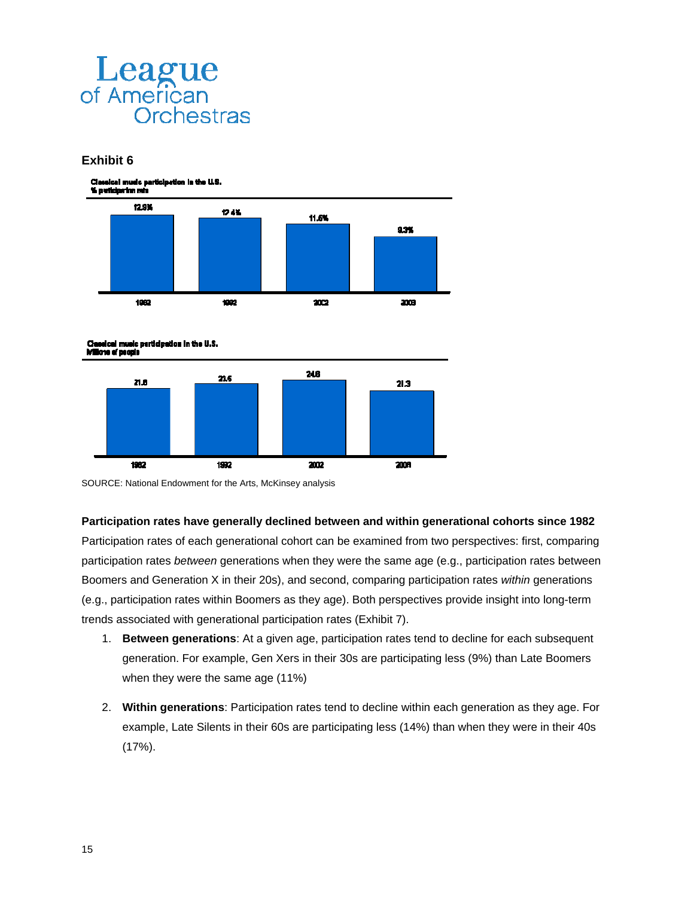# League of American Orchestras

## Exhibit 6

**Classical music participation in the U.S.**
**% participation rate**

| 1982 | 1992 | 2002 | 2008 |
|---|---|---|---|
| 12.9% | 12.4% | 11.6% | 9.3% |

**Classical music participation in the U.S.**
**Millions of people**

| 1982 | 1992 | 2002 | 2008 |
|---|---|---|---|
| 21.8 | 23.6 | 24.8 | 21.3 |

SOURCE: National Endowment for the Arts, McKinsey analysis

**Participation rates have generally declined between and within generational cohorts since 1982**

Participation rates of each generational cohort can be examined from two perspectives: first, comparing participation rates *between* generations when they were the same age (e.g., participation rates between Boomers and Generation X in their 20s), and second, comparing participation rates *within* generations (e.g., participation rates within Boomers as they age). Both perspectives provide insight into long-term trends associated with generational participation rates (Exhibit 7).

1. **Between generations**: At a given age, participation rates tend to decline for each subsequent generation. For example, Gen Xers in their 30s are participating less (9%) than Late Boomers when they were the same age (11%)

2. **Within generations**: Participation rates tend to decline within each generation as they age. For example, Late Silents in their 60s are participating less (14%) than when they were in their 40s (17%).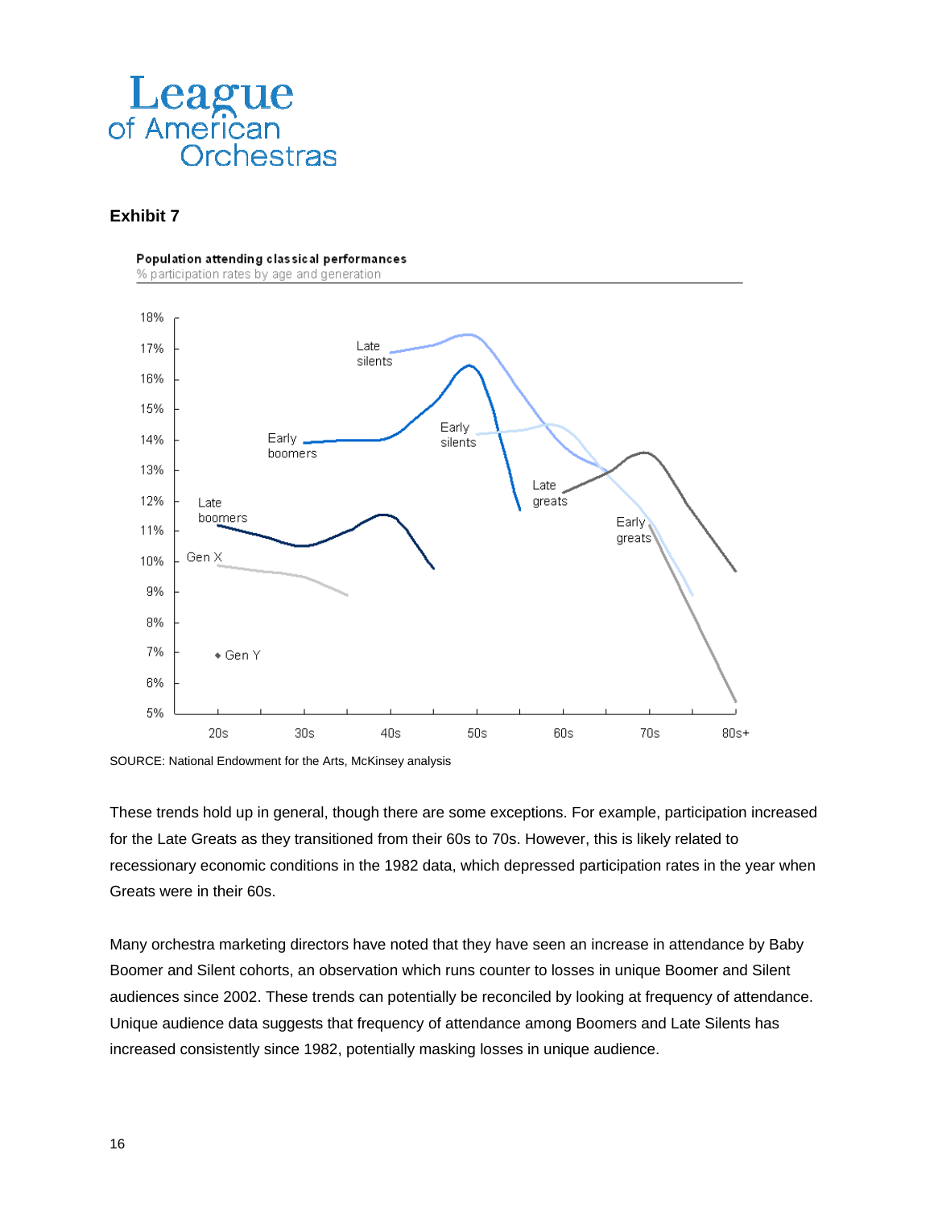**Exhibit 7**

**Population attending classical performances**
% participation rates by age and generation

SOURCE: National Endowment for the Arts, McKinsey analysis

These trends hold up in general, though there are some exceptions. For example, participation increased for the Late Greats as they transitioned from their 60s to 70s. However, this is likely related to recessionary economic conditions in the 1982 data, which depressed participation rates in the year when Greats were in their 60s.

Many orchestra marketing directors have noted that they have seen an increase in attendance by Baby Boomer and Silent cohorts, an observation which runs counter to losses in unique Boomer and Silent audiences since 2002. These trends can potentially be reconciled by looking at frequency of attendance. Unique audience data suggests that frequency of attendance among Boomers and Late Silents has increased consistently since 1982, potentially masking losses in unique audience.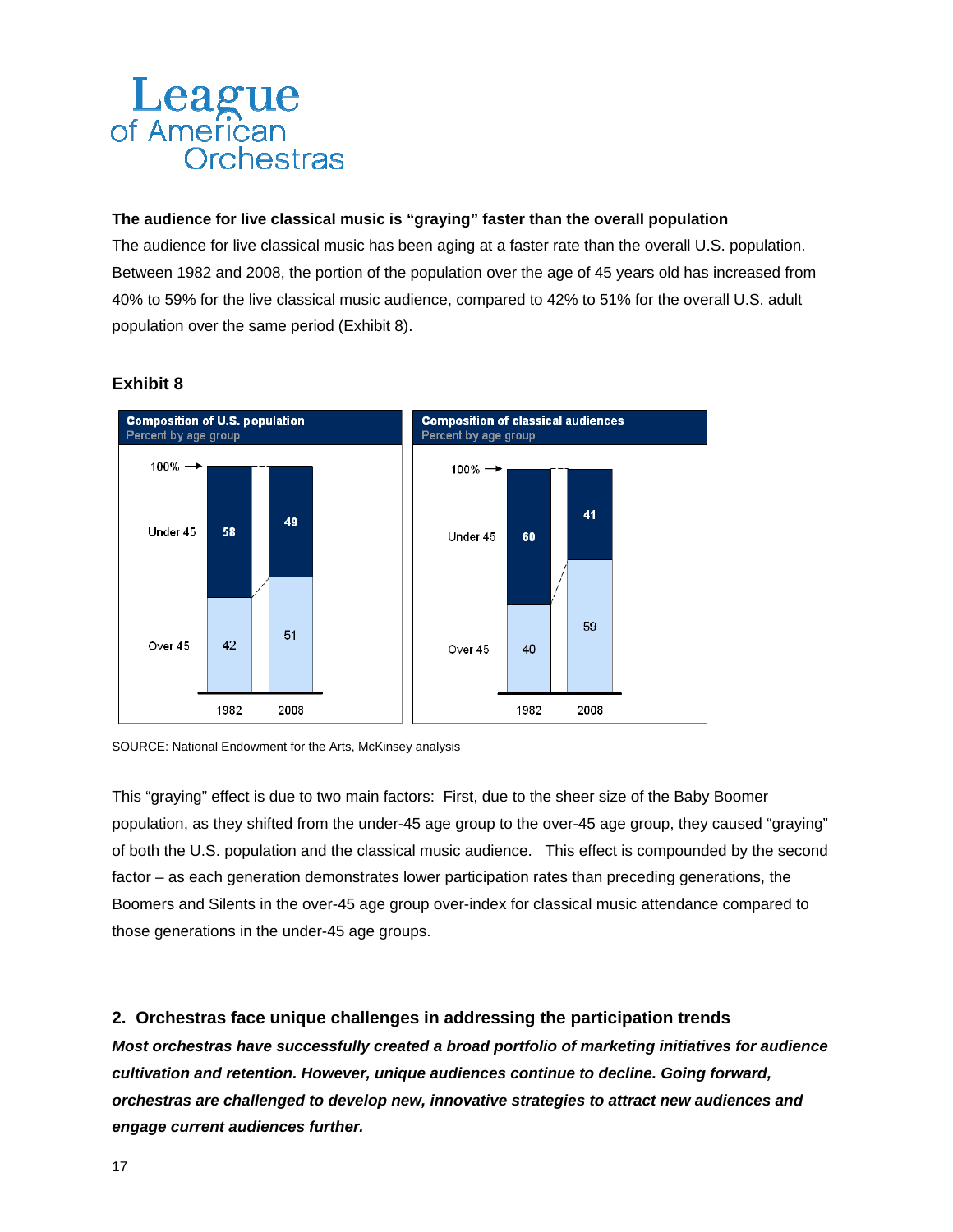**The audience for live classical music is "graying" faster than the overall population**

The audience for live classical music has been aging at a faster rate than the overall U.S. population. Between 1982 and 2008, the portion of the population over the age of 45 years old has increased from 40% to 59% for the live classical music audience, compared to 42% to 51% for the overall U.S. adult population over the same period (Exhibit 8).

**Exhibit 8**

**Composition of U.S. population**
Percent by age group

| | 1982 | 2008 |
|---|---|---|
| Under 45 | 58 | 49 |
| Over 45 | 42 | 51 |

**Composition of classical audiences**
Percent by age group

| | 1982 | 2008 |
|---|---|---|
| Under 45 | 60 | 41 |
| Over 45 | 40 | 59 |

SOURCE: National Endowment for the Arts, McKinsey analysis

This "graying" effect is due to two main factors: First, due to the sheer size of the Baby Boomer population, as they shifted from the under-45 age group to the over-45 age group, they caused "graying" of both the U.S. population and the classical music audience. This effect is compounded by the second factor – as each generation demonstrates lower participation rates than preceding generations, the Boomers and Silents in the over-45 age group over-index for classical music attendance compared to those generations in the under-45 age groups.

## 2. Orchestras face unique challenges in addressing the participation trends

***Most orchestras have successfully created a broad portfolio of marketing initiatives for audience cultivation and retention. However, unique audiences continue to decline. Going forward, orchestras are challenged to develop new, innovative strategies to attract new audiences and engage current audiences further.***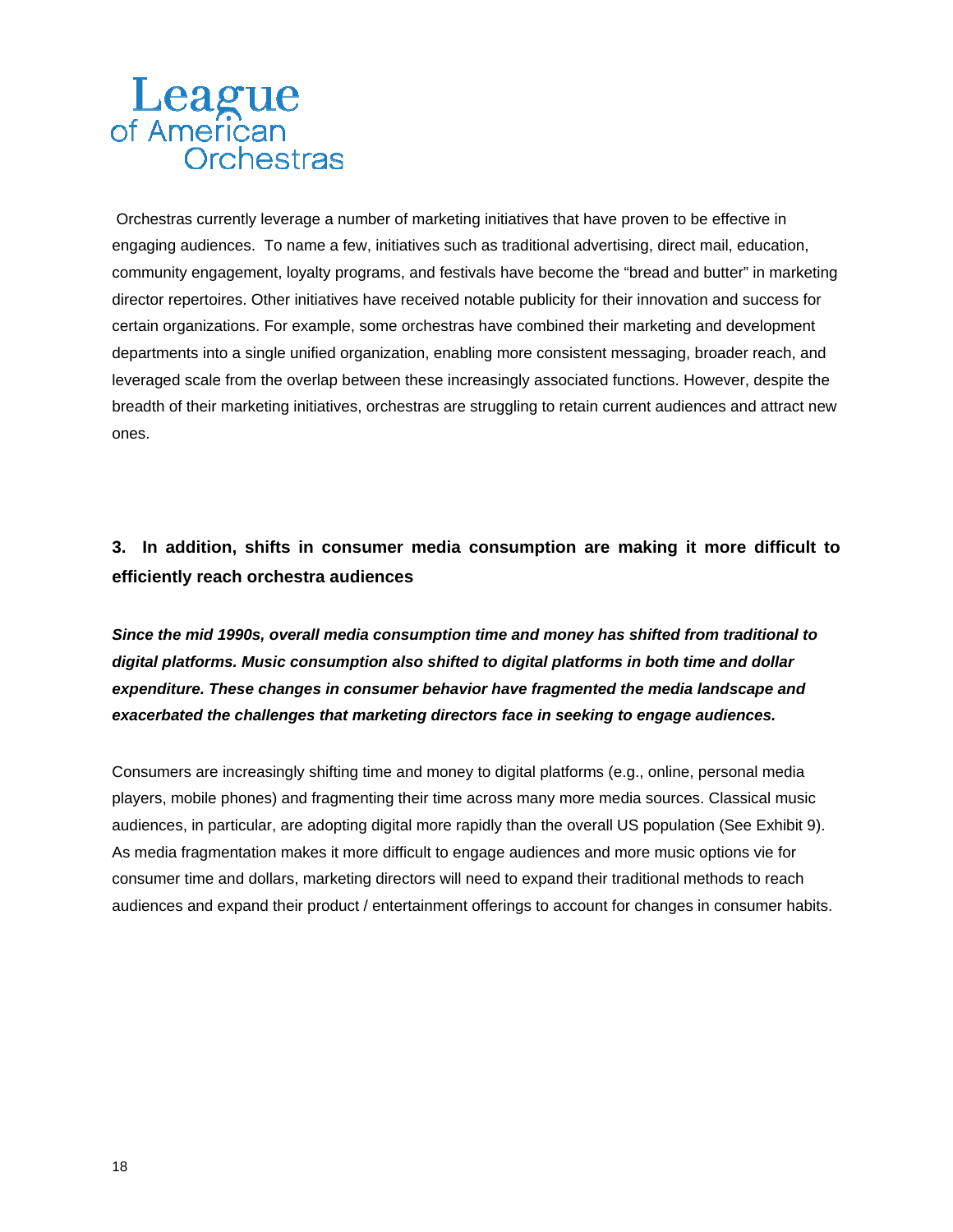Orchestras currently leverage a number of marketing initiatives that have proven to be effective in engaging audiences. To name a few, initiatives such as traditional advertising, direct mail, education, community engagement, loyalty programs, and festivals have become the "bread and butter" in marketing director repertoires. Other initiatives have received notable publicity for their innovation and success for certain organizations. For example, some orchestras have combined their marketing and development departments into a single unified organization, enabling more consistent messaging, broader reach, and leveraged scale from the overlap between these increasingly associated functions. However, despite the breadth of their marketing initiatives, orchestras are struggling to retain current audiences and attract new ones.

### 3. In addition, shifts in consumer media consumption are making it more difficult to efficiently reach orchestra audiences

***Since the mid 1990s, overall media consumption time and money has shifted from traditional to digital platforms. Music consumption also shifted to digital platforms in both time and dollar expenditure. These changes in consumer behavior have fragmented the media landscape and exacerbated the challenges that marketing directors face in seeking to engage audiences.***

Consumers are increasingly shifting time and money to digital platforms (e.g., online, personal media players, mobile phones) and fragmenting their time across many more media sources. Classical music audiences, in particular, are adopting digital more rapidly than the overall US population (See Exhibit 9). As media fragmentation makes it more difficult to engage audiences and more music options vie for consumer time and dollars, marketing directors will need to expand their traditional methods to reach audiences and expand their product / entertainment offerings to account for changes in consumer habits.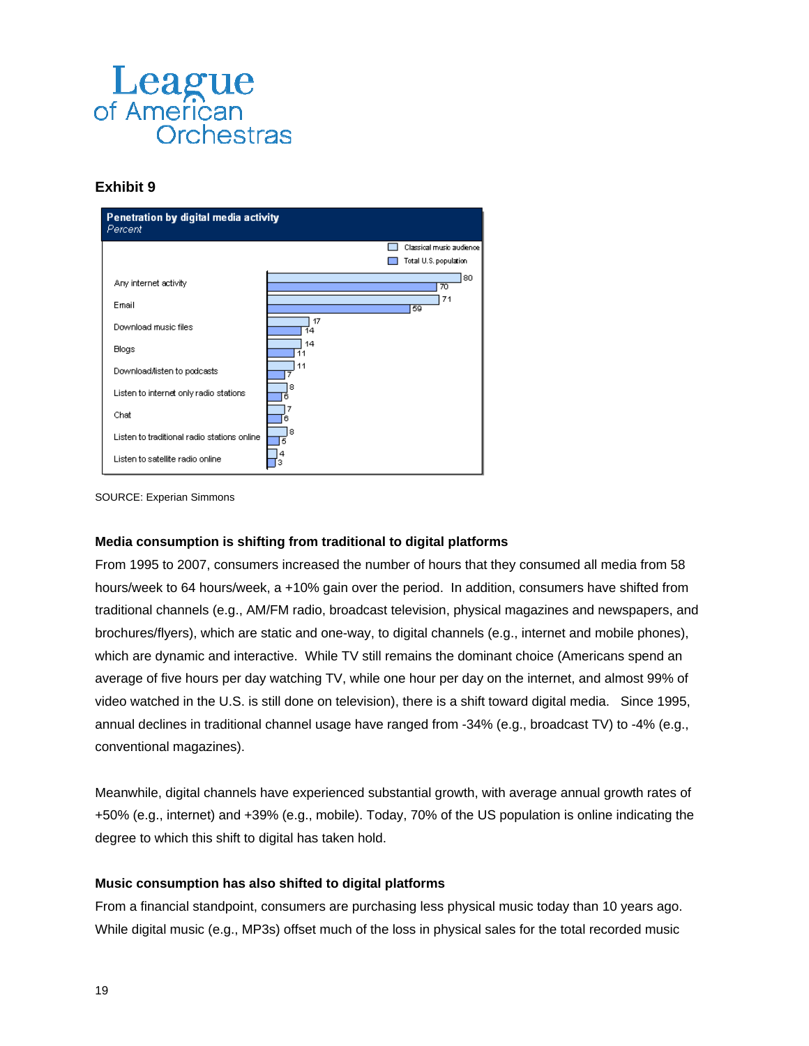# League of American Orchestras

## Exhibit 9

**Penetration by digital media activity**
*Percent*

| Activity | Classical music audience | Total U.S. population |
| --- | --- | --- |
| Any internet activity | 80 | 70 |
| Email | 71 | 59 |
| Download music files | 17 | 14 |
| Blogs | 14 | 11 |
| Download/listen to podcasts | 11 | 7 |
| Listen to internet only radio stations | 8 | 6 |
| Chat | 7 | 6 |
| Listen to traditional radio stations online | 8 | 5 |
| Listen to satellite radio online | 4 | 3 |

SOURCE: Experian Simmons

**Media consumption is shifting from traditional to digital platforms**

From 1995 to 2007, consumers increased the number of hours that they consumed all media from 58 hours/week to 64 hours/week, a +10% gain over the period. In addition, consumers have shifted from traditional channels (e.g., AM/FM radio, broadcast television, physical magazines and newspapers, and brochures/flyers), which are static and one-way, to digital channels (e.g., internet and mobile phones), which are dynamic and interactive. While TV still remains the dominant choice (Americans spend an average of five hours per day watching TV, while one hour per day on the internet, and almost 99% of video watched in the U.S. is still done on television), there is a shift toward digital media. Since 1995, annual declines in traditional channel usage have ranged from -34% (e.g., broadcast TV) to -4% (e.g., conventional magazines).

Meanwhile, digital channels have experienced substantial growth, with average annual growth rates of +50% (e.g., internet) and +39% (e.g., mobile). Today, 70% of the US population is online indicating the degree to which this shift to digital has taken hold.

**Music consumption has also shifted to digital platforms**

From a financial standpoint, consumers are purchasing less physical music today than 10 years ago. While digital music (e.g., MP3s) offset much of the loss in physical sales for the total recorded music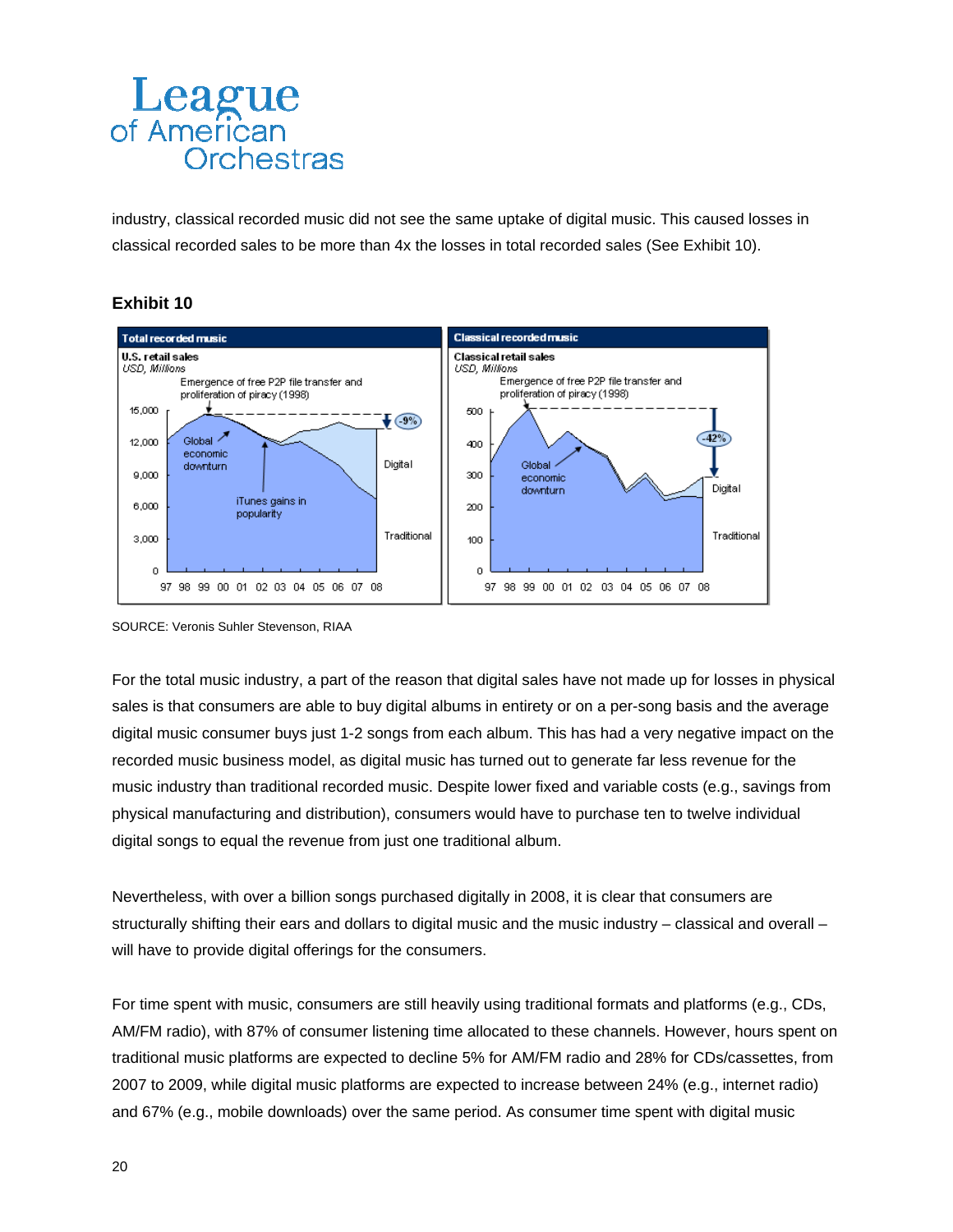industry, classical recorded music did not see the same uptake of digital music. This caused losses in classical recorded sales to be more than 4x the losses in total recorded sales (See Exhibit 10).

**Exhibit 10**

SOURCE: Veronis Suhler Stevenson, RIAA

For the total music industry, a part of the reason that digital sales have not made up for losses in physical sales is that consumers are able to buy digital albums in entirety or on a per-song basis and the average digital music consumer buys just 1-2 songs from each album. This has had a very negative impact on the recorded music business model, as digital music has turned out to generate far less revenue for the music industry than traditional recorded music. Despite lower fixed and variable costs (e.g., savings from physical manufacturing and distribution), consumers would have to purchase ten to twelve individual digital songs to equal the revenue from just one traditional album.

Nevertheless, with over a billion songs purchased digitally in 2008, it is clear that consumers are structurally shifting their ears and dollars to digital music and the music industry – classical and overall – will have to provide digital offerings for the consumers.

For time spent with music, consumers are still heavily using traditional formats and platforms (e.g., CDs, AM/FM radio), with 87% of consumer listening time allocated to these channels. However, hours spent on traditional music platforms are expected to decline 5% for AM/FM radio and 28% for CDs/cassettes, from 2007 to 2009, while digital music platforms are expected to increase between 24% (e.g., internet radio) and 67% (e.g., mobile downloads) over the same period. As consumer time spent with digital music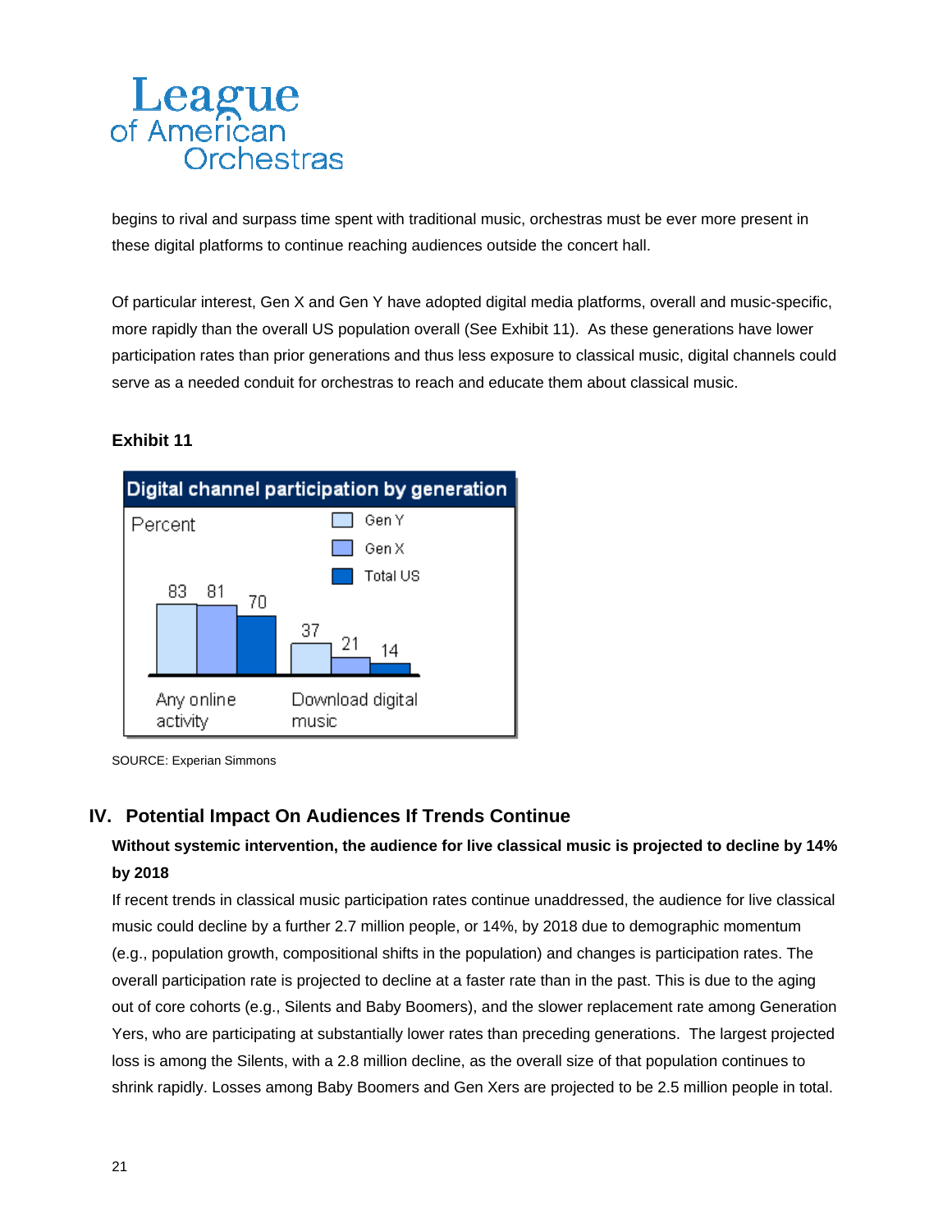begins to rival and surpass time spent with traditional music, orchestras must be ever more present in these digital platforms to continue reaching audiences outside the concert hall.

Of particular interest, Gen X and Gen Y have adopted digital media platforms, overall and music-specific, more rapidly than the overall US population overall (See Exhibit 11). As these generations have lower participation rates than prior generations and thus less exposure to classical music, digital channels could serve as a needed conduit for orchestras to reach and educate them about classical music.

**Exhibit 11**

**Digital channel participation by generation**

Percent

| | Gen Y | Gen X | Total US |
|---|---|---|---|
| Any online activity | 83 | 81 | 70 |
| Download digital music | 37 | 21 | 14 |

SOURCE: Experian Simmons

## IV. Potential Impact On Audiences If Trends Continue

**Without systemic intervention, the audience for live classical music is projected to decline by 14% by 2018**

If recent trends in classical music participation rates continue unaddressed, the audience for live classical music could decline by a further 2.7 million people, or 14%, by 2018 due to demographic momentum (e.g., population growth, compositional shifts in the population) and changes is participation rates. The overall participation rate is projected to decline at a faster rate than in the past. This is due to the aging out of core cohorts (e.g., Silents and Baby Boomers), and the slower replacement rate among Generation Yers, who are participating at substantially lower rates than preceding generations. The largest projected loss is among the Silents, with a 2.8 million decline, as the overall size of that population continues to shrink rapidly. Losses among Baby Boomers and Gen Xers are projected to be 2.5 million people in total.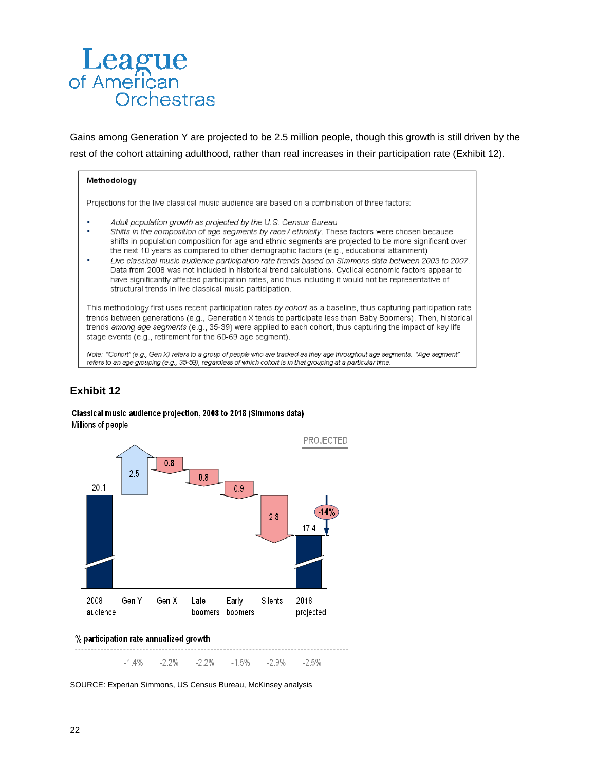Gains among Generation Y are projected to be 2.5 million people, though this growth is still driven by the rest of the cohort attaining adulthood, rather than real increases in their participation rate (Exhibit 12).

> **Methodology**
>
> Projections for the live classical music audience are based on a combination of three factors:
>
> - *Adult population growth as projected by the U.S. Census Bureau*
> - *Shifts in the composition of age segments by race / ethnicity*. These factors were chosen because shifts in population composition for age and ethnic segments are projected to be more significant over the next 10 years as compared to other demographic factors (e.g., educational attainment)
> - *Live classical music audience participation rate trends based on Simmons data between 2003 to 2007*. Data from 2008 was not included in historical trend calculations. Cyclical economic factors appear to have significantly affected participation rates, and thus including it would not be representative of structural trends in live classical music participation.
>
> This methodology first uses recent participation rates *by cohort* as a baseline, thus capturing participation rate trends between generations (e.g., Generation X tends to participate less than Baby Boomers). Then, historical trends *among age segments* (e.g., 35-39) were applied to each cohort, thus capturing the impact of key life stage events (e.g., retirement for the 60-69 age segment).
>
> *Note: "Cohort" (e.g., Gen X) refers to a group of people who are tracked as they age throughout age segments. "Age segment" refers to an age grouping (e.g., 35-59), regardless of which cohort is in that grouping at a particular time.*

### Exhibit 12

**Classical music audience projection, 2008 to 2018 (Simmons data)**
Millions of people

PROJECTED

| | 2008 audience | Gen Y | Gen X | Late boomers | Early boomers | Silents | 2018 projected |
|---|---|---|---|---|---|---|---|
| Millions of people | 20.1 | +2.5 | -0.8 | -0.8 | -0.9 | -2.8 | 17.4 (-14%) |
| % participation rate annualized growth | | -1.4% | -2.2% | -2.2% | -1.5% | -2.9% | -2.5% |

SOURCE: Experian Simmons, US Census Bureau, McKinsey analysis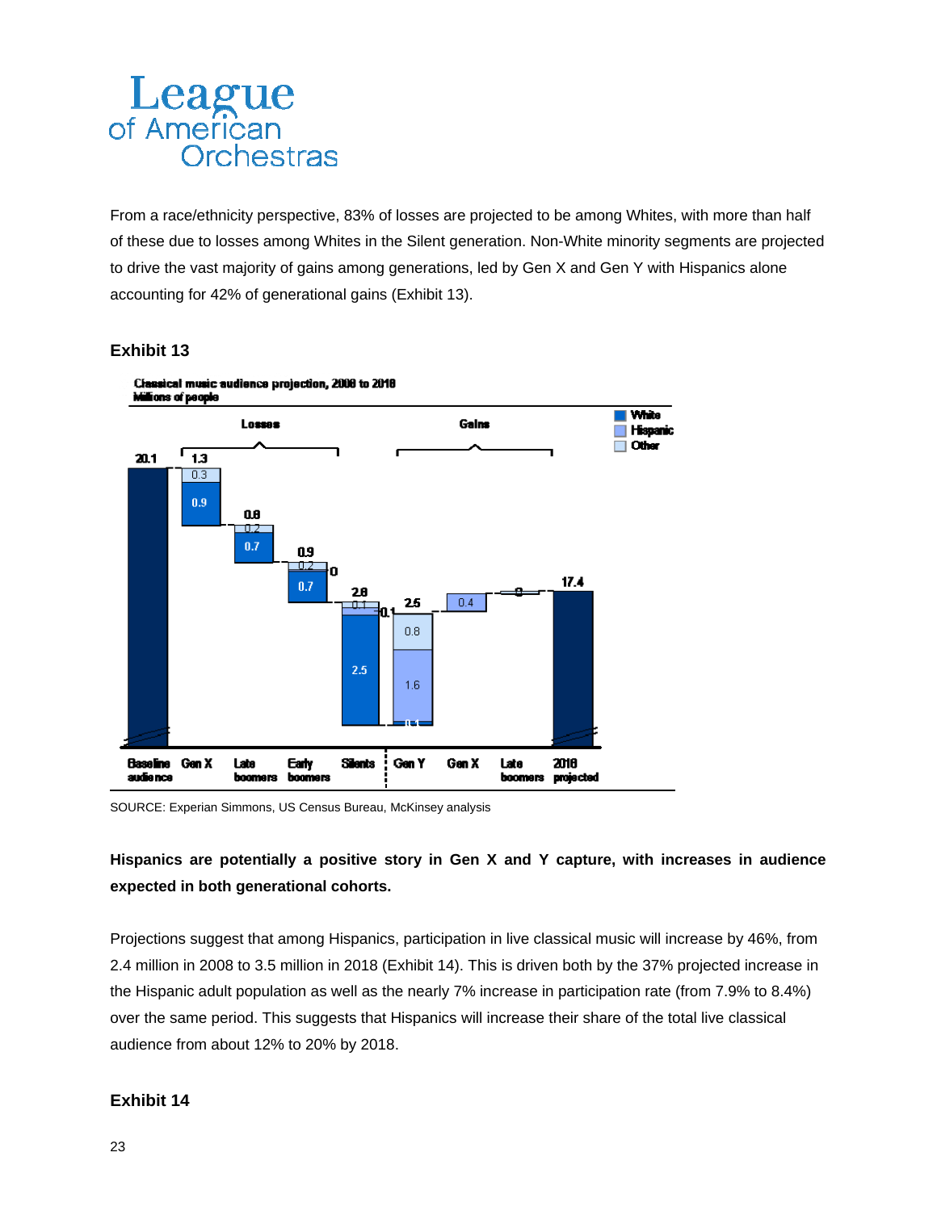From a race/ethnicity perspective, 83% of losses are projected to be among Whites, with more than half of these due to losses among Whites in the Silent generation. Non-White minority segments are projected to drive the vast majority of gains among generations, led by Gen X and Gen Y with Hispanics alone accounting for 42% of generational gains (Exhibit 13).

### Exhibit 13

**Classical music audience projection, 2008 to 2018**
**Millions of people**

| | Baseline audience | Gen X (loss) | Late boomers (loss) | Early boomers (loss) | Silents (loss) | Gen Y (gain) | Gen X (gain) | Late boomers (gain) | 2018 projected |
|---|---|---|---|---|---|---|---|---|---|
| Total | 20.1 | 1.3 | 0.8 | 0.9 | 2.8 | 2.5 | 0.4 | 0 | 17.4 |
| White | | 0.9 | 0.7 | 0.7 | 2.5 | 0.1 | | | |
| Hispanic | | | | 0 | 0.1 | 1.6 | 0.4 | | |
| Other | | 0.3 | 0.2 | 0.2 | 0.1 | 0.8 | | | |

SOURCE: Experian Simmons, US Census Bureau, McKinsey analysis

**Hispanics are potentially a positive story in Gen X and Y capture, with increases in audience expected in both generational cohorts.**

Projections suggest that among Hispanics, participation in live classical music will increase by 46%, from 2.4 million in 2008 to 3.5 million in 2018 (Exhibit 14). This is driven both by the 37% projected increase in the Hispanic adult population as well as the nearly 7% increase in participation rate (from 7.9% to 8.4%) over the same period. This suggests that Hispanics will increase their share of the total live classical audience from about 12% to 20% by 2018.

### Exhibit 14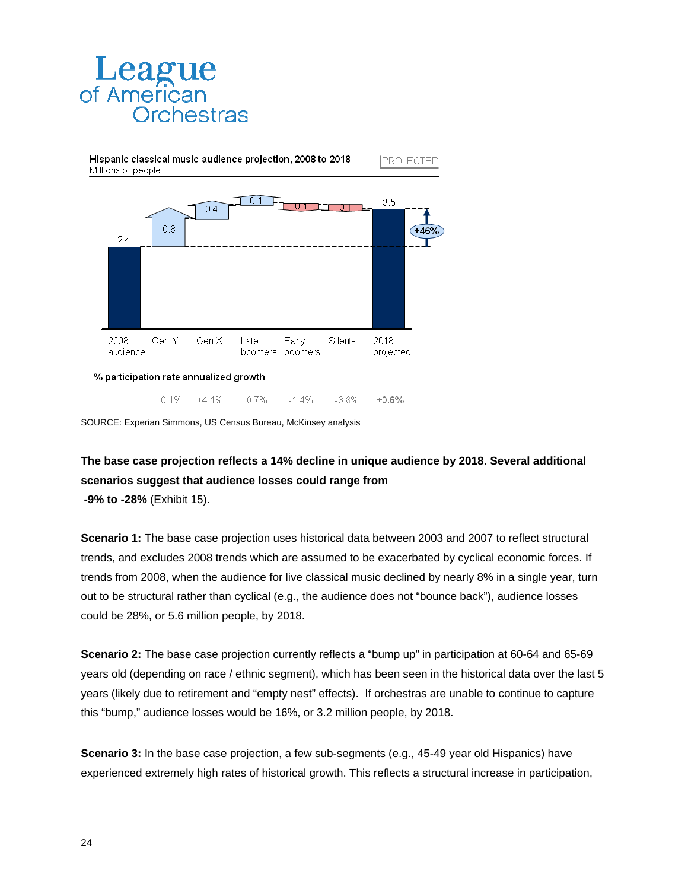# League of American Orchestras

**Hispanic classical music audience projection, 2008 to 2018**
Millions of people

PROJECTED

| | 2008 audience | Gen Y | Gen X | Late boomers | Early boomers | Silents | 2018 projected |
|---|---|---|---|---|---|---|---|
| Millions of people | 2.4 | 0.8 | 0.4 | 0.1 | 0.1 | 0.1 | 3.5 |
| % participation rate annualized growth | | +0.1% | +4.1% | +0.7% | -1.4% | -8.8% | +0.6% |

+46%

SOURCE: Experian Simmons, US Census Bureau, McKinsey analysis

**The base case projection reflects a 14% decline in unique audience by 2018. Several additional scenarios suggest that audience losses could range from -9% to -28%** (Exhibit 15).

**Scenario 1:** The base case projection uses historical data between 2003 and 2007 to reflect structural trends, and excludes 2008 trends which are assumed to be exacerbated by cyclical economic forces. If trends from 2008, when the audience for live classical music declined by nearly 8% in a single year, turn out to be structural rather than cyclical (e.g., the audience does not "bounce back"), audience losses could be 28%, or 5.6 million people, by 2018.

**Scenario 2:** The base case projection currently reflects a "bump up" in participation at 60-64 and 65-69 years old (depending on race / ethnic segment), which has been seen in the historical data over the last 5 years (likely due to retirement and "empty nest" effects). If orchestras are unable to continue to capture this "bump," audience losses would be 16%, or 3.2 million people, by 2018.

**Scenario 3:** In the base case projection, a few sub-segments (e.g., 45-49 year old Hispanics) have experienced extremely high rates of historical growth. This reflects a structural increase in participation,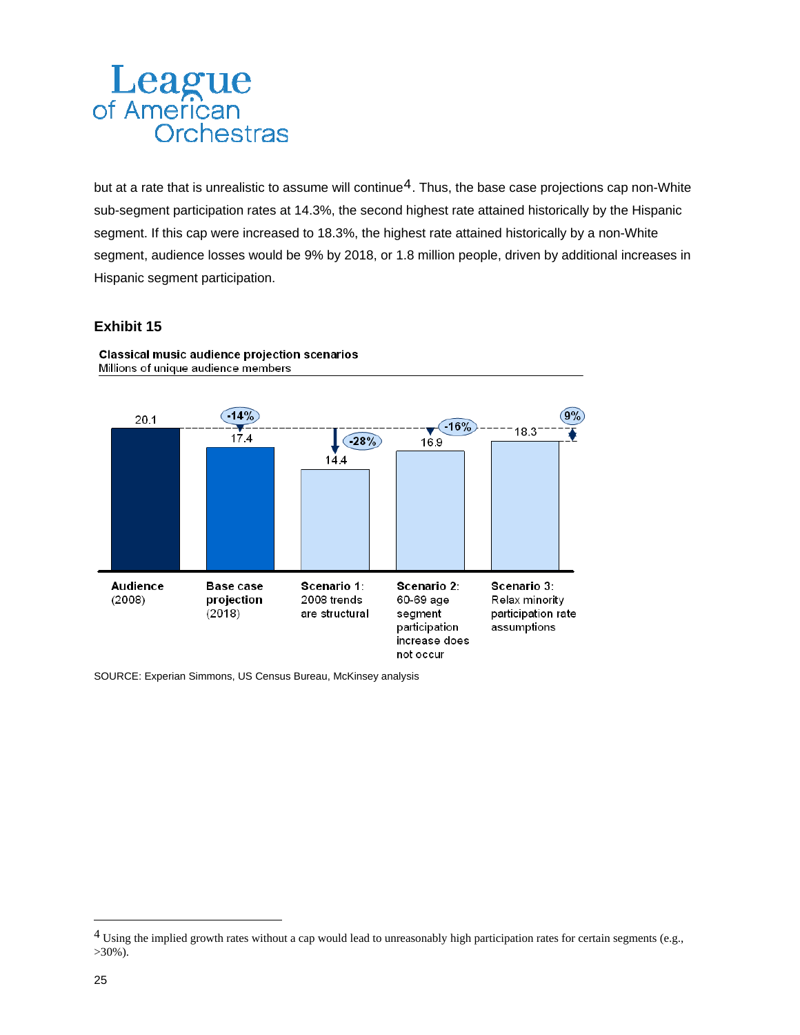but at a rate that is unrealistic to assume will continue[4]. Thus, the base case projections cap non-White sub-segment participation rates at 14.3%, the second highest rate attained historically by the Hispanic segment. If this cap were increased to 18.3%, the highest rate attained historically by a non-White segment, audience losses would be 9% by 2018, or 1.8 million people, driven by additional increases in Hispanic segment participation.

### Exhibit 15

**Classical music audience projection scenarios**
Millions of unique audience members

| Category | Value | Change |
|---|---|---|
| **Audience** (2008) | 20.1 | |
| **Base case projection** (2018) | 17.4 | -14% |
| **Scenario 1:** 2008 trends are structural | 14.4 | -28% |
| **Scenario 2:** 60-69 age segment participation increase does not occur | 16.9 | -16% |
| **Scenario 3:** Relax minority participation rate assumptions | 18.3 | 9% |

SOURCE: Experian Simmons, US Census Bureau, McKinsey analysis

[4] Using the implied growth rates without a cap would lead to unreasonably high participation rates for certain segments (e.g., >30%).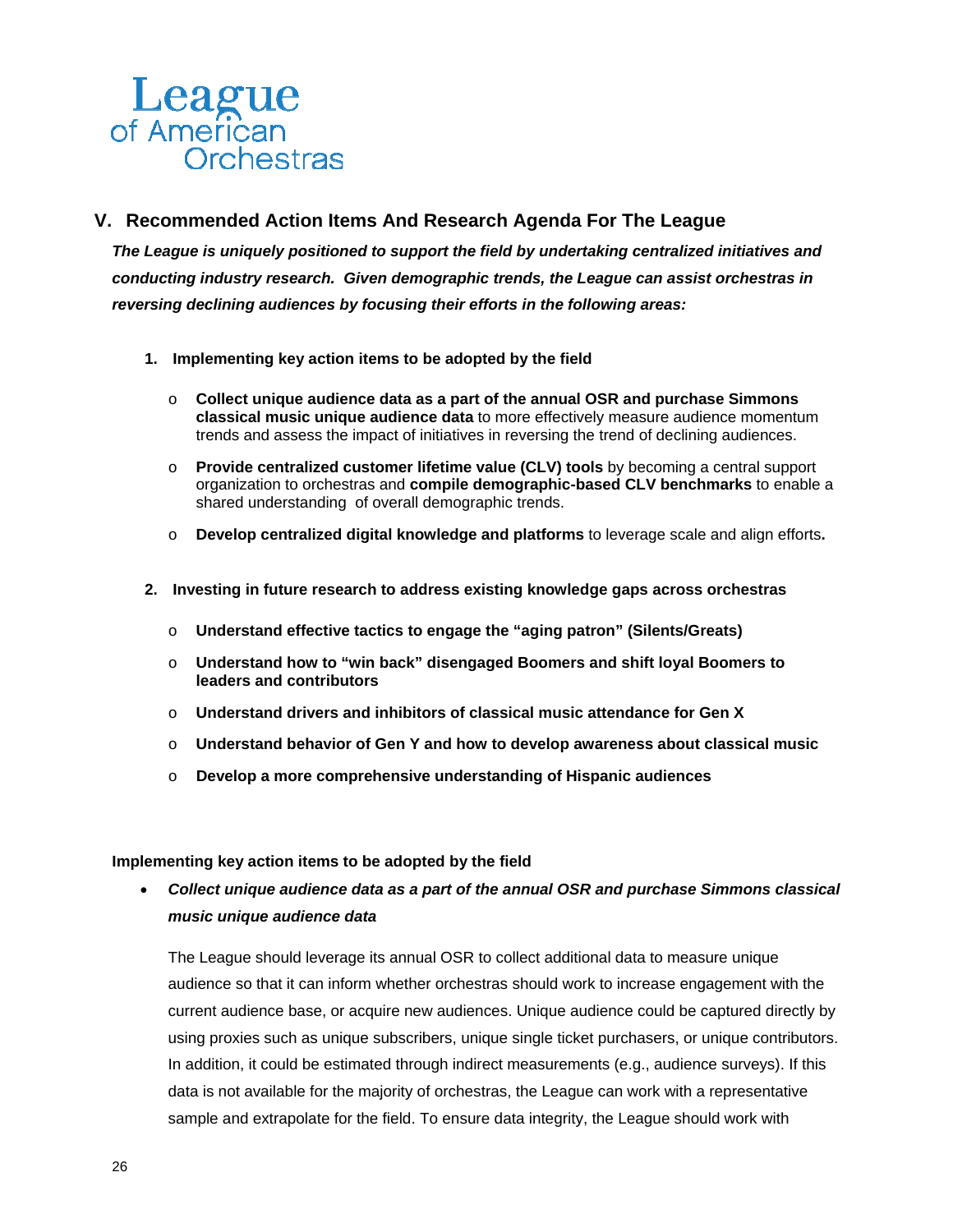League of American Orchestras

## V. Recommended Action Items And Research Agenda For The League

***The League is uniquely positioned to support the field by undertaking centralized initiatives and conducting industry research. Given demographic trends, the League can assist orchestras in reversing declining audiences by focusing their efforts in the following areas:***

1. **Implementing key action items to be adopted by the field**
   - **Collect unique audience data as a part of the annual OSR and purchase Simmons classical music unique audience data** to more effectively measure audience momentum trends and assess the impact of initiatives in reversing the trend of declining audiences.
   - **Provide centralized customer lifetime value (CLV) tools** by becoming a central support organization to orchestras and **compile demographic-based CLV benchmarks** to enable a shared understanding of overall demographic trends.
   - **Develop centralized digital knowledge and platforms** to leverage scale and align efforts**.**

2. **Investing in future research to address existing knowledge gaps across orchestras**
   - **Understand effective tactics to engage the "aging patron" (Silents/Greats)**
   - **Understand how to "win back" disengaged Boomers and shift loyal Boomers to leaders and contributors**
   - **Understand drivers and inhibitors of classical music attendance for Gen X**
   - **Understand behavior of Gen Y and how to develop awareness about classical music**
   - **Develop a more comprehensive understanding of Hispanic audiences**

**Implementing key action items to be adopted by the field**

- ***Collect unique audience data as a part of the annual OSR and purchase Simmons classical music unique audience data***

  The League should leverage its annual OSR to collect additional data to measure unique audience so that it can inform whether orchestras should work to increase engagement with the current audience base, or acquire new audiences. Unique audience could be captured directly by using proxies such as unique subscribers, unique single ticket purchasers, or unique contributors. In addition, it could be estimated through indirect measurements (e.g., audience surveys). If this data is not available for the majority of orchestras, the League can work with a representative sample and extrapolate for the field. To ensure data integrity, the League should work with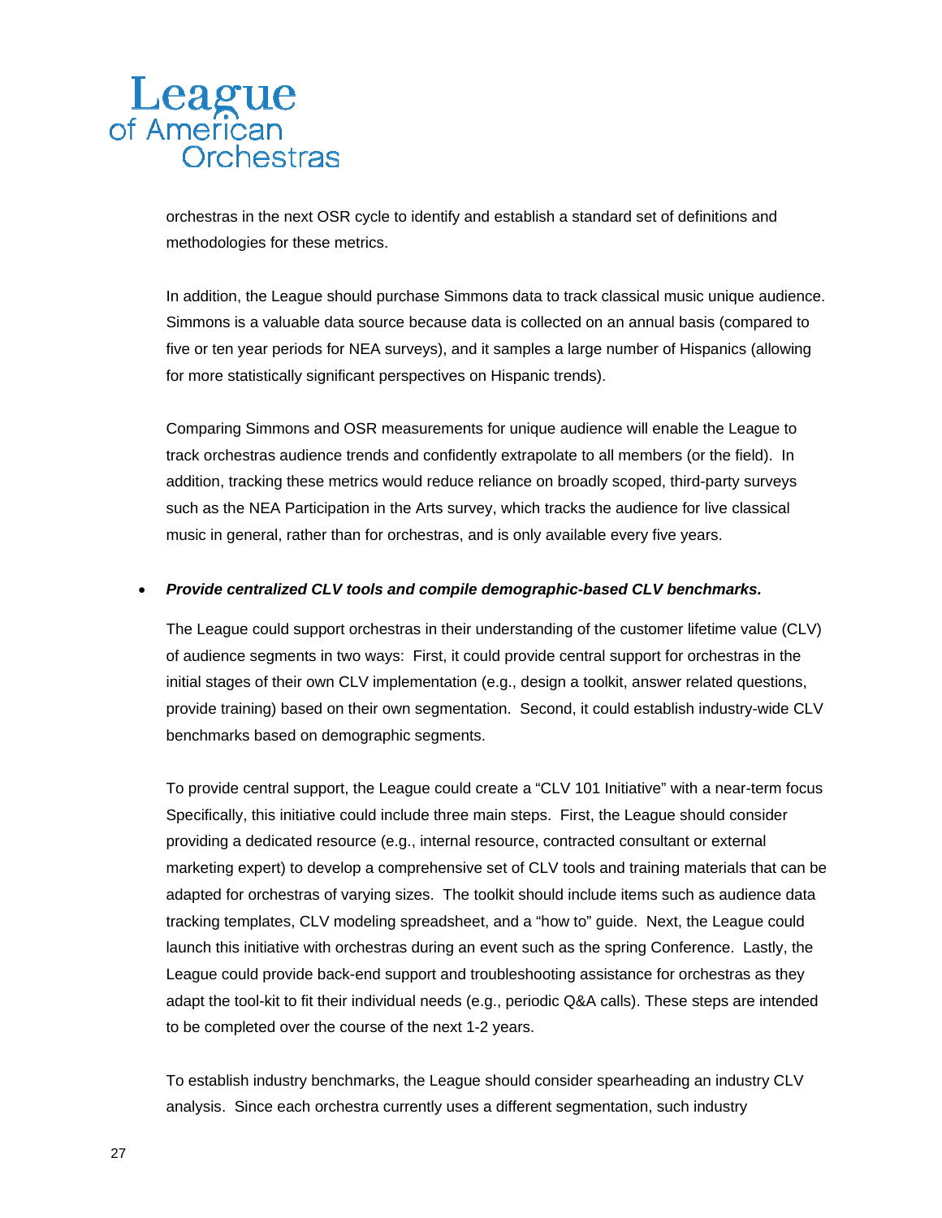orchestras in the next OSR cycle to identify and establish a standard set of definitions and methodologies for these metrics.

In addition, the League should purchase Simmons data to track classical music unique audience. Simmons is a valuable data source because data is collected on an annual basis (compared to five or ten year periods for NEA surveys), and it samples a large number of Hispanics (allowing for more statistically significant perspectives on Hispanic trends).

Comparing Simmons and OSR measurements for unique audience will enable the League to track orchestras audience trends and confidently extrapolate to all members (or the field). In addition, tracking these metrics would reduce reliance on broadly scoped, third-party surveys such as the NEA Participation in the Arts survey, which tracks the audience for live classical music in general, rather than for orchestras, and is only available every five years.

- ***Provide centralized CLV tools and compile demographic-based CLV benchmarks.***

  The League could support orchestras in their understanding of the customer lifetime value (CLV) of audience segments in two ways: First, it could provide central support for orchestras in the initial stages of their own CLV implementation (e.g., design a toolkit, answer related questions, provide training) based on their own segmentation. Second, it could establish industry-wide CLV benchmarks based on demographic segments.

  To provide central support, the League could create a "CLV 101 Initiative" with a near-term focus Specifically, this initiative could include three main steps. First, the League should consider providing a dedicated resource (e.g., internal resource, contracted consultant or external marketing expert) to develop a comprehensive set of CLV tools and training materials that can be adapted for orchestras of varying sizes. The toolkit should include items such as audience data tracking templates, CLV modeling spreadsheet, and a "how to" guide. Next, the League could launch this initiative with orchestras during an event such as the spring Conference. Lastly, the League could provide back-end support and troubleshooting assistance for orchestras as they adapt the tool-kit to fit their individual needs (e.g., periodic Q&A calls). These steps are intended to be completed over the course of the next 1-2 years.

  To establish industry benchmarks, the League should consider spearheading an industry CLV analysis. Since each orchestra currently uses a different segmentation, such industry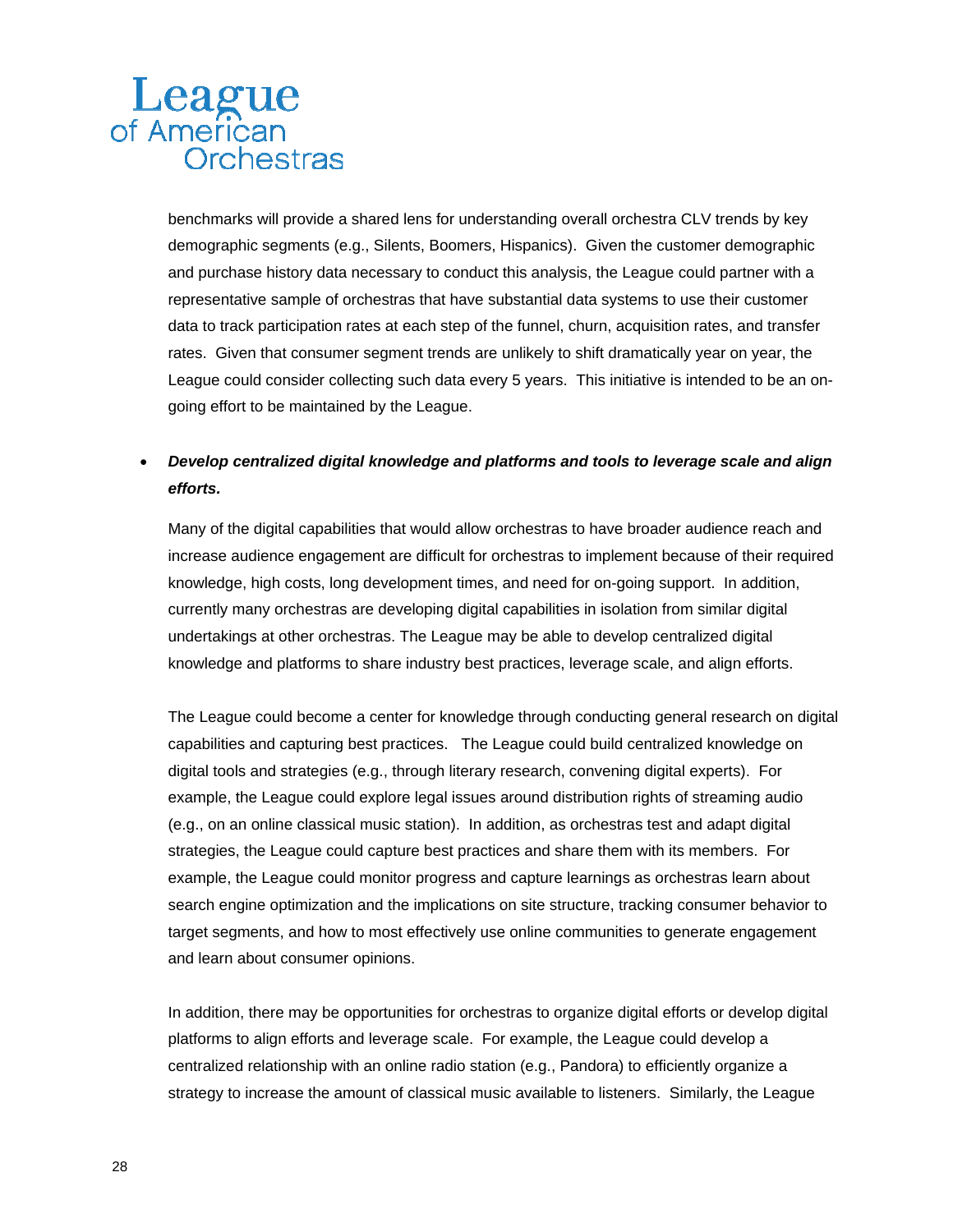benchmarks will provide a shared lens for understanding overall orchestra CLV trends by key demographic segments (e.g., Silents, Boomers, Hispanics). Given the customer demographic and purchase history data necessary to conduct this analysis, the League could partner with a representative sample of orchestras that have substantial data systems to use their customer data to track participation rates at each step of the funnel, churn, acquisition rates, and transfer rates. Given that consumer segment trends are unlikely to shift dramatically year on year, the League could consider collecting such data every 5 years. This initiative is intended to be an on-going effort to be maintained by the League.

- ***Develop centralized digital knowledge and platforms and tools to leverage scale and align efforts.***

  Many of the digital capabilities that would allow orchestras to have broader audience reach and increase audience engagement are difficult for orchestras to implement because of their required knowledge, high costs, long development times, and need for on-going support. In addition, currently many orchestras are developing digital capabilities in isolation from similar digital undertakings at other orchestras. The League may be able to develop centralized digital knowledge and platforms to share industry best practices, leverage scale, and align efforts.

  The League could become a center for knowledge through conducting general research on digital capabilities and capturing best practices. The League could build centralized knowledge on digital tools and strategies (e.g., through literary research, convening digital experts). For example, the League could explore legal issues around distribution rights of streaming audio (e.g., on an online classical music station). In addition, as orchestras test and adapt digital strategies, the League could capture best practices and share them with its members. For example, the League could monitor progress and capture learnings as orchestras learn about search engine optimization and the implications on site structure, tracking consumer behavior to target segments, and how to most effectively use online communities to generate engagement and learn about consumer opinions.

  In addition, there may be opportunities for orchestras to organize digital efforts or develop digital platforms to align efforts and leverage scale. For example, the League could develop a centralized relationship with an online radio station (e.g., Pandora) to efficiently organize a strategy to increase the amount of classical music available to listeners. Similarly, the League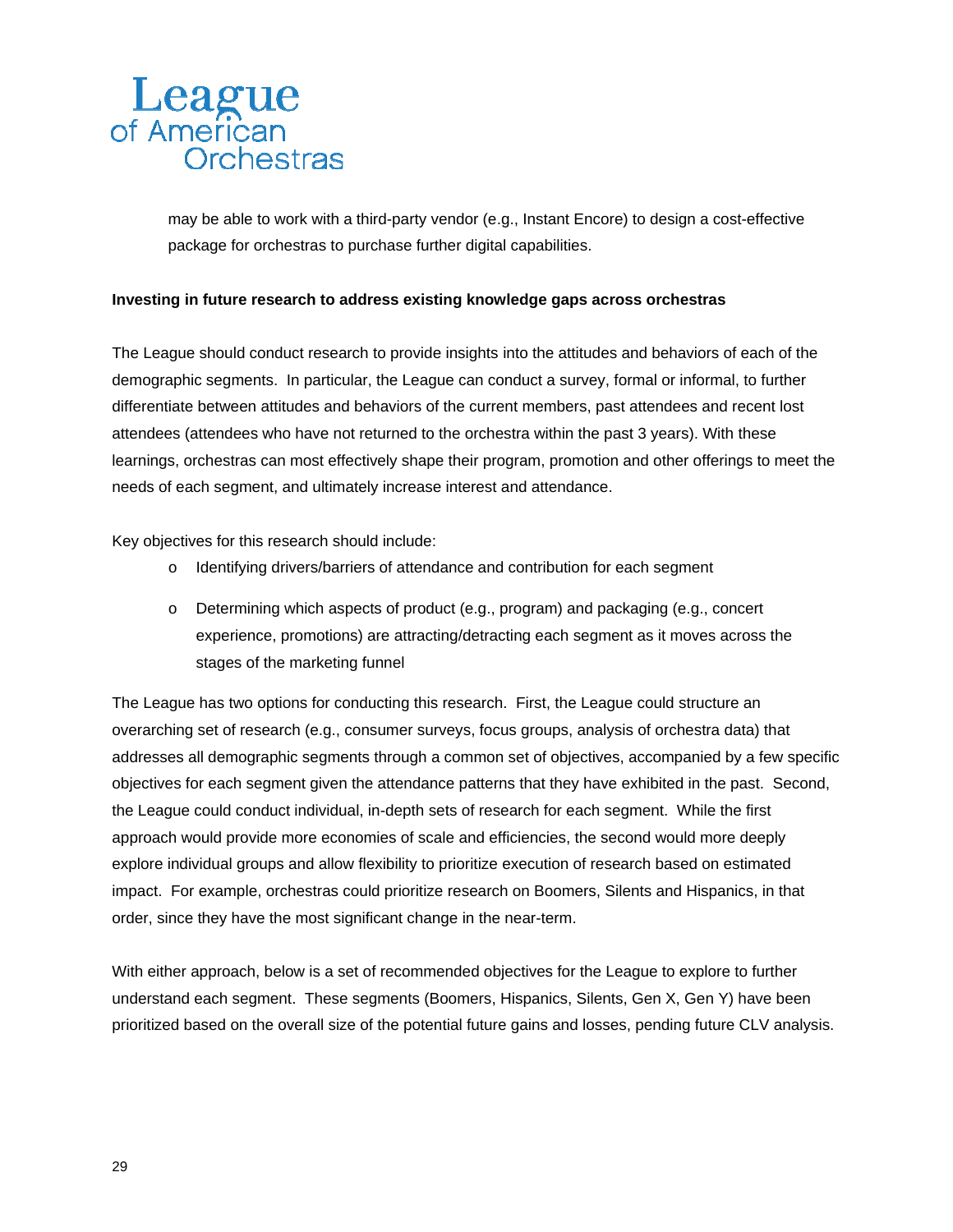may be able to work with a third-party vendor (e.g., Instant Encore) to design a cost-effective package for orchestras to purchase further digital capabilities.

**Investing in future research to address existing knowledge gaps across orchestras**

The League should conduct research to provide insights into the attitudes and behaviors of each of the demographic segments. In particular, the League can conduct a survey, formal or informal, to further differentiate between attitudes and behaviors of the current members, past attendees and recent lost attendees (attendees who have not returned to the orchestra within the past 3 years). With these learnings, orchestras can most effectively shape their program, promotion and other offerings to meet the needs of each segment, and ultimately increase interest and attendance.

Key objectives for this research should include:

- Identifying drivers/barriers of attendance and contribution for each segment
- Determining which aspects of product (e.g., program) and packaging (e.g., concert experience, promotions) are attracting/detracting each segment as it moves across the stages of the marketing funnel

The League has two options for conducting this research. First, the League could structure an overarching set of research (e.g., consumer surveys, focus groups, analysis of orchestra data) that addresses all demographic segments through a common set of objectives, accompanied by a few specific objectives for each segment given the attendance patterns that they have exhibited in the past. Second, the League could conduct individual, in-depth sets of research for each segment. While the first approach would provide more economies of scale and efficiencies, the second would more deeply explore individual groups and allow flexibility to prioritize execution of research based on estimated impact. For example, orchestras could prioritize research on Boomers, Silents and Hispanics, in that order, since they have the most significant change in the near-term.

With either approach, below is a set of recommended objectives for the League to explore to further understand each segment. These segments (Boomers, Hispanics, Silents, Gen X, Gen Y) have been prioritized based on the overall size of the potential future gains and losses, pending future CLV analysis.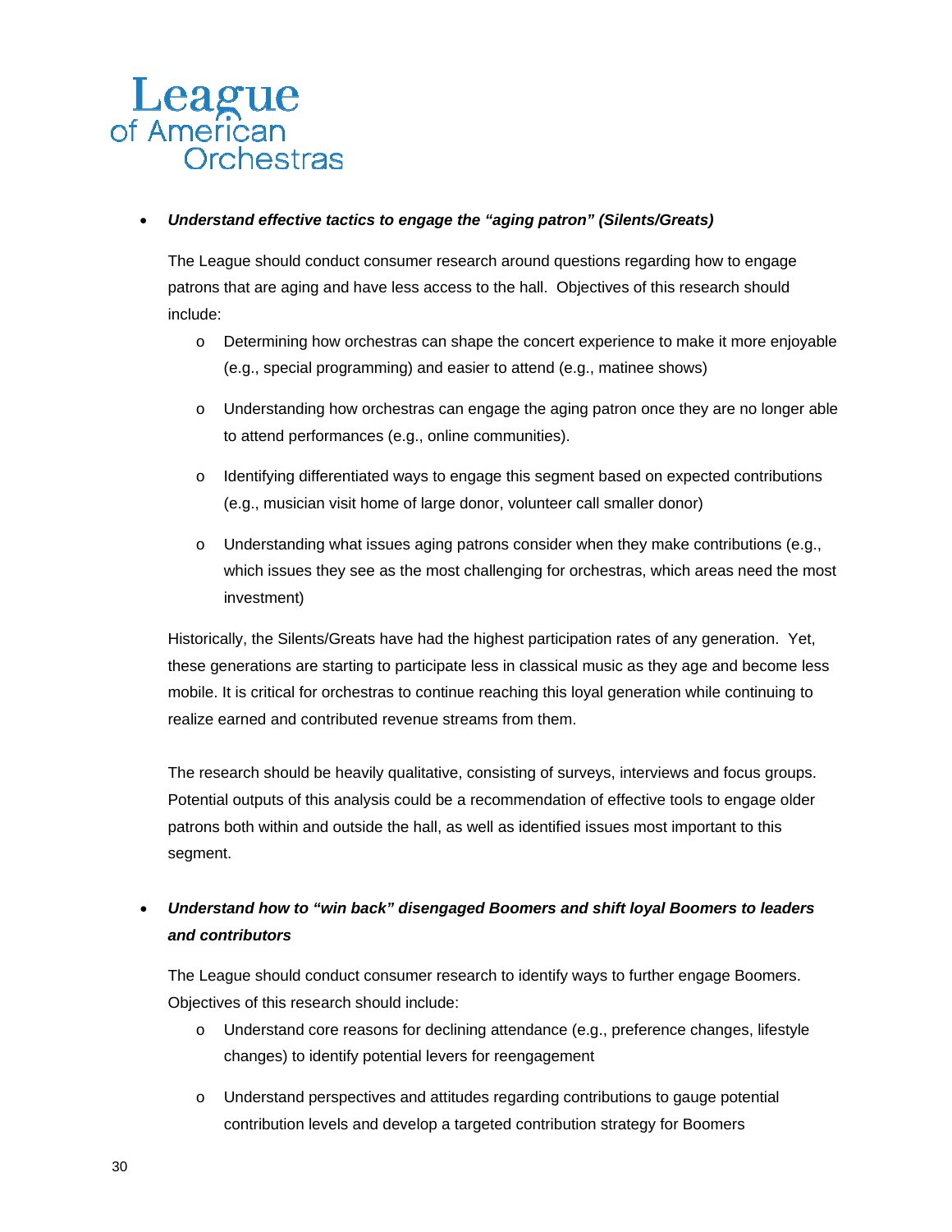- ***Understand effective tactics to engage the "aging patron" (Silents/Greats)***

  The League should conduct consumer research around questions regarding how to engage patrons that are aging and have less access to the hall. Objectives of this research should include:

  - Determining how orchestras can shape the concert experience to make it more enjoyable (e.g., special programming) and easier to attend (e.g., matinee shows)
  - Understanding how orchestras can engage the aging patron once they are no longer able to attend performances (e.g., online communities).
  - Identifying differentiated ways to engage this segment based on expected contributions (e.g., musician visit home of large donor, volunteer call smaller donor)
  - Understanding what issues aging patrons consider when they make contributions (e.g., which issues they see as the most challenging for orchestras, which areas need the most investment)

  Historically, the Silents/Greats have had the highest participation rates of any generation. Yet, these generations are starting to participate less in classical music as they age and become less mobile. It is critical for orchestras to continue reaching this loyal generation while continuing to realize earned and contributed revenue streams from them.

  The research should be heavily qualitative, consisting of surveys, interviews and focus groups. Potential outputs of this analysis could be a recommendation of effective tools to engage older patrons both within and outside the hall, as well as identified issues most important to this segment.

- ***Understand how to "win back" disengaged Boomers and shift loyal Boomers to leaders and contributors***

  The League should conduct consumer research to identify ways to further engage Boomers. Objectives of this research should include:

  - Understand core reasons for declining attendance (e.g., preference changes, lifestyle changes) to identify potential levers for reengagement
  - Understand perspectives and attitudes regarding contributions to gauge potential contribution levels and develop a targeted contribution strategy for Boomers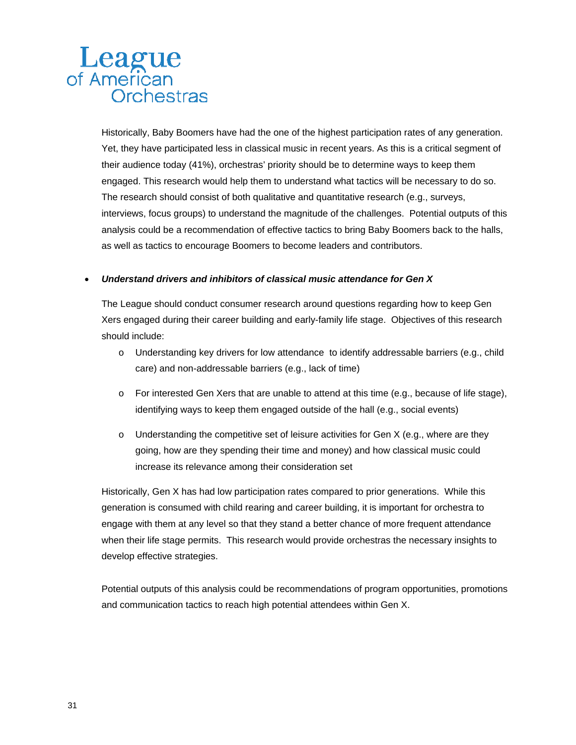Historically, Baby Boomers have had the one of the highest participation rates of any generation. Yet, they have participated less in classical music in recent years. As this is a critical segment of their audience today (41%), orchestras' priority should be to determine ways to keep them engaged. This research would help them to understand what tactics will be necessary to do so. The research should consist of both qualitative and quantitative research (e.g., surveys, interviews, focus groups) to understand the magnitude of the challenges. Potential outputs of this analysis could be a recommendation of effective tactics to bring Baby Boomers back to the halls, as well as tactics to encourage Boomers to become leaders and contributors.

- ***Understand drivers and inhibitors of classical music attendance for Gen X***

  The League should conduct consumer research around questions regarding how to keep Gen Xers engaged during their career building and early-family life stage. Objectives of this research should include:

  - Understanding key drivers for low attendance to identify addressable barriers (e.g., child care) and non-addressable barriers (e.g., lack of time)
  - For interested Gen Xers that are unable to attend at this time (e.g., because of life stage), identifying ways to keep them engaged outside of the hall (e.g., social events)
  - Understanding the competitive set of leisure activities for Gen X (e.g., where are they going, how are they spending their time and money) and how classical music could increase its relevance among their consideration set

  Historically, Gen X has had low participation rates compared to prior generations. While this generation is consumed with child rearing and career building, it is important for orchestra to engage with them at any level so that they stand a better chance of more frequent attendance when their life stage permits. This research would provide orchestras the necessary insights to develop effective strategies.

  Potential outputs of this analysis could be recommendations of program opportunities, promotions and communication tactics to reach high potential attendees within Gen X.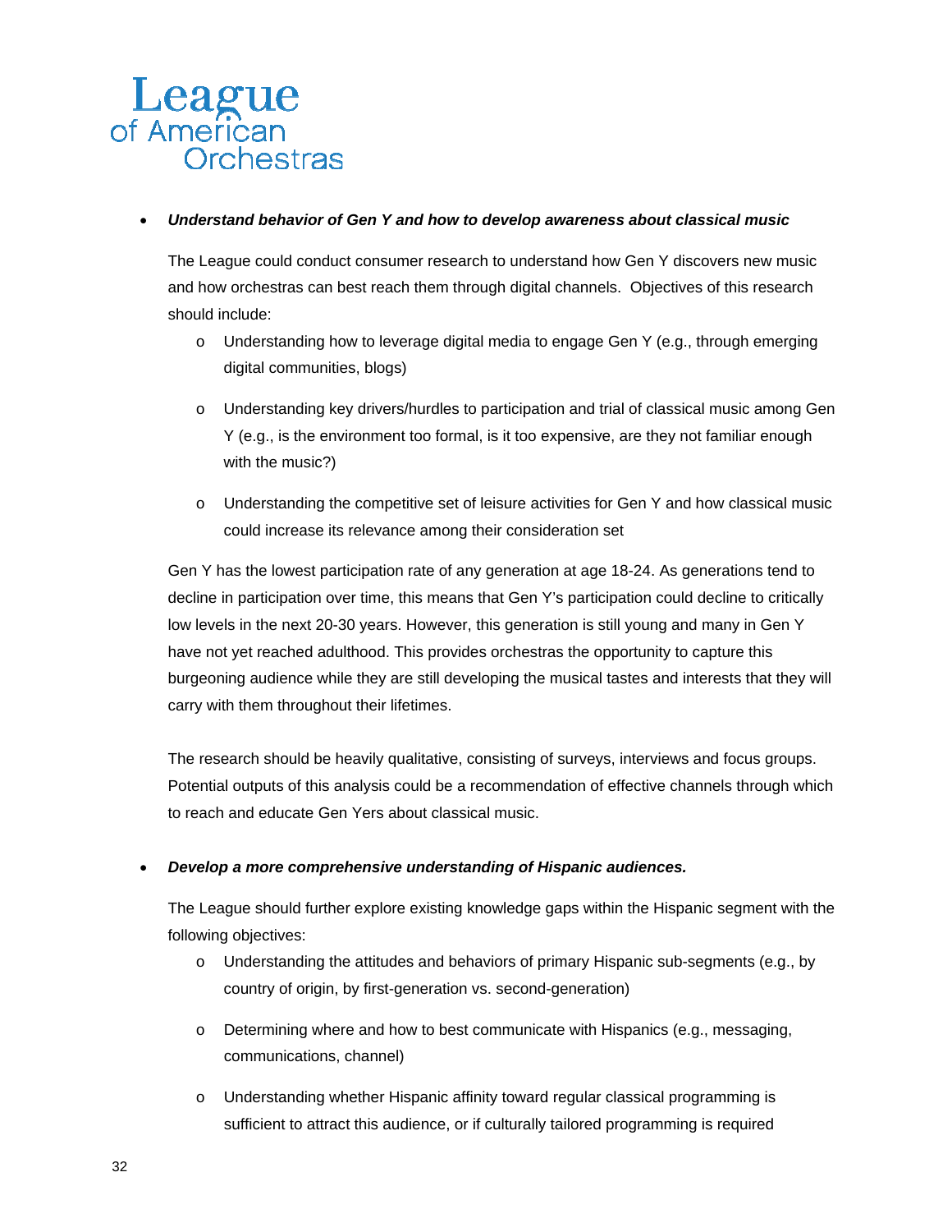- ***Understand behavior of Gen Y and how to develop awareness about classical music***

  The League could conduct consumer research to understand how Gen Y discovers new music and how orchestras can best reach them through digital channels. Objectives of this research should include:

  - Understanding how to leverage digital media to engage Gen Y (e.g., through emerging digital communities, blogs)
  - Understanding key drivers/hurdles to participation and trial of classical music among Gen Y (e.g., is the environment too formal, is it too expensive, are they not familiar enough with the music?)
  - Understanding the competitive set of leisure activities for Gen Y and how classical music could increase its relevance among their consideration set

  Gen Y has the lowest participation rate of any generation at age 18-24. As generations tend to decline in participation over time, this means that Gen Y's participation could decline to critically low levels in the next 20-30 years. However, this generation is still young and many in Gen Y have not yet reached adulthood. This provides orchestras the opportunity to capture this burgeoning audience while they are still developing the musical tastes and interests that they will carry with them throughout their lifetimes.

  The research should be heavily qualitative, consisting of surveys, interviews and focus groups. Potential outputs of this analysis could be a recommendation of effective channels through which to reach and educate Gen Yers about classical music.

- ***Develop a more comprehensive understanding of Hispanic audiences.***

  The League should further explore existing knowledge gaps within the Hispanic segment with the following objectives:

  - Understanding the attitudes and behaviors of primary Hispanic sub-segments (e.g., by country of origin, by first-generation vs. second-generation)
  - Determining where and how to best communicate with Hispanics (e.g., messaging, communications, channel)
  - Understanding whether Hispanic affinity toward regular classical programming is sufficient to attract this audience, or if culturally tailored programming is required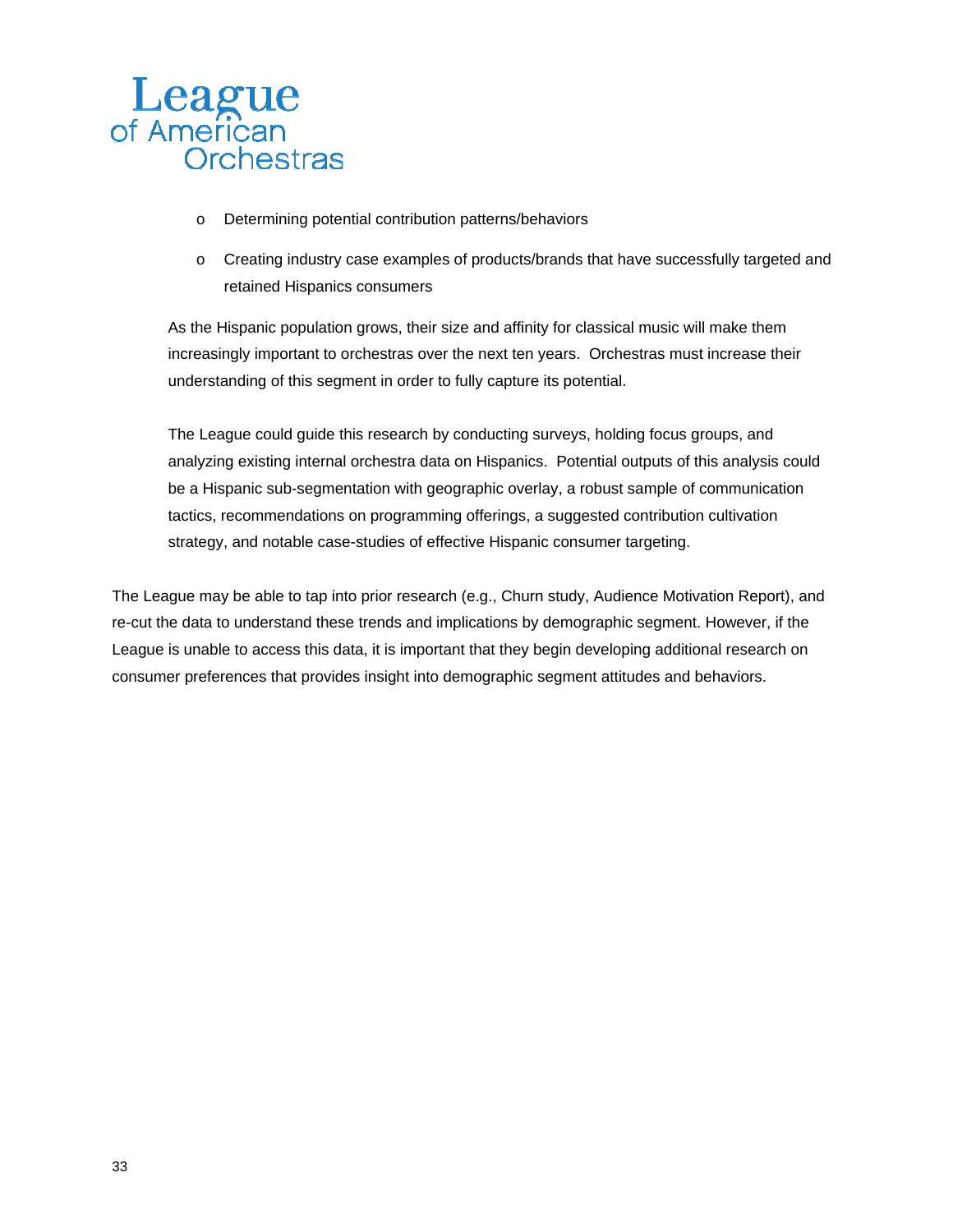- Determining potential contribution patterns/behaviors
- Creating industry case examples of products/brands that have successfully targeted and retained Hispanics consumers

As the Hispanic population grows, their size and affinity for classical music will make them increasingly important to orchestras over the next ten years. Orchestras must increase their understanding of this segment in order to fully capture its potential.

The League could guide this research by conducting surveys, holding focus groups, and analyzing existing internal orchestra data on Hispanics. Potential outputs of this analysis could be a Hispanic sub-segmentation with geographic overlay, a robust sample of communication tactics, recommendations on programming offerings, a suggested contribution cultivation strategy, and notable case-studies of effective Hispanic consumer targeting.

The League may be able to tap into prior research (e.g., Churn study, Audience Motivation Report), and re-cut the data to understand these trends and implications by demographic segment. However, if the League is unable to access this data, it is important that they begin developing additional research on consumer preferences that provides insight into demographic segment attitudes and behaviors.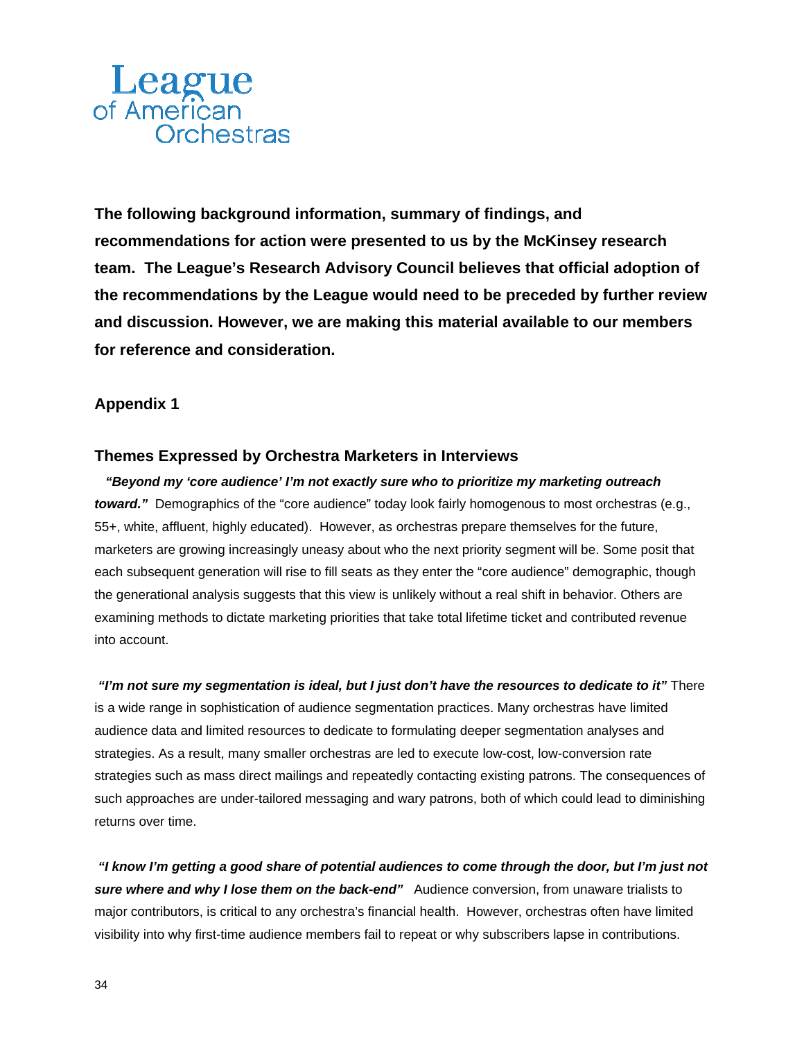League of American Orchestras

**The following background information, summary of findings, and recommendations for action were presented to us by the McKinsey research team. The League's Research Advisory Council believes that official adoption of the recommendations by the League would need to be preceded by further review and discussion. However, we are making this material available to our members for reference and consideration.**

## Appendix 1

### Themes Expressed by Orchestra Marketers in Interviews

***"Beyond my 'core audience' I'm not exactly sure who to prioritize my marketing outreach toward."*** Demographics of the "core audience" today look fairly homogenous to most orchestras (e.g., 55+, white, affluent, highly educated). However, as orchestras prepare themselves for the future, marketers are growing increasingly uneasy about who the next priority segment will be. Some posit that each subsequent generation will rise to fill seats as they enter the "core audience" demographic, though the generational analysis suggests that this view is unlikely without a real shift in behavior. Others are examining methods to dictate marketing priorities that take total lifetime ticket and contributed revenue into account.

***"I'm not sure my segmentation is ideal, but I just don't have the resources to dedicate to it"*** There is a wide range in sophistication of audience segmentation practices. Many orchestras have limited audience data and limited resources to dedicate to formulating deeper segmentation analyses and strategies. As a result, many smaller orchestras are led to execute low-cost, low-conversion rate strategies such as mass direct mailings and repeatedly contacting existing patrons. The consequences of such approaches are under-tailored messaging and wary patrons, both of which could lead to diminishing returns over time.

***"I know I'm getting a good share of potential audiences to come through the door, but I'm just not sure where and why I lose them on the back-end"*** Audience conversion, from unaware trialists to major contributors, is critical to any orchestra's financial health. However, orchestras often have limited visibility into why first-time audience members fail to repeat or why subscribers lapse in contributions.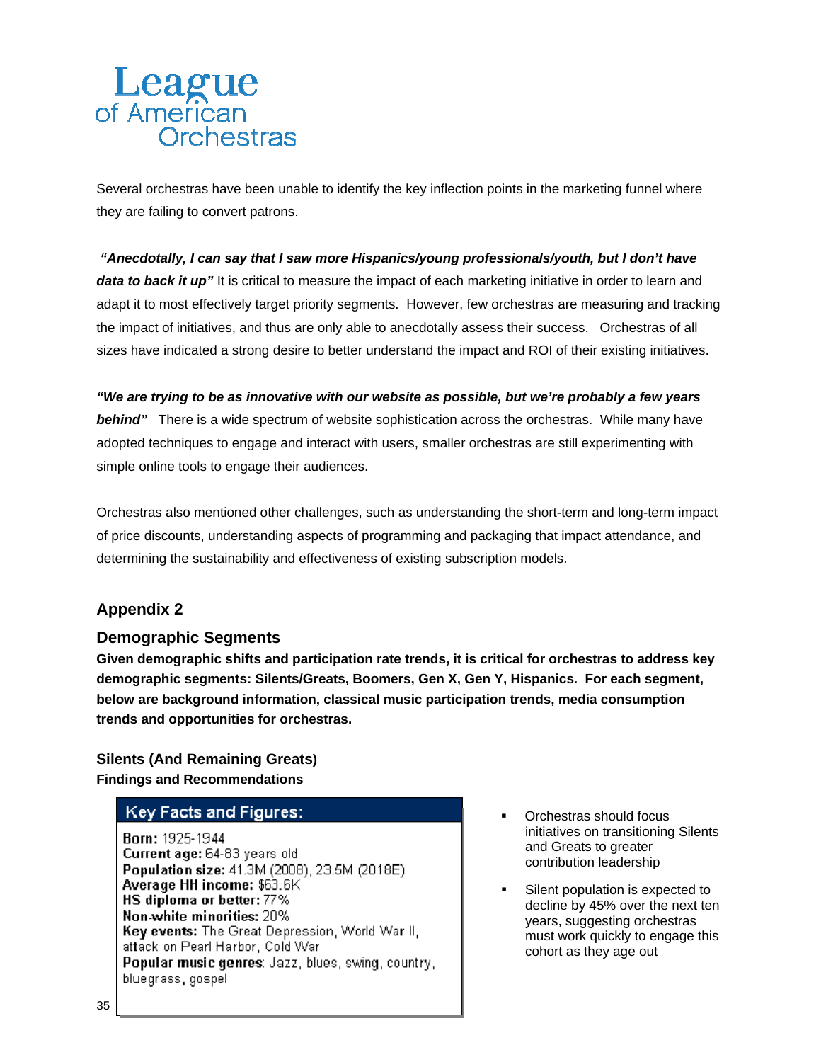Several orchestras have been unable to identify the key inflection points in the marketing funnel where they are failing to convert patrons.

***"Anecdotally, I can say that I saw more Hispanics/young professionals/youth, but I don't have data to back it up"*** It is critical to measure the impact of each marketing initiative in order to learn and adapt it to most effectively target priority segments. However, few orchestras are measuring and tracking the impact of initiatives, and thus are only able to anecdotally assess their success. Orchestras of all sizes have indicated a strong desire to better understand the impact and ROI of their existing initiatives.

***"We are trying to be as innovative with our website as possible, but we're probably a few years behind"*** There is a wide spectrum of website sophistication across the orchestras. While many have adopted techniques to engage and interact with users, smaller orchestras are still experimenting with simple online tools to engage their audiences.

Orchestras also mentioned other challenges, such as understanding the short-term and long-term impact of price discounts, understanding aspects of programming and packaging that impact attendance, and determining the sustainability and effectiveness of existing subscription models.

## Appendix 2

### Demographic Segments

**Given demographic shifts and participation rate trends, it is critical for orchestras to address key demographic segments: Silents/Greats, Boomers, Gen X, Gen Y, Hispanics. For each segment, below are background information, classical music participation trends, media consumption trends and opportunities for orchestras.**

#### Silents (And Remaining Greats)

**Findings and Recommendations**

**Key Facts and Figures:**

**Born:** 1925-1944
**Current age:** 64-83 years old
**Population size:** 41.3M (2008), 23.5M (2018E)
**Average HH income:** $63.6K
**HS diploma or better:** 77%
**Non-white minorities:** 20%
**Key events:** The Great Depression, World War II, attack on Pearl Harbor, Cold War
**Popular music genres**: Jazz, blues, swing, country, bluegrass, gospel

- Orchestras should focus initiatives on transitioning Silents and Greats to greater contribution leadership
- Silent population is expected to decline by 45% over the next ten years, suggesting orchestras must work quickly to engage this cohort as they age out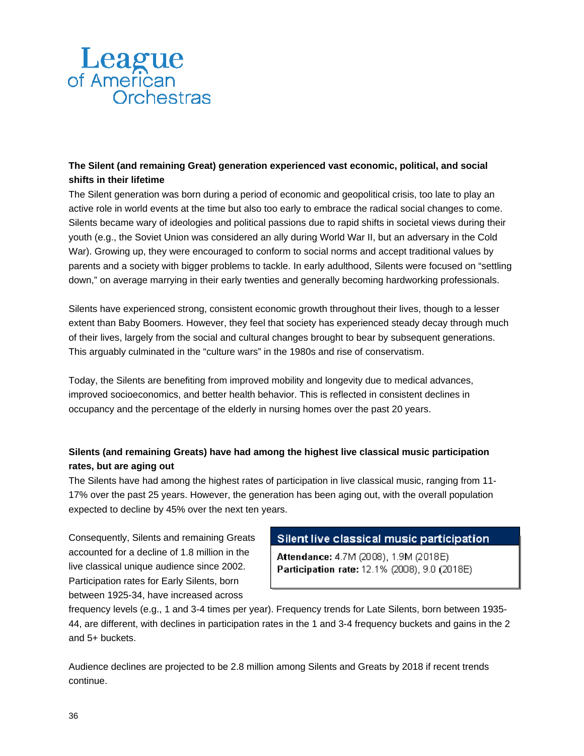**The Silent (and remaining Great) generation experienced vast economic, political, and social shifts in their lifetime**

The Silent generation was born during a period of economic and geopolitical crisis, too late to play an active role in world events at the time but also too early to embrace the radical social changes to come. Silents became wary of ideologies and political passions due to rapid shifts in societal views during their youth (e.g., the Soviet Union was considered an ally during World War II, but an adversary in the Cold War). Growing up, they were encouraged to conform to social norms and accept traditional values by parents and a society with bigger problems to tackle. In early adulthood, Silents were focused on "settling down," on average marrying in their early twenties and generally becoming hardworking professionals.

Silents have experienced strong, consistent economic growth throughout their lives, though to a lesser extent than Baby Boomers. However, they feel that society has experienced steady decay through much of their lives, largely from the social and cultural changes brought to bear by subsequent generations. This arguably culminated in the "culture wars" in the 1980s and rise of conservatism.

Today, the Silents are benefiting from improved mobility and longevity due to medical advances, improved socioeconomics, and better health behavior. This is reflected in consistent declines in occupancy and the percentage of the elderly in nursing homes over the past 20 years.

**Silents (and remaining Greats) have had among the highest live classical music participation rates, but are aging out**

The Silents have had among the highest rates of participation in live classical music, ranging from 11-17% over the past 25 years. However, the generation has been aging out, with the overall population expected to decline by 45% over the next ten years.

Consequently, Silents and remaining Greats accounted for a decline of 1.8 million in the live classical unique audience since 2002. Participation rates for Early Silents, born between 1925-34, have increased across frequency levels (e.g., 1 and 3-4 times per year). Frequency trends for Late Silents, born between 1935-44, are different, with declines in participation rates in the 1 and 3-4 frequency buckets and gains in the 2 and 5+ buckets.

**Silent live classical music participation**

**Attendance:** 4.7M (2008), 1.9M (2018E)
**Participation rate:** 12.1% (2008), 9.0 (2018E)

Audience declines are projected to be 2.8 million among Silents and Greats by 2018 if recent trends continue.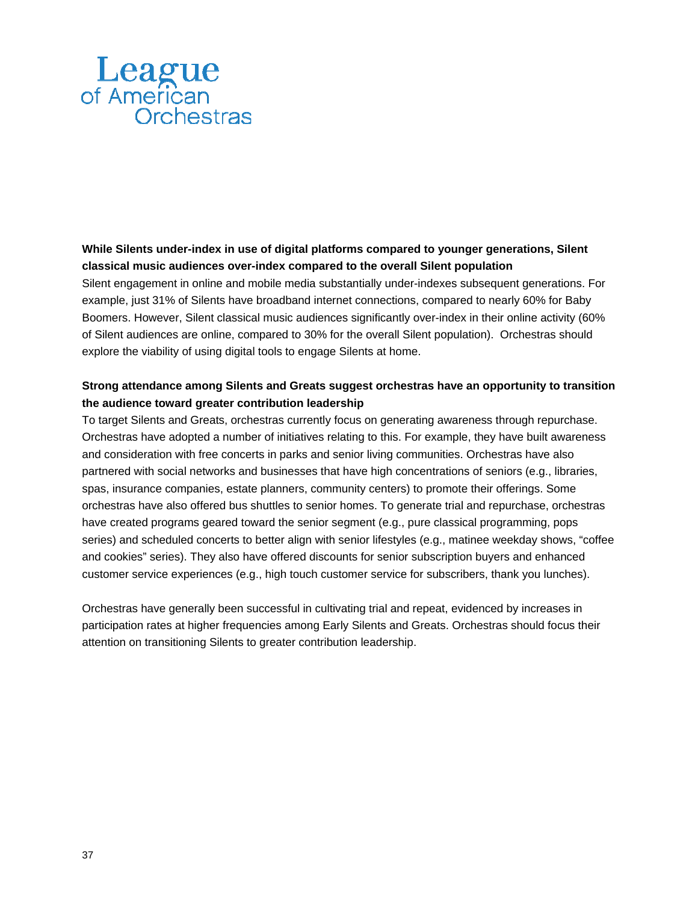**While Silents under-index in use of digital platforms compared to younger generations, Silent classical music audiences over-index compared to the overall Silent population**

Silent engagement in online and mobile media substantially under-indexes subsequent generations. For example, just 31% of Silents have broadband internet connections, compared to nearly 60% for Baby Boomers. However, Silent classical music audiences significantly over-index in their online activity (60% of Silent audiences are online, compared to 30% for the overall Silent population). Orchestras should explore the viability of using digital tools to engage Silents at home.

**Strong attendance among Silents and Greats suggest orchestras have an opportunity to transition the audience toward greater contribution leadership**

To target Silents and Greats, orchestras currently focus on generating awareness through repurchase. Orchestras have adopted a number of initiatives relating to this. For example, they have built awareness and consideration with free concerts in parks and senior living communities. Orchestras have also partnered with social networks and businesses that have high concentrations of seniors (e.g., libraries, spas, insurance companies, estate planners, community centers) to promote their offerings. Some orchestras have also offered bus shuttles to senior homes. To generate trial and repurchase, orchestras have created programs geared toward the senior segment (e.g., pure classical programming, pops series) and scheduled concerts to better align with senior lifestyles (e.g., matinee weekday shows, "coffee and cookies" series). They also have offered discounts for senior subscription buyers and enhanced customer service experiences (e.g., high touch customer service for subscribers, thank you lunches).

Orchestras have generally been successful in cultivating trial and repeat, evidenced by increases in participation rates at higher frequencies among Early Silents and Greats. Orchestras should focus their attention on transitioning Silents to greater contribution leadership.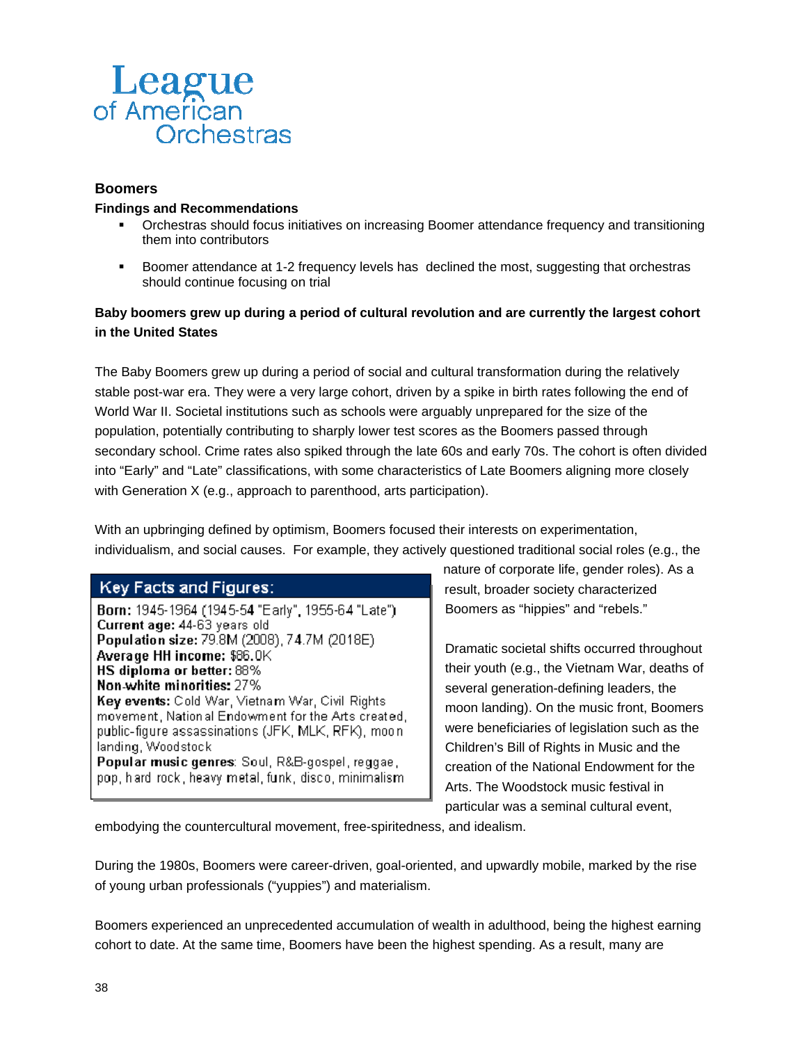# League of American Orchestras

## Boomers

### Findings and Recommendations

- Orchestras should focus initiatives on increasing Boomer attendance frequency and transitioning them into contributors
- Boomer attendance at 1-2 frequency levels has declined the most, suggesting that orchestras should continue focusing on trial

**Baby boomers grew up during a period of cultural revolution and are currently the largest cohort in the United States**

The Baby Boomers grew up during a period of social and cultural transformation during the relatively stable post-war era. They were a very large cohort, driven by a spike in birth rates following the end of World War II. Societal institutions such as schools were arguably unprepared for the size of the population, potentially contributing to sharply lower test scores as the Boomers passed through secondary school. Crime rates also spiked through the late 60s and early 70s. The cohort is often divided into "Early" and "Late" classifications, with some characteristics of Late Boomers aligning more closely with Generation X (e.g., approach to parenthood, arts participation).

With an upbringing defined by optimism, Boomers focused their interests on experimentation, individualism, and social causes. For example, they actively questioned traditional social roles (e.g., the nature of corporate life, gender roles). As a result, broader society characterized Boomers as "hippies" and "rebels."

**Key Facts and Figures:**

**Born:** 1945-1964 (1945-54 "Early", 1955-64 "Late")
**Current age:** 44-63 years old
**Population size:** 79.8M (2008), 74.7M (2018E)
**Average HH income:** $86.0K
**HS diploma or better:** 88%
**Non-white minorities:** 27%
**Key events:** Cold War, Vietnam War, Civil Rights movement, National Endowment for the Arts created, public-figure assassinations (JFK, MLK, RFK), moon landing, Woodstock
**Popular music genres**: Soul, R&B-gospel, reggae, pop, hard rock, heavy metal, funk, disco, minimalism

Dramatic societal shifts occurred throughout their youth (e.g., the Vietnam War, deaths of several generation-defining leaders, the moon landing). On the music front, Boomers were beneficiaries of legislation such as the Children's Bill of Rights in Music and the creation of the National Endowment for the Arts. The Woodstock music festival in particular was a seminal cultural event, embodying the countercultural movement, free-spiritedness, and idealism.

During the 1980s, Boomers were career-driven, goal-oriented, and upwardly mobile, marked by the rise of young urban professionals ("yuppies") and materialism.

Boomers experienced an unprecedented accumulation of wealth in adulthood, being the highest earning cohort to date. At the same time, Boomers have been the highest spending. As a result, many are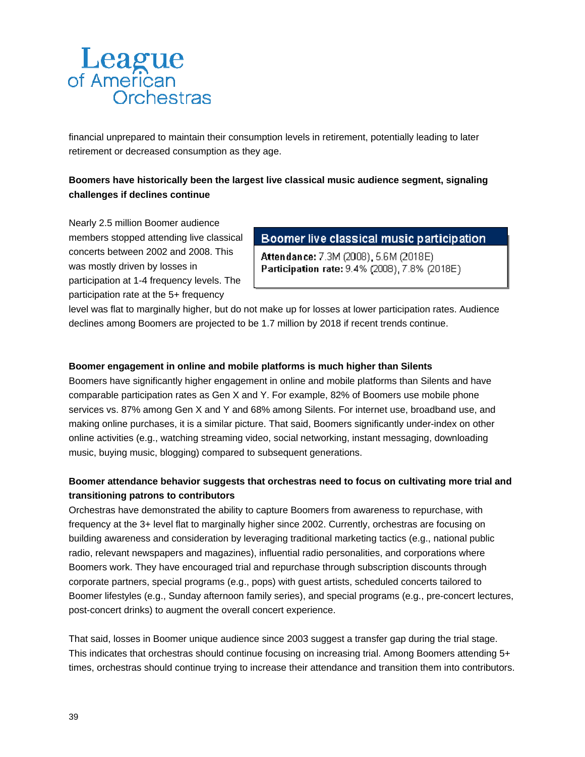financial unprepared to maintain their consumption levels in retirement, potentially leading to later retirement or decreased consumption as they age.

**Boomers have historically been the largest live classical music audience segment, signaling challenges if declines continue**

Nearly 2.5 million Boomer audience members stopped attending live classical concerts between 2002 and 2008. This was mostly driven by losses in participation at 1-4 frequency levels. The participation rate at the 5+ frequency level was flat to marginally higher, but do not make up for losses at lower participation rates. Audience declines among Boomers are projected to be 1.7 million by 2018 if recent trends continue.

> **Boomer live classical music participation**
>
> **Attendance:** 7.3M (2008), 5.6M (2018E)
> **Participation rate:** 9.4% (2008), 7.8% (2018E)

**Boomer engagement in online and mobile platforms is much higher than Silents**

Boomers have significantly higher engagement in online and mobile platforms than Silents and have comparable participation rates as Gen X and Y. For example, 82% of Boomers use mobile phone services vs. 87% among Gen X and Y and 68% among Silents. For internet use, broadband use, and making online purchases, it is a similar picture. That said, Boomers significantly under-index on other online activities (e.g., watching streaming video, social networking, instant messaging, downloading music, buying music, blogging) compared to subsequent generations.

**Boomer attendance behavior suggests that orchestras need to focus on cultivating more trial and transitioning patrons to contributors**

Orchestras have demonstrated the ability to capture Boomers from awareness to repurchase, with frequency at the 3+ level flat to marginally higher since 2002. Currently, orchestras are focusing on building awareness and consideration by leveraging traditional marketing tactics (e.g., national public radio, relevant newspapers and magazines), influential radio personalities, and corporations where Boomers work. They have encouraged trial and repurchase through subscription discounts through corporate partners, special programs (e.g., pops) with guest artists, scheduled concerts tailored to Boomer lifestyles (e.g., Sunday afternoon family series), and special programs (e.g., pre-concert lectures, post-concert drinks) to augment the overall concert experience.

That said, losses in Boomer unique audience since 2003 suggest a transfer gap during the trial stage. This indicates that orchestras should continue focusing on increasing trial. Among Boomers attending 5+ times, orchestras should continue trying to increase their attendance and transition them into contributors.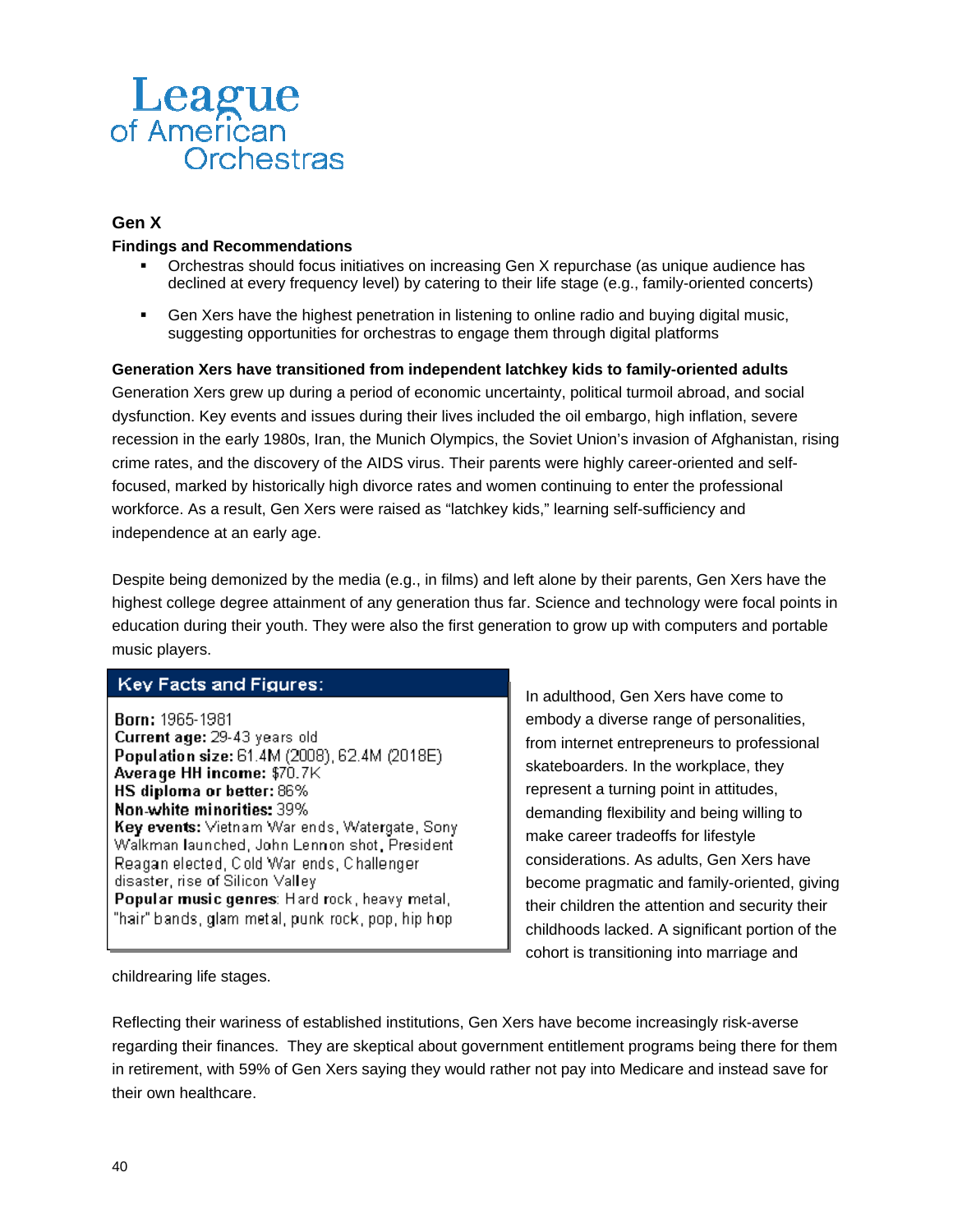League of American Orchestras

## Gen X

### Findings and Recommendations

- Orchestras should focus initiatives on increasing Gen X repurchase (as unique audience has declined at every frequency level) by catering to their life stage (e.g., family-oriented concerts)
- Gen Xers have the highest penetration in listening to online radio and buying digital music, suggesting opportunities for orchestras to engage them through digital platforms

**Generation Xers have transitioned from independent latchkey kids to family-oriented adults**

Generation Xers grew up during a period of economic uncertainty, political turmoil abroad, and social dysfunction. Key events and issues during their lives included the oil embargo, high inflation, severe recession in the early 1980s, Iran, the Munich Olympics, the Soviet Union's invasion of Afghanistan, rising crime rates, and the discovery of the AIDS virus. Their parents were highly career-oriented and self-focused, marked by historically high divorce rates and women continuing to enter the professional workforce. As a result, Gen Xers were raised as "latchkey kids," learning self-sufficiency and independence at an early age.

Despite being demonized by the media (e.g., in films) and left alone by their parents, Gen Xers have the highest college degree attainment of any generation thus far. Science and technology were focal points in education during their youth. They were also the first generation to grow up with computers and portable music players.

**Key Facts and Figures:**

**Born:** 1965-1981
**Current age:** 29-43 years old
**Population size:** 61.4M (2008), 62.4M (2018E)
**Average HH income:** $70.7K
**HS diploma or better:** 86%
**Non-white minorities:** 39%
**Key events:** Vietnam War ends, Watergate, Sony Walkman launched, John Lennon shot, President Reagan elected, Cold War ends, Challenger disaster, rise of Silicon Valley
**Popular music genres**: Hard rock, heavy metal, "hair" bands, glam metal, punk rock, pop, hip hop

In adulthood, Gen Xers have come to embody a diverse range of personalities, from internet entrepreneurs to professional skateboarders. In the workplace, they represent a turning point in attitudes, demanding flexibility and being willing to make career tradeoffs for lifestyle considerations. As adults, Gen Xers have become pragmatic and family-oriented, giving their children the attention and security their childhoods lacked. A significant portion of the cohort is transitioning into marriage and childrearing life stages.

Reflecting their wariness of established institutions, Gen Xers have become increasingly risk-averse regarding their finances. They are skeptical about government entitlement programs being there for them in retirement, with 59% of Gen Xers saying they would rather not pay into Medicare and instead save for their own healthcare.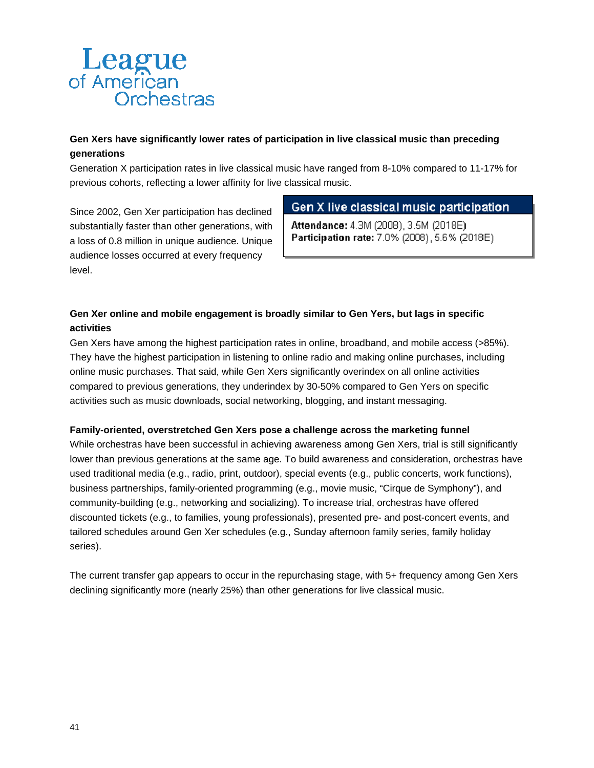League of American Orchestras

**Gen Xers have significantly lower rates of participation in live classical music than preceding generations**

Generation X participation rates in live classical music have ranged from 8-10% compared to 11-17% for previous cohorts, reflecting a lower affinity for live classical music.

Since 2002, Gen Xer participation has declined substantially faster than other generations, with a loss of 0.8 million in unique audience. Unique audience losses occurred at every frequency level.

**Gen X live classical music participation**

**Attendance:** 4.3M (2008), 3.5M (2018E)
**Participation rate:** 7.0% (2008), 5.6% (2018E)

**Gen Xer online and mobile engagement is broadly similar to Gen Yers, but lags in specific activities**

Gen Xers have among the highest participation rates in online, broadband, and mobile access (>85%). They have the highest participation in listening to online radio and making online purchases, including online music purchases. That said, while Gen Xers significantly overindex on all online activities compared to previous generations, they underindex by 30-50% compared to Gen Yers on specific activities such as music downloads, social networking, blogging, and instant messaging.

**Family-oriented, overstretched Gen Xers pose a challenge across the marketing funnel**

While orchestras have been successful in achieving awareness among Gen Xers, trial is still significantly lower than previous generations at the same age. To build awareness and consideration, orchestras have used traditional media (e.g., radio, print, outdoor), special events (e.g., public concerts, work functions), business partnerships, family-oriented programming (e.g., movie music, "Cirque de Symphony"), and community-building (e.g., networking and socializing). To increase trial, orchestras have offered discounted tickets (e.g., to families, young professionals), presented pre- and post-concert events, and tailored schedules around Gen Xer schedules (e.g., Sunday afternoon family series, family holiday series).

The current transfer gap appears to occur in the repurchasing stage, with 5+ frequency among Gen Xers declining significantly more (nearly 25%) than other generations for live classical music.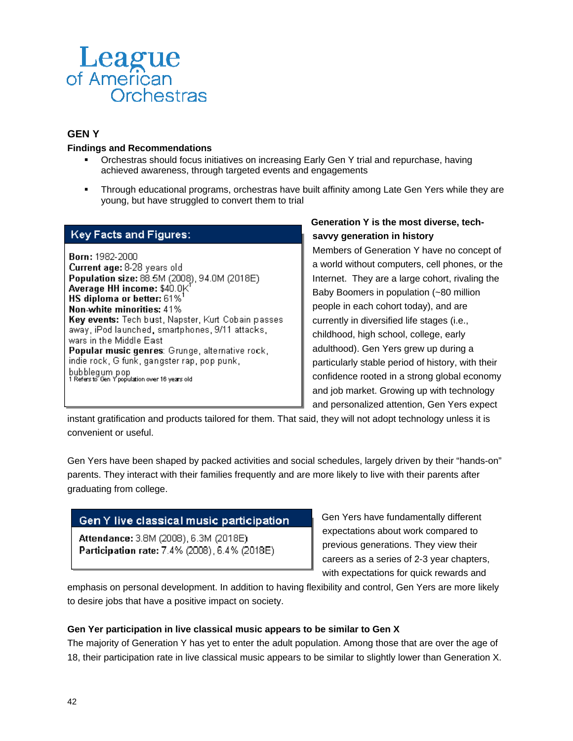League of American Orchestras

## GEN Y

**Findings and Recommendations**

- Orchestras should focus initiatives on increasing Early Gen Y trial and repurchase, having achieved awareness, through targeted events and engagements
- Through educational programs, orchestras have built affinity among Late Gen Yers while they are young, but have struggled to convert them to trial

**Key Facts and Figures:**

**Born:** 1982-2000
**Current age:** 8-28 years old
**Population size:** 88.5M (2008), 94.0M (2018E)
**Average HH income:** \$40.0K[1]
**HS diploma or better:** 61%[1]
**Non-white minorities:** 41%
**Key events:** Tech bust, Napster, Kurt Cobain passes away, iPod launched, smartphones, 9/11 attacks, wars in the Middle East
**Popular music genres**: Grunge, alternative rock, indie rock, G funk, gangster rap, pop punk, bubblegum pop

1 Refers to Gen Y population over 18 years old

**Generation Y is the most diverse, tech-savvy generation in history**

Members of Generation Y have no concept of a world without computers, cell phones, or the Internet. They are a large cohort, rivaling the Baby Boomers in population (~80 million people in each cohort today), and are currently in diversified life stages (i.e., childhood, high school, college, early adulthood). Gen Yers grew up during a particularly stable period of history, with their confidence rooted in a strong global economy and job market. Growing up with technology and personalized attention, Gen Yers expect instant gratification and products tailored for them. That said, they will not adopt technology unless it is convenient or useful.

Gen Yers have been shaped by packed activities and social schedules, largely driven by their "hands-on" parents. They interact with their families frequently and are more likely to live with their parents after graduating from college.

**Gen Y live classical music participation**

**Attendance:** 3.8M (2008), 6.3M (2018E)
**Participation rate:** 7.4% (2008), 6.4% (2018E)

Gen Yers have fundamentally different expectations about work compared to previous generations. They view their careers as a series of 2-3 year chapters, with expectations for quick rewards and emphasis on personal development. In addition to having flexibility and control, Gen Yers are more likely to desire jobs that have a positive impact on society.

**Gen Yer participation in live classical music appears to be similar to Gen X**

The majority of Generation Y has yet to enter the adult population. Among those that are over the age of 18, their participation rate in live classical music appears to be similar to slightly lower than Generation X.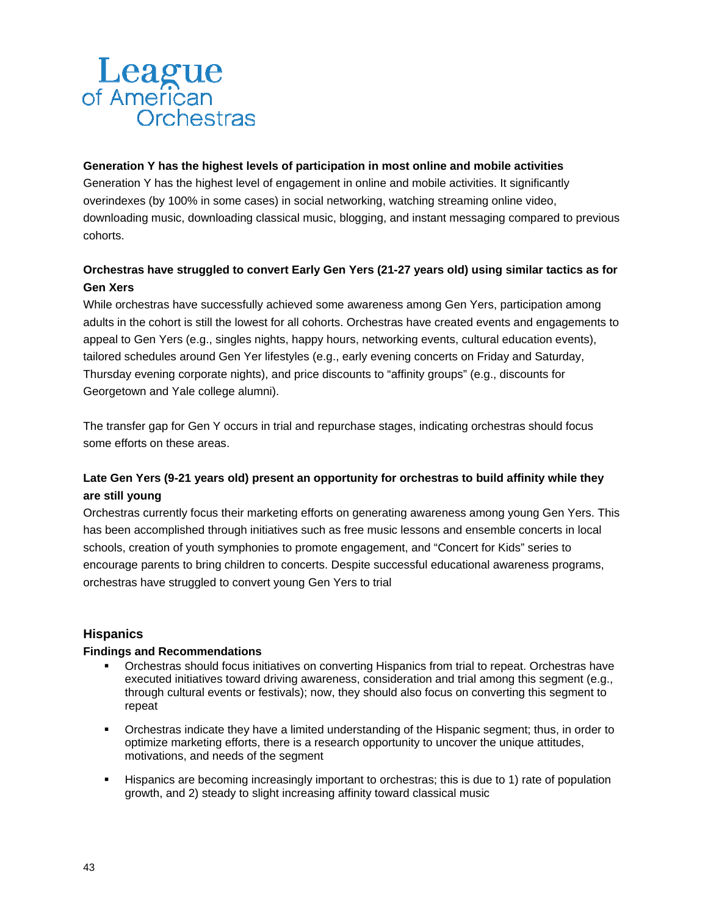**Generation Y has the highest levels of participation in most online and mobile activities**

Generation Y has the highest level of engagement in online and mobile activities. It significantly overindexes (by 100% in some cases) in social networking, watching streaming online video, downloading music, downloading classical music, blogging, and instant messaging compared to previous cohorts.

**Orchestras have struggled to convert Early Gen Yers (21-27 years old) using similar tactics as for Gen Xers**

While orchestras have successfully achieved some awareness among Gen Yers, participation among adults in the cohort is still the lowest for all cohorts. Orchestras have created events and engagements to appeal to Gen Yers (e.g., singles nights, happy hours, networking events, cultural education events), tailored schedules around Gen Yer lifestyles (e.g., early evening concerts on Friday and Saturday, Thursday evening corporate nights), and price discounts to "affinity groups" (e.g., discounts for Georgetown and Yale college alumni).

The transfer gap for Gen Y occurs in trial and repurchase stages, indicating orchestras should focus some efforts on these areas.

**Late Gen Yers (9-21 years old) present an opportunity for orchestras to build affinity while they are still young**

Orchestras currently focus their marketing efforts on generating awareness among young Gen Yers. This has been accomplished through initiatives such as free music lessons and ensemble concerts in local schools, creation of youth symphonies to promote engagement, and "Concert for Kids" series to encourage parents to bring children to concerts. Despite successful educational awareness programs, orchestras have struggled to convert young Gen Yers to trial

## Hispanics

**Findings and Recommendations**

- Orchestras should focus initiatives on converting Hispanics from trial to repeat. Orchestras have executed initiatives toward driving awareness, consideration and trial among this segment (e.g., through cultural events or festivals); now, they should also focus on converting this segment to repeat
- Orchestras indicate they have a limited understanding of the Hispanic segment; thus, in order to optimize marketing efforts, there is a research opportunity to uncover the unique attitudes, motivations, and needs of the segment
- Hispanics are becoming increasingly important to orchestras; this is due to 1) rate of population growth, and 2) steady to slight increasing affinity toward classical music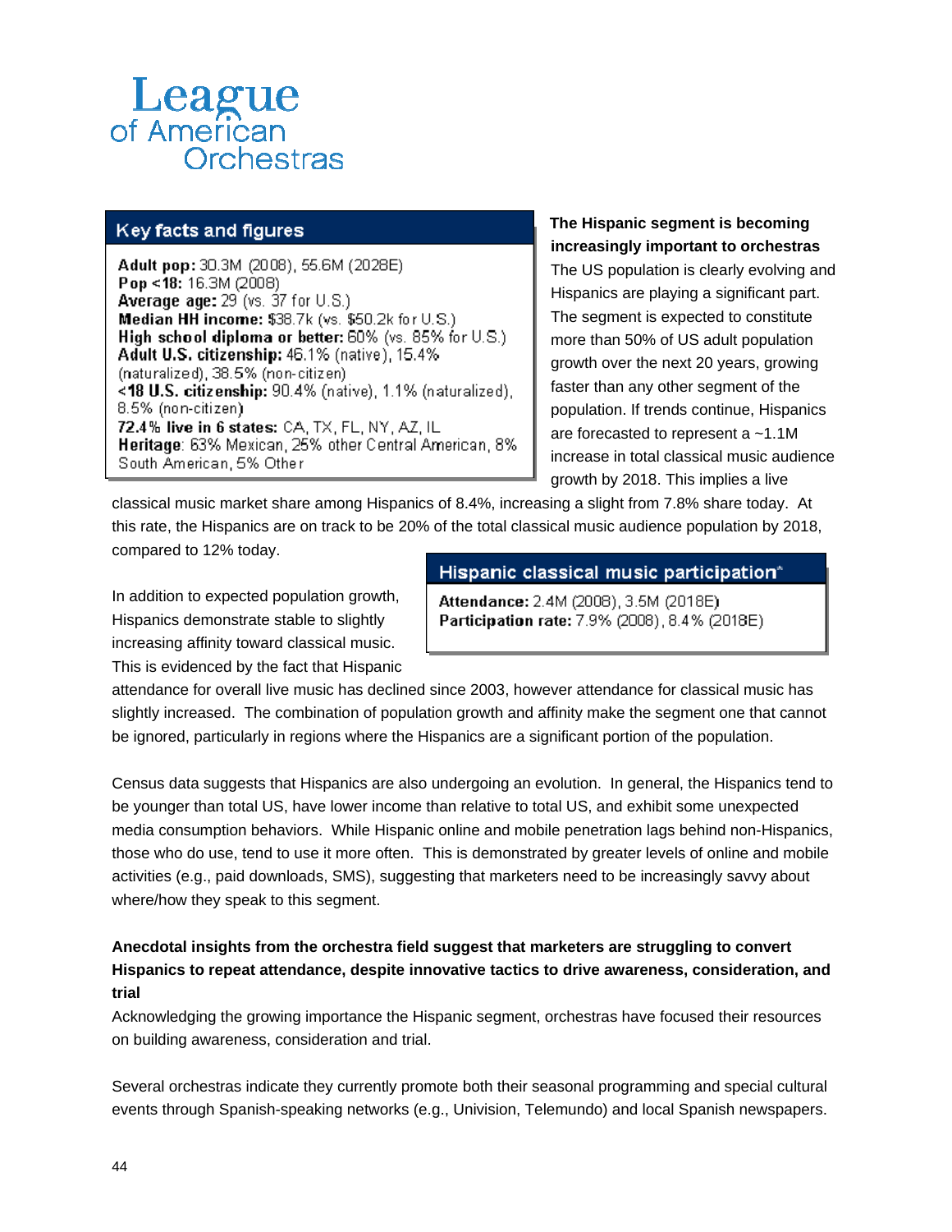League of American Orchestras

### Key facts and figures

**Adult pop:** 30.3M (2008), 55.6M (2028E)
**Pop <18:** 16.3M (2008)
**Average age:** 29 (vs. 37 for U.S.)
**Median HH income:** $38.7k (vs. $50.2k for U.S.)
**High school diploma or better:** 60% (vs. 85% for U.S.)
**Adult U.S. citizenship:** 46.1% (native), 15.4% (naturalized), 38.5% (non-citizen)
**<18 U.S. citizenship:** 90.4% (native), 1.1% (naturalized), 8.5% (non-citizen)
**72.4% live in 6 states:** CA, TX, FL, NY, AZ, IL
**Heritage**: 63% Mexican, 25% other Central American, 8% South American, 5% Other

**The Hispanic segment is becoming increasingly important to orchestras**
The US population is clearly evolving and Hispanics are playing a significant part. The segment is expected to constitute more than 50% of US adult population growth over the next 20 years, growing faster than any other segment of the population. If trends continue, Hispanics are forecasted to represent a ~1.1M increase in total classical music audience growth by 2018. This implies a live classical music market share among Hispanics of 8.4%, increasing a slight from 7.8% share today. At this rate, the Hispanics are on track to be 20% of the total classical music audience population by 2018, compared to 12% today.

### Hispanic classical music participation*

**Attendance:** 2.4M (2008), 3.5M (2018E)
**Participation rate:** 7.9% (2008), 8.4% (2018E)

In addition to expected population growth, Hispanics demonstrate stable to slightly increasing affinity toward classical music. This is evidenced by the fact that Hispanic attendance for overall live music has declined since 2003, however attendance for classical music has slightly increased. The combination of population growth and affinity make the segment one that cannot be ignored, particularly in regions where the Hispanics are a significant portion of the population.

Census data suggests that Hispanics are also undergoing an evolution. In general, the Hispanics tend to be younger than total US, have lower income than relative to total US, and exhibit some unexpected media consumption behaviors. While Hispanic online and mobile penetration lags behind non-Hispanics, those who do use, tend to use it more often. This is demonstrated by greater levels of online and mobile activities (e.g., paid downloads, SMS), suggesting that marketers need to be increasingly savvy about where/how they speak to this segment.

**Anecdotal insights from the orchestra field suggest that marketers are struggling to convert Hispanics to repeat attendance, despite innovative tactics to drive awareness, consideration, and trial**
Acknowledging the growing importance the Hispanic segment, orchestras have focused their resources on building awareness, consideration and trial.

Several orchestras indicate they currently promote both their seasonal programming and special cultural events through Spanish-speaking networks (e.g., Univision, Telemundo) and local Spanish newspapers.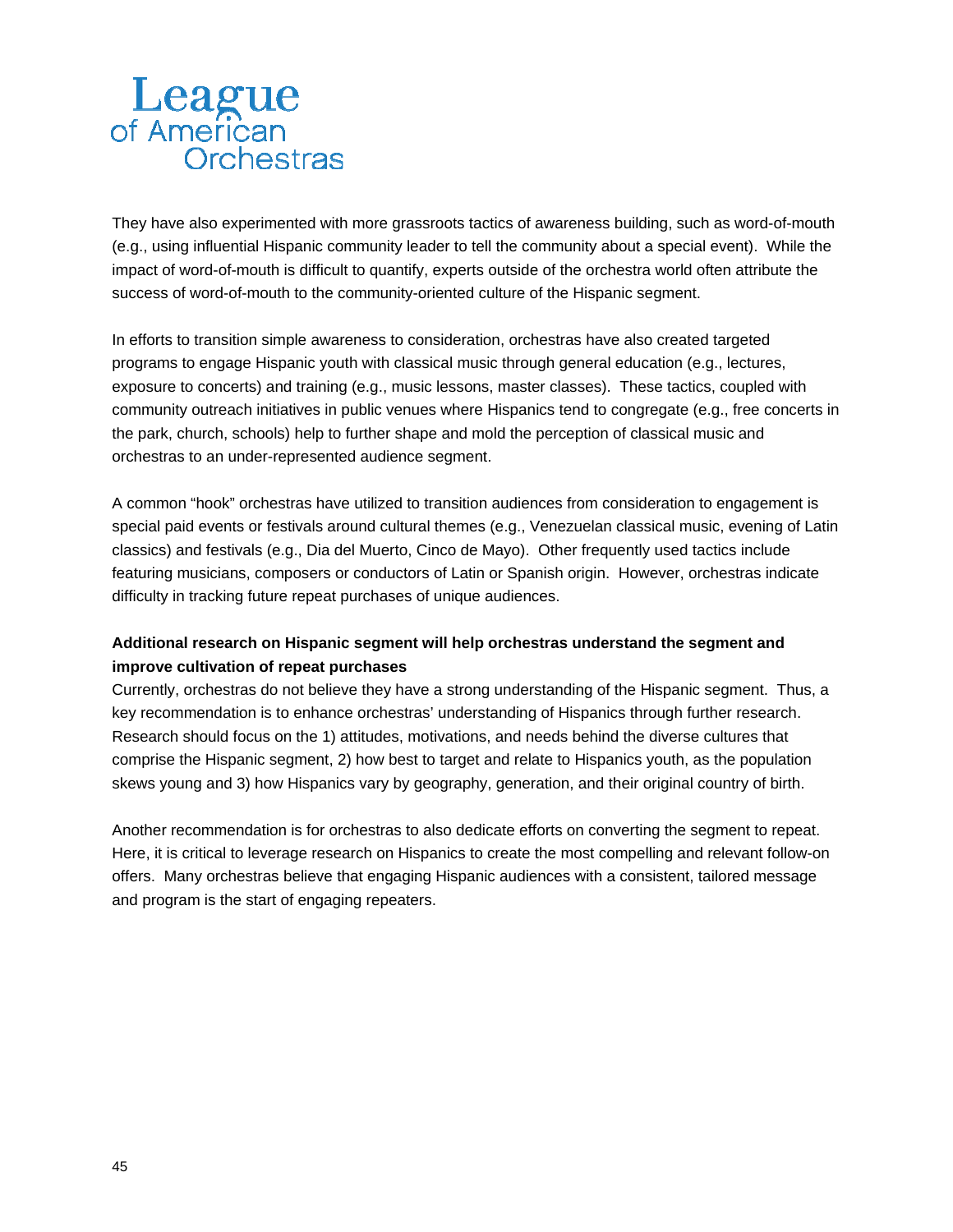They have also experimented with more grassroots tactics of awareness building, such as word-of-mouth (e.g., using influential Hispanic community leader to tell the community about a special event). While the impact of word-of-mouth is difficult to quantify, experts outside of the orchestra world often attribute the success of word-of-mouth to the community-oriented culture of the Hispanic segment.

In efforts to transition simple awareness to consideration, orchestras have also created targeted programs to engage Hispanic youth with classical music through general education (e.g., lectures, exposure to concerts) and training (e.g., music lessons, master classes). These tactics, coupled with community outreach initiatives in public venues where Hispanics tend to congregate (e.g., free concerts in the park, church, schools) help to further shape and mold the perception of classical music and orchestras to an under-represented audience segment.

A common "hook" orchestras have utilized to transition audiences from consideration to engagement is special paid events or festivals around cultural themes (e.g., Venezuelan classical music, evening of Latin classics) and festivals (e.g., Dia del Muerto, Cinco de Mayo). Other frequently used tactics include featuring musicians, composers or conductors of Latin or Spanish origin. However, orchestras indicate difficulty in tracking future repeat purchases of unique audiences.

**Additional research on Hispanic segment will help orchestras understand the segment and improve cultivation of repeat purchases**

Currently, orchestras do not believe they have a strong understanding of the Hispanic segment. Thus, a key recommendation is to enhance orchestras' understanding of Hispanics through further research. Research should focus on the 1) attitudes, motivations, and needs behind the diverse cultures that comprise the Hispanic segment, 2) how best to target and relate to Hispanics youth, as the population skews young and 3) how Hispanics vary by geography, generation, and their original country of birth.

Another recommendation is for orchestras to also dedicate efforts on converting the segment to repeat. Here, it is critical to leverage research on Hispanics to create the most compelling and relevant follow-on offers. Many orchestras believe that engaging Hispanic audiences with a consistent, tailored message and program is the start of engaging repeaters.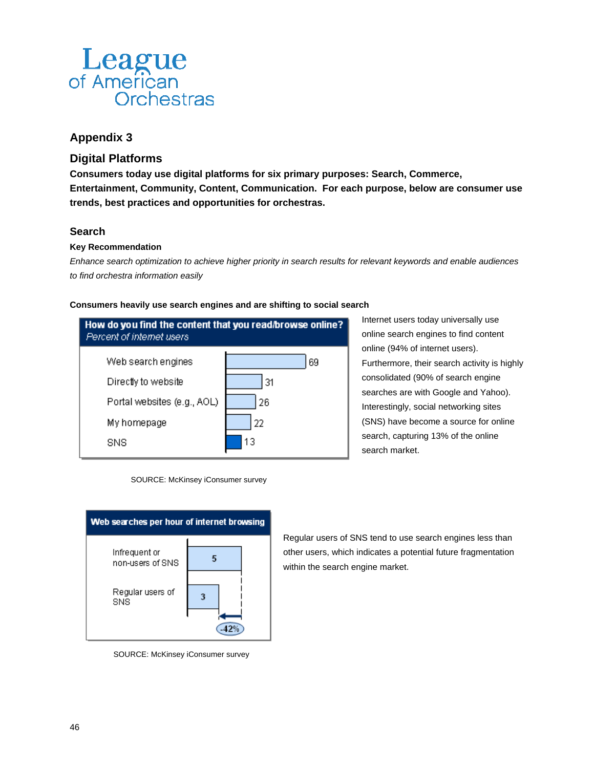League of American Orchestras

## Appendix 3

## Digital Platforms

**Consumers today use digital platforms for six primary purposes: Search, Commerce, Entertainment, Community, Content, Communication. For each purpose, below are consumer use trends, best practices and opportunities for orchestras.**

### Search

**Key Recommendation**

*Enhance search optimization to achieve higher priority in search results for relevant keywords and enable audiences to find orchestra information easily*

**Consumers heavily use search engines and are shifting to social search**

**How do you find the content that you read/browse online?**
*Percent of internet users*

| Source | Percent |
|---|---|
| Web search engines | 69 |
| Directly to website | 31 |
| Portal websites (e.g., AOL) | 26 |
| My homepage | 22 |
| SNS | 13 |

SOURCE: McKinsey iConsumer survey

Internet users today universally use online search engines to find content online (94% of internet users). Furthermore, their search activity is highly consolidated (90% of search engine searches are with Google and Yahoo). Interestingly, social networking sites (SNS) have become a source for online search, capturing 13% of the online search market.

**Web searches per hour of internet browsing**

| User type | Web searches per hour |
|---|---|
| Infrequent or non-users of SNS | 5 |
| Regular users of SNS | 3 |

-42%

SOURCE: McKinsey iConsumer survey

Regular users of SNS tend to use search engines less than other users, which indicates a potential future fragmentation within the search engine market.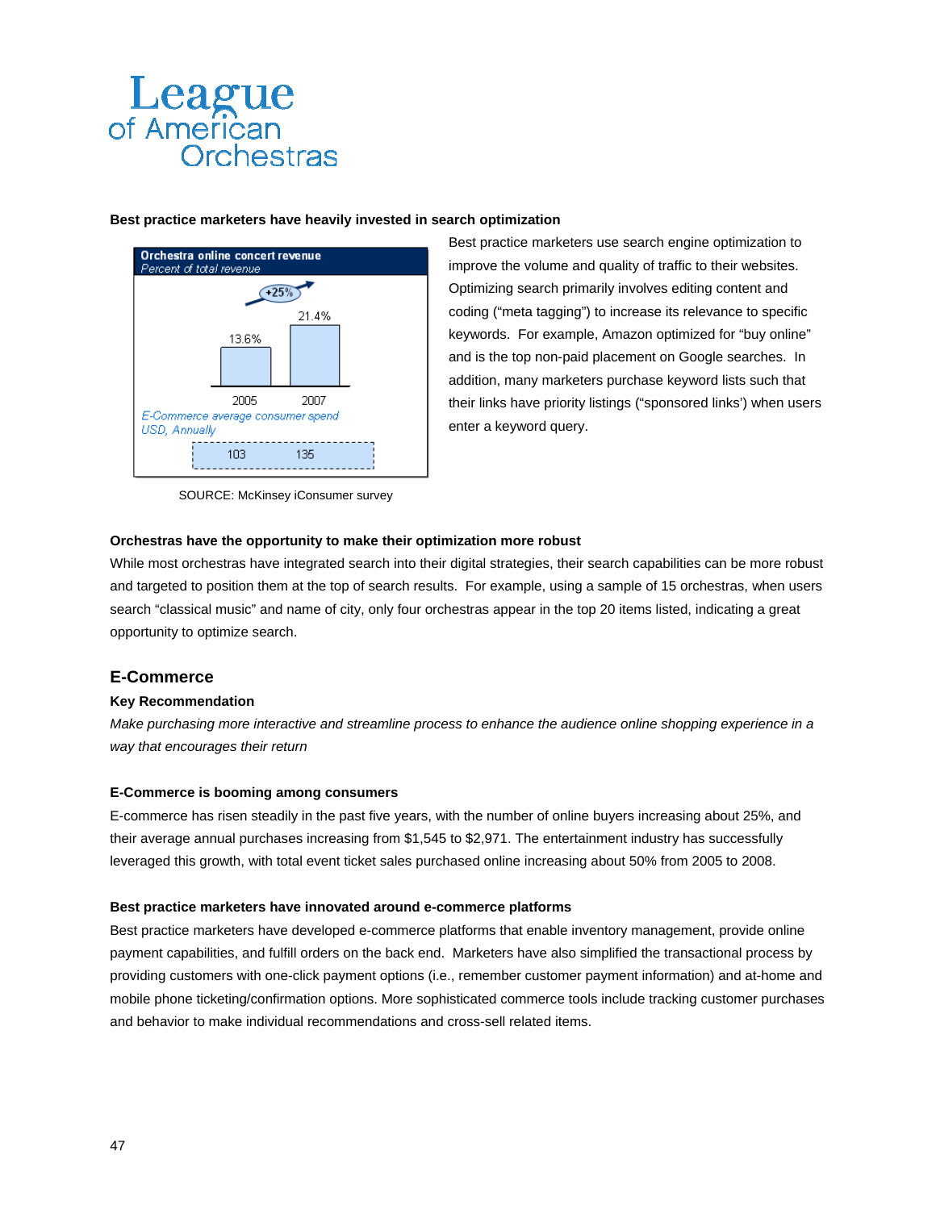**Best practice marketers have heavily invested in search optimization**

**Orchestra online concert revenue**
*Percent of total revenue*

| | 2005 | 2007 |
|---|---|---|
| Percent of total revenue | 13.6% | 21.4% |
| *E-Commerce average consumer spend USD, Annually* | 103 | 135 |

+25%

SOURCE: McKinsey iConsumer survey

Best practice marketers use search engine optimization to improve the volume and quality of traffic to their websites. Optimizing search primarily involves editing content and coding ("meta tagging") to increase its relevance to specific keywords. For example, Amazon optimized for "buy online" and is the top non-paid placement on Google searches. In addition, many marketers purchase keyword lists such that their links have priority listings ("sponsored links') when users enter a keyword query.

**Orchestras have the opportunity to make their optimization more robust**

While most orchestras have integrated search into their digital strategies, their search capabilities can be more robust and targeted to position them at the top of search results. For example, using a sample of 15 orchestras, when users search "classical music" and name of city, only four orchestras appear in the top 20 items listed, indicating a great opportunity to optimize search.

## E-Commerce

**Key Recommendation**

*Make purchasing more interactive and streamline process to enhance the audience online shopping experience in a way that encourages their return*

**E-Commerce is booming among consumers**

E-commerce has risen steadily in the past five years, with the number of online buyers increasing about 25%, and their average annual purchases increasing from $1,545 to $2,971. The entertainment industry has successfully leveraged this growth, with total event ticket sales purchased online increasing about 50% from 2005 to 2008.

**Best practice marketers have innovated around e-commerce platforms**

Best practice marketers have developed e-commerce platforms that enable inventory management, provide online payment capabilities, and fulfill orders on the back end. Marketers have also simplified the transactional process by providing customers with one-click payment options (i.e., remember customer payment information) and at-home and mobile phone ticketing/confirmation options. More sophisticated commerce tools include tracking customer purchases and behavior to make individual recommendations and cross-sell related items.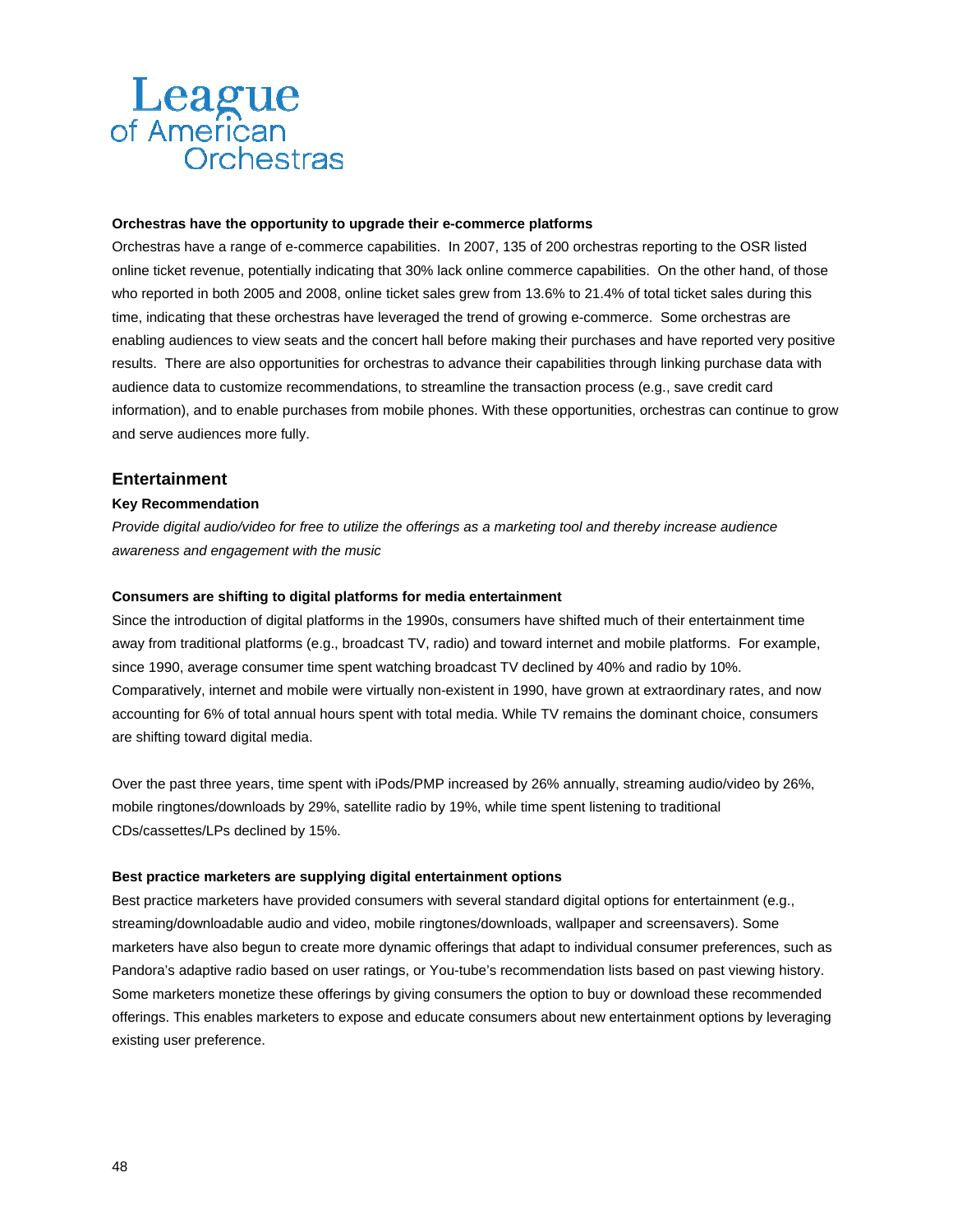**Orchestras have the opportunity to upgrade their e-commerce platforms**

Orchestras have a range of e-commerce capabilities. In 2007, 135 of 200 orchestras reporting to the OSR listed online ticket revenue, potentially indicating that 30% lack online commerce capabilities. On the other hand, of those who reported in both 2005 and 2008, online ticket sales grew from 13.6% to 21.4% of total ticket sales during this time, indicating that these orchestras have leveraged the trend of growing e-commerce. Some orchestras are enabling audiences to view seats and the concert hall before making their purchases and have reported very positive results. There are also opportunities for orchestras to advance their capabilities through linking purchase data with audience data to customize recommendations, to streamline the transaction process (e.g., save credit card information), and to enable purchases from mobile phones. With these opportunities, orchestras can continue to grow and serve audiences more fully.

## Entertainment

**Key Recommendation**

*Provide digital audio/video for free to utilize the offerings as a marketing tool and thereby increase audience awareness and engagement with the music*

**Consumers are shifting to digital platforms for media entertainment**

Since the introduction of digital platforms in the 1990s, consumers have shifted much of their entertainment time away from traditional platforms (e.g., broadcast TV, radio) and toward internet and mobile platforms. For example, since 1990, average consumer time spent watching broadcast TV declined by 40% and radio by 10%. Comparatively, internet and mobile were virtually non-existent in 1990, have grown at extraordinary rates, and now accounting for 6% of total annual hours spent with total media. While TV remains the dominant choice, consumers are shifting toward digital media.

Over the past three years, time spent with iPods/PMP increased by 26% annually, streaming audio/video by 26%, mobile ringtones/downloads by 29%, satellite radio by 19%, while time spent listening to traditional CDs/cassettes/LPs declined by 15%.

**Best practice marketers are supplying digital entertainment options**

Best practice marketers have provided consumers with several standard digital options for entertainment (e.g., streaming/downloadable audio and video, mobile ringtones/downloads, wallpaper and screensavers). Some marketers have also begun to create more dynamic offerings that adapt to individual consumer preferences, such as Pandora's adaptive radio based on user ratings, or You-tube's recommendation lists based on past viewing history. Some marketers monetize these offerings by giving consumers the option to buy or download these recommended offerings. This enables marketers to expose and educate consumers about new entertainment options by leveraging existing user preference.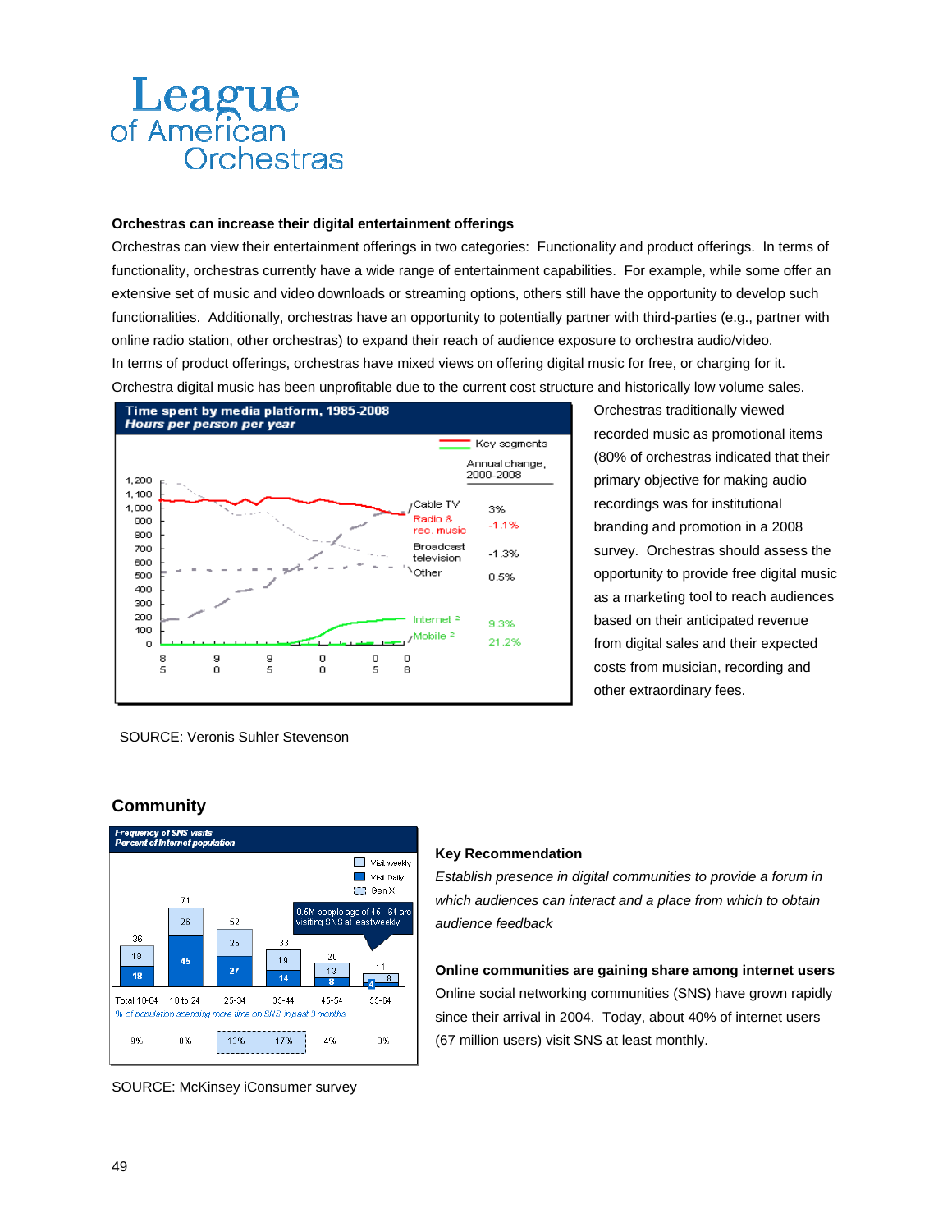League of American Orchestras

**Orchestras can increase their digital entertainment offerings**

Orchestras can view their entertainment offerings in two categories: Functionality and product offerings. In terms of functionality, orchestras currently have a wide range of entertainment capabilities. For example, while some offer an extensive set of music and video downloads or streaming options, others still have the opportunity to develop such functionalities. Additionally, orchestras have an opportunity to potentially partner with third-parties (e.g., partner with online radio station, other orchestras) to expand their reach of audience exposure to orchestra audio/video. In terms of product offerings, orchestras have mixed views on offering digital music for free, or charging for it. Orchestra digital music has been unprofitable due to the current cost structure and historically low volume sales.

**Time spent by media platform, 1985-2008**
*Hours per person per year*

| Key segments | Annual change, 2000-2008 |
|---|---|
| Cable TV | 3% |
| Radio & rec. music | -1.1% |
| Broadcast television | -1.3% |
| Other | 0.5% |
| Internet [2] | 9.3% |
| Mobile [2] | 21.2% |

SOURCE: Veronis Suhler Stevenson

Orchestras traditionally viewed recorded music as promotional items (80% of orchestras indicated that their primary objective for making audio recordings was for institutional branding and promotion in a 2008 survey. Orchestras should assess the opportunity to provide free digital music as a marketing tool to reach audiences based on their anticipated revenue from digital sales and their expected costs from musician, recording and other extraordinary fees.

## Community

**Frequency of SNS visits**
*Percent of Internet population*

| | Total 18-64 | 18 to 24 | 25-34 | 35-44 | 45-54 | 55-64 |
|---|---|---|---|---|---|---|
| Visit weekly | 19 | 26 | 25 | 19 | 13 | 8 |
| Visit Daily | 18 | 45 | 27 | 14 | 8 | 4 |
| Total | 36 | 71 | 52 | 33 | 20 | 11 |
| % of population spending *more* time on SNS in past 3 months | 9% | 8% | 13% | 17% | 4% | 0% |

9.5M people age of 45 - 64 are visiting SNS at least weekly

SOURCE: McKinsey iConsumer survey

**Key Recommendation**

*Establish presence in digital communities to provide a forum in which audiences can interact and a place from which to obtain audience feedback*

**Online communities are gaining share among internet users**

Online social networking communities (SNS) have grown rapidly since their arrival in 2004. Today, about 40% of internet users (67 million users) visit SNS at least monthly.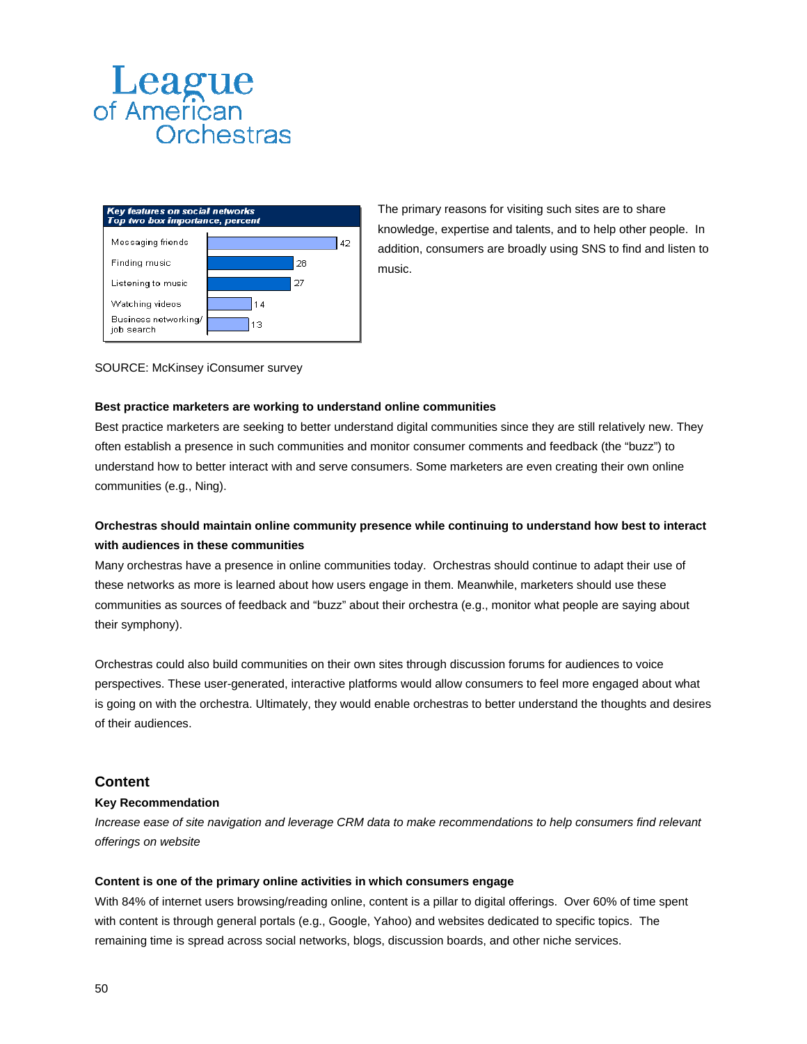League of American Orchestras

**Key features on social networks**
*Top two box importance, percent*

| Feature | Percent |
|---|---|
| Messaging friends | 42 |
| Finding music | 28 |
| Listening to music | 27 |
| Watching videos | 14 |
| Business networking/ job search | 13 |

The primary reasons for visiting such sites are to share knowledge, expertise and talents, and to help other people. In addition, consumers are broadly using SNS to find and listen to music.

SOURCE: McKinsey iConsumer survey

**Best practice marketers are working to understand online communities**

Best practice marketers are seeking to better understand digital communities since they are still relatively new. They often establish a presence in such communities and monitor consumer comments and feedback (the "buzz") to understand how to better interact with and serve consumers. Some marketers are even creating their own online communities (e.g., Ning).

**Orchestras should maintain online community presence while continuing to understand how best to interact with audiences in these communities**

Many orchestras have a presence in online communities today. Orchestras should continue to adapt their use of these networks as more is learned about how users engage in them. Meanwhile, marketers should use these communities as sources of feedback and "buzz" about their orchestra (e.g., monitor what people are saying about their symphony).

Orchestras could also build communities on their own sites through discussion forums for audiences to voice perspectives. These user-generated, interactive platforms would allow consumers to feel more engaged about what is going on with the orchestra. Ultimately, they would enable orchestras to better understand the thoughts and desires of their audiences.

## Content

**Key Recommendation**

*Increase ease of site navigation and leverage CRM data to make recommendations to help consumers find relevant offerings on website*

**Content is one of the primary online activities in which consumers engage**

With 84% of internet users browsing/reading online, content is a pillar to digital offerings. Over 60% of time spent with content is through general portals (e.g., Google, Yahoo) and websites dedicated to specific topics. The remaining time is spread across social networks, blogs, discussion boards, and other niche services.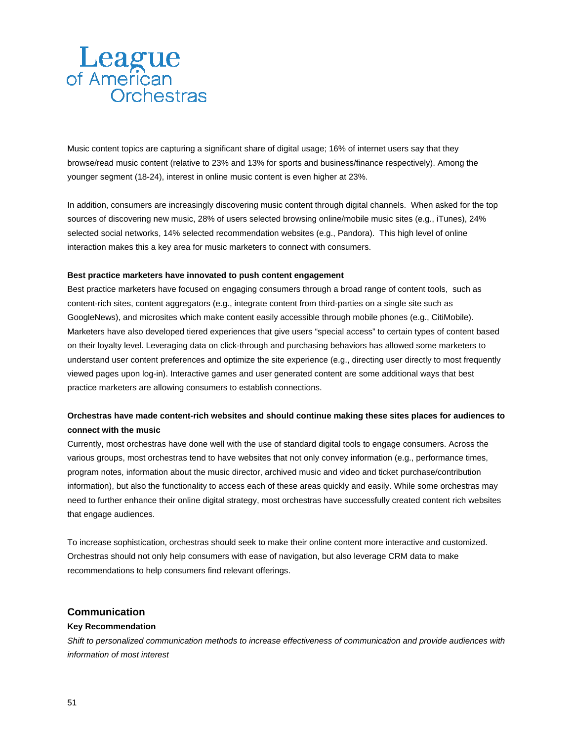Music content topics are capturing a significant share of digital usage; 16% of internet users say that they browse/read music content (relative to 23% and 13% for sports and business/finance respectively). Among the younger segment (18-24), interest in online music content is even higher at 23%.

In addition, consumers are increasingly discovering music content through digital channels. When asked for the top sources of discovering new music, 28% of users selected browsing online/mobile music sites (e.g., iTunes), 24% selected social networks, 14% selected recommendation websites (e.g., Pandora). This high level of online interaction makes this a key area for music marketers to connect with consumers.

**Best practice marketers have innovated to push content engagement**

Best practice marketers have focused on engaging consumers through a broad range of content tools, such as content-rich sites, content aggregators (e.g., integrate content from third-parties on a single site such as GoogleNews), and microsites which make content easily accessible through mobile phones (e.g., CitiMobile). Marketers have also developed tiered experiences that give users "special access" to certain types of content based on their loyalty level. Leveraging data on click-through and purchasing behaviors has allowed some marketers to understand user content preferences and optimize the site experience (e.g., directing user directly to most frequently viewed pages upon log-in). Interactive games and user generated content are some additional ways that best practice marketers are allowing consumers to establish connections.

**Orchestras have made content-rich websites and should continue making these sites places for audiences to connect with the music**

Currently, most orchestras have done well with the use of standard digital tools to engage consumers. Across the various groups, most orchestras tend to have websites that not only convey information (e.g., performance times, program notes, information about the music director, archived music and video and ticket purchase/contribution information), but also the functionality to access each of these areas quickly and easily. While some orchestras may need to further enhance their online digital strategy, most orchestras have successfully created content rich websites that engage audiences.

To increase sophistication, orchestras should seek to make their online content more interactive and customized. Orchestras should not only help consumers with ease of navigation, but also leverage CRM data to make recommendations to help consumers find relevant offerings.

## Communication

**Key Recommendation**

*Shift to personalized communication methods to increase effectiveness of communication and provide audiences with information of most interest*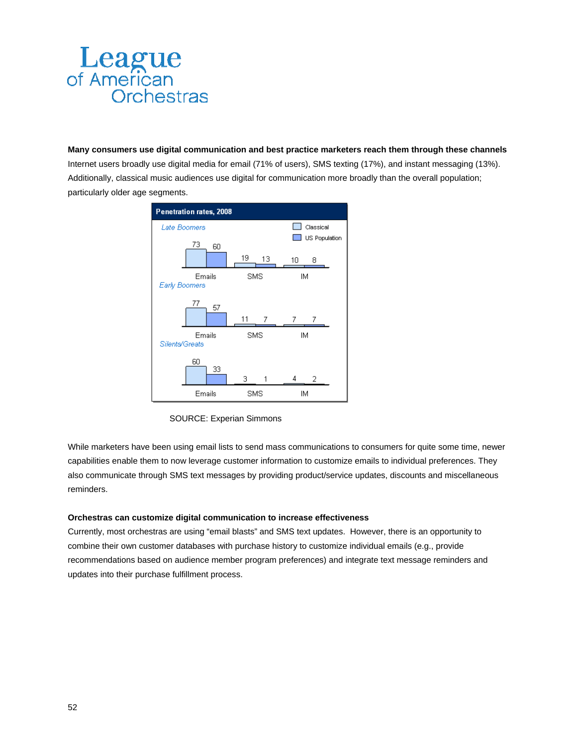League of American Orchestras

**Many consumers use digital communication and best practice marketers reach them through these channels**

Internet users broadly use digital media for email (71% of users), SMS texting (17%), and instant messaging (13%). Additionally, classical music audiences use digital for communication more broadly than the overall population; particularly older age segments.

Penetration rates, 2008

Classical
US Population

*Late Boomers*

73
60
19
13
10
8

Emails
SMS
IM

*Early Boomers*

77
57
11
7
7
7

Emails
SMS
IM

*Silents/Greats*

60
33
3
1
4
2

Emails
SMS
IM

SOURCE: Experian Simmons

While marketers have been using email lists to send mass communications to consumers for quite some time, newer capabilities enable them to now leverage customer information to customize emails to individual preferences. They also communicate through SMS text messages by providing product/service updates, discounts and miscellaneous reminders.

**Orchestras can customize digital communication to increase effectiveness**

Currently, most orchestras are using "email blasts" and SMS text updates. However, there is an opportunity to combine their own customer databases with purchase history to customize individual emails (e.g., provide recommendations based on audience member program preferences) and integrate text message reminders and updates into their purchase fulfillment process.